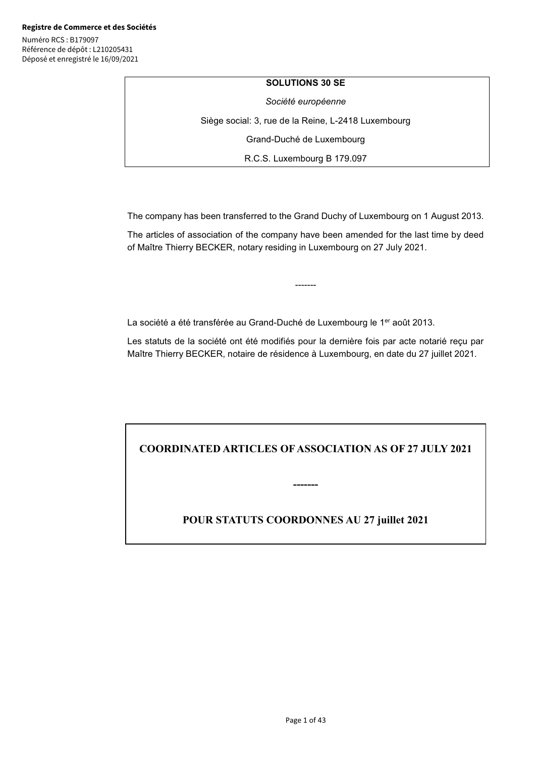**Registre de Commerce et des Sociétés**

Numéro RCS : B179097
Référence de dépôt : L210205431
Déposé et enregistré le 16/09/2021

**SOLUTIONS 30 SE**

*Société européenne*

Siège social: 3, rue de la Reine, L-2418 Luxembourg

Grand-Duché de Luxembourg

R.C.S. Luxembourg B 179.097

The company has been transferred to the Grand Duchy of Luxembourg on 1 August 2013.

The articles of association of the company have been amended for the last time by deed of Maître Thierry BECKER, notary residing in Luxembourg on 27 July 2021.

-------

La société a été transférée au Grand-Duché de Luxembourg le 1er août 2013.

Les statuts de la société ont été modifiés pour la dernière fois par acte notarié reçu par Maître Thierry BECKER, notaire de résidence à Luxembourg, en date du 27 juillet 2021.

**COORDINATED ARTICLES OF ASSOCIATION AS OF 27 JULY 2021**

**-------**

**POUR STATUTS COORDONNES AU 27 juillet 2021**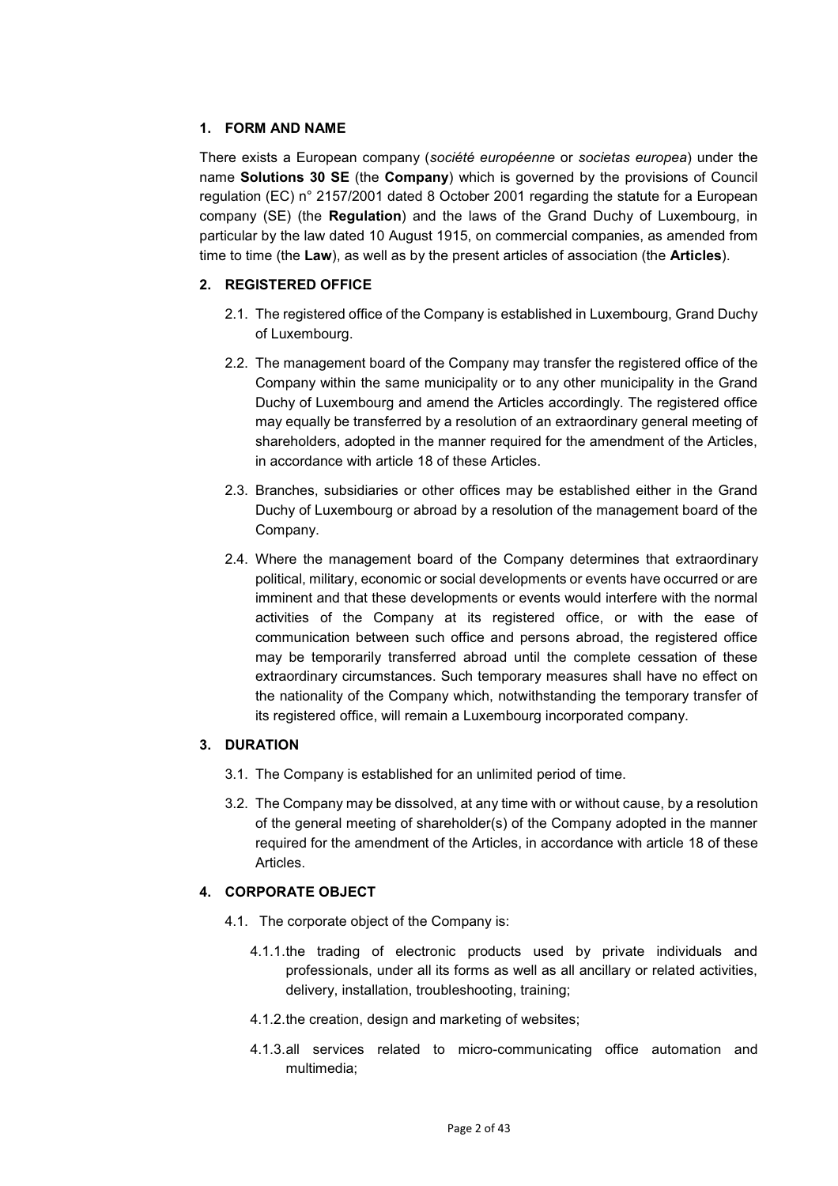## 1. FORM AND NAME

There exists a European company (*société européenne* or *societas europea*) under the name **Solutions 30 SE** (the **Company**) which is governed by the provisions of Council regulation (EC) n° 2157/2001 dated 8 October 2001 regarding the statute for a European company (SE) (the **Regulation**) and the laws of the Grand Duchy of Luxembourg, in particular by the law dated 10 August 1915, on commercial companies, as amended from time to time (the **Law**), as well as by the present articles of association (the **Articles**).

## 2. REGISTERED OFFICE

2.1. The registered office of the Company is established in Luxembourg, Grand Duchy of Luxembourg.

2.2. The management board of the Company may transfer the registered office of the Company within the same municipality or to any other municipality in the Grand Duchy of Luxembourg and amend the Articles accordingly. The registered office may equally be transferred by a resolution of an extraordinary general meeting of shareholders, adopted in the manner required for the amendment of the Articles, in accordance with article 18 of these Articles.

2.3. Branches, subsidiaries or other offices may be established either in the Grand Duchy of Luxembourg or abroad by a resolution of the management board of the Company.

2.4. Where the management board of the Company determines that extraordinary political, military, economic or social developments or events have occurred or are imminent and that these developments or events would interfere with the normal activities of the Company at its registered office, or with the ease of communication between such office and persons abroad, the registered office may be temporarily transferred abroad until the complete cessation of these extraordinary circumstances. Such temporary measures shall have no effect on the nationality of the Company which, notwithstanding the temporary transfer of its registered office, will remain a Luxembourg incorporated company.

## 3. DURATION

3.1. The Company is established for an unlimited period of time.

3.2. The Company may be dissolved, at any time with or without cause, by a resolution of the general meeting of shareholder(s) of the Company adopted in the manner required for the amendment of the Articles, in accordance with article 18 of these Articles.

## 4. CORPORATE OBJECT

4.1. The corporate object of the Company is:

4.1.1. the trading of electronic products used by private individuals and professionals, under all its forms as well as all ancillary or related activities, delivery, installation, troubleshooting, training;

4.1.2. the creation, design and marketing of websites;

4.1.3. all services related to micro-communicating office automation and multimedia;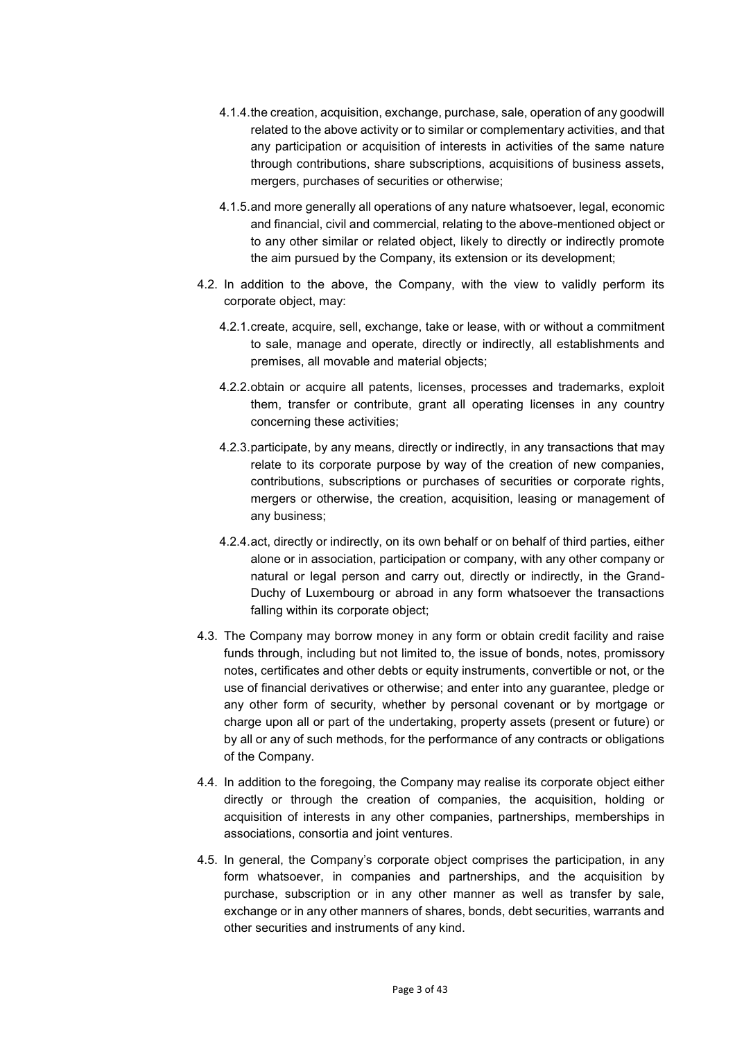4.1.4. the creation, acquisition, exchange, purchase, sale, operation of any goodwill related to the above activity or to similar or complementary activities, and that any participation or acquisition of interests in activities of the same nature through contributions, share subscriptions, acquisitions of business assets, mergers, purchases of securities or otherwise;

4.1.5. and more generally all operations of any nature whatsoever, legal, economic and financial, civil and commercial, relating to the above-mentioned object or to any other similar or related object, likely to directly or indirectly promote the aim pursued by the Company, its extension or its development;

4.2. In addition to the above, the Company, with the view to validly perform its corporate object, may:

4.2.1. create, acquire, sell, exchange, take or lease, with or without a commitment to sale, manage and operate, directly or indirectly, all establishments and premises, all movable and material objects;

4.2.2. obtain or acquire all patents, licenses, processes and trademarks, exploit them, transfer or contribute, grant all operating licenses in any country concerning these activities;

4.2.3. participate, by any means, directly or indirectly, in any transactions that may relate to its corporate purpose by way of the creation of new companies, contributions, subscriptions or purchases of securities or corporate rights, mergers or otherwise, the creation, acquisition, leasing or management of any business;

4.2.4. act, directly or indirectly, on its own behalf or on behalf of third parties, either alone or in association, participation or company, with any other company or natural or legal person and carry out, directly or indirectly, in the Grand-Duchy of Luxembourg or abroad in any form whatsoever the transactions falling within its corporate object;

4.3. The Company may borrow money in any form or obtain credit facility and raise funds through, including but not limited to, the issue of bonds, notes, promissory notes, certificates and other debts or equity instruments, convertible or not, or the use of financial derivatives or otherwise; and enter into any guarantee, pledge or any other form of security, whether by personal covenant or by mortgage or charge upon all or part of the undertaking, property assets (present or future) or by all or any of such methods, for the performance of any contracts or obligations of the Company.

4.4. In addition to the foregoing, the Company may realise its corporate object either directly or through the creation of companies, the acquisition, holding or acquisition of interests in any other companies, partnerships, memberships in associations, consortia and joint ventures.

4.5. In general, the Company's corporate object comprises the participation, in any form whatsoever, in companies and partnerships, and the acquisition by purchase, subscription or in any other manner as well as transfer by sale, exchange or in any other manners of shares, bonds, debt securities, warrants and other securities and instruments of any kind.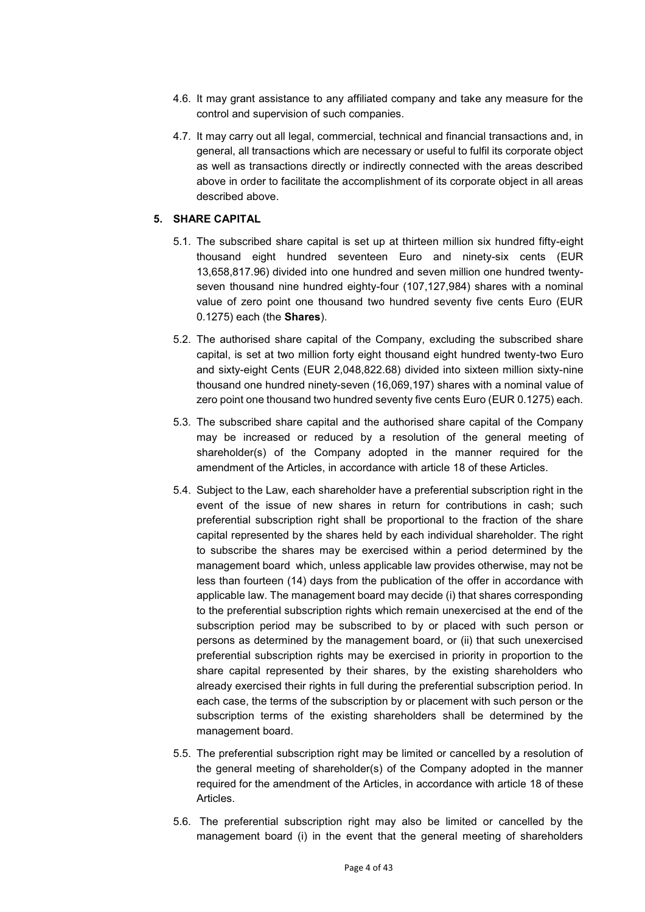4.6. It may grant assistance to any affiliated company and take any measure for the control and supervision of such companies.

4.7. It may carry out all legal, commercial, technical and financial transactions and, in general, all transactions which are necessary or useful to fulfil its corporate object as well as transactions directly or indirectly connected with the areas described above in order to facilitate the accomplishment of its corporate object in all areas described above.

## 5. SHARE CAPITAL

5.1. The subscribed share capital is set up at thirteen million six hundred fifty-eight thousand eight hundred seventeen Euro and ninety-six cents (EUR 13,658,817.96) divided into one hundred and seven million one hundred twenty-seven thousand nine hundred eighty-four (107,127,984) shares with a nominal value of zero point one thousand two hundred seventy five cents Euro (EUR 0.1275) each (the **Shares**).

5.2. The authorised share capital of the Company, excluding the subscribed share capital, is set at two million forty eight thousand eight hundred twenty-two Euro and sixty-eight Cents (EUR 2,048,822.68) divided into sixteen million sixty-nine thousand one hundred ninety-seven (16,069,197) shares with a nominal value of zero point one thousand two hundred seventy five cents Euro (EUR 0.1275) each.

5.3. The subscribed share capital and the authorised share capital of the Company may be increased or reduced by a resolution of the general meeting of shareholder(s) of the Company adopted in the manner required for the amendment of the Articles, in accordance with article 18 of these Articles.

5.4. Subject to the Law, each shareholder have a preferential subscription right in the event of the issue of new shares in return for contributions in cash; such preferential subscription right shall be proportional to the fraction of the share capital represented by the shares held by each individual shareholder. The right to subscribe the shares may be exercised within a period determined by the management board which, unless applicable law provides otherwise, may not be less than fourteen (14) days from the publication of the offer in accordance with applicable law. The management board may decide (i) that shares corresponding to the preferential subscription rights which remain unexercised at the end of the subscription period may be subscribed to by or placed with such person or persons as determined by the management board, or (ii) that such unexercised preferential subscription rights may be exercised in priority in proportion to the share capital represented by their shares, by the existing shareholders who already exercised their rights in full during the preferential subscription period. In each case, the terms of the subscription by or placement with such person or the subscription terms of the existing shareholders shall be determined by the management board.

5.5. The preferential subscription right may be limited or cancelled by a resolution of the general meeting of shareholder(s) of the Company adopted in the manner required for the amendment of the Articles, in accordance with article 18 of these Articles.

5.6. The preferential subscription right may also be limited or cancelled by the management board (i) in the event that the general meeting of shareholders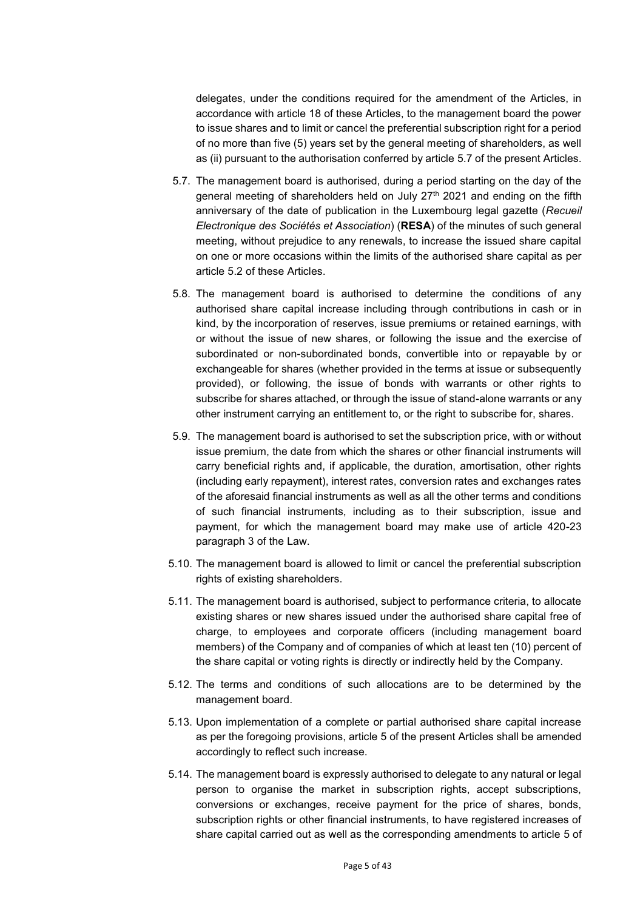delegates, under the conditions required for the amendment of the Articles, in accordance with article 18 of these Articles, to the management board the power to issue shares and to limit or cancel the preferential subscription right for a period of no more than five (5) years set by the general meeting of shareholders, as well as (ii) pursuant to the authorisation conferred by article 5.7 of the present Articles.

5.7. The management board is authorised, during a period starting on the day of the general meeting of shareholders held on July 27th 2021 and ending on the fifth anniversary of the date of publication in the Luxembourg legal gazette (*Recueil Electronique des Sociétés et Association*) (**RESA**) of the minutes of such general meeting, without prejudice to any renewals, to increase the issued share capital on one or more occasions within the limits of the authorised share capital as per article 5.2 of these Articles.

5.8. The management board is authorised to determine the conditions of any authorised share capital increase including through contributions in cash or in kind, by the incorporation of reserves, issue premiums or retained earnings, with or without the issue of new shares, or following the issue and the exercise of subordinated or non-subordinated bonds, convertible into or repayable by or exchangeable for shares (whether provided in the terms at issue or subsequently provided), or following, the issue of bonds with warrants or other rights to subscribe for shares attached, or through the issue of stand-alone warrants or any other instrument carrying an entitlement to, or the right to subscribe for, shares.

5.9. The management board is authorised to set the subscription price, with or without issue premium, the date from which the shares or other financial instruments will carry beneficial rights and, if applicable, the duration, amortisation, other rights (including early repayment), interest rates, conversion rates and exchanges rates of the aforesaid financial instruments as well as all the other terms and conditions of such financial instruments, including as to their subscription, issue and payment, for which the management board may make use of article 420-23 paragraph 3 of the Law.

5.10. The management board is allowed to limit or cancel the preferential subscription rights of existing shareholders.

5.11. The management board is authorised, subject to performance criteria, to allocate existing shares or new shares issued under the authorised share capital free of charge, to employees and corporate officers (including management board members) of the Company and of companies of which at least ten (10) percent of the share capital or voting rights is directly or indirectly held by the Company.

5.12. The terms and conditions of such allocations are to be determined by the management board.

5.13. Upon implementation of a complete or partial authorised share capital increase as per the foregoing provisions, article 5 of the present Articles shall be amended accordingly to reflect such increase.

5.14. The management board is expressly authorised to delegate to any natural or legal person to organise the market in subscription rights, accept subscriptions, conversions or exchanges, receive payment for the price of shares, bonds, subscription rights or other financial instruments, to have registered increases of share capital carried out as well as the corresponding amendments to article 5 of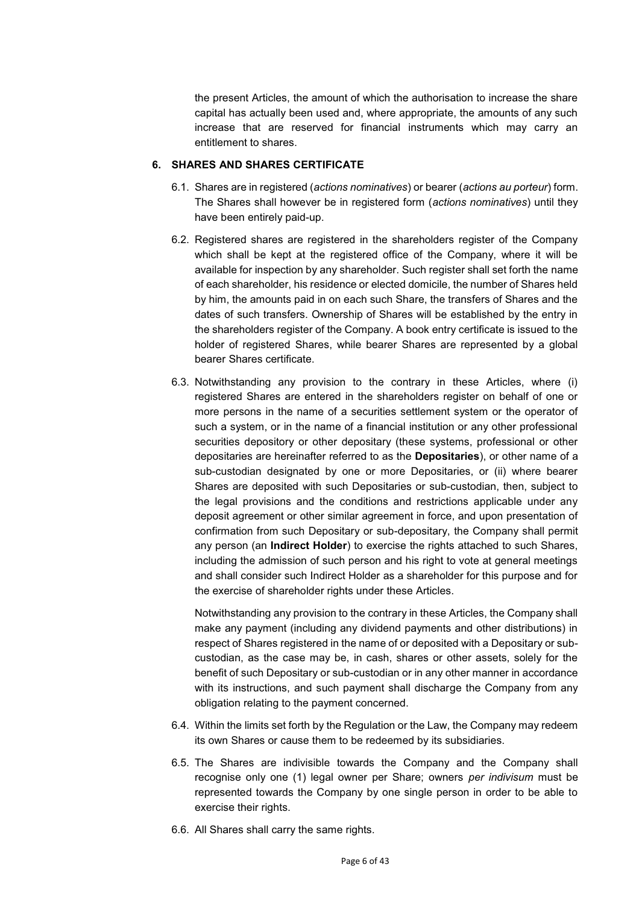the present Articles, the amount of which the authorisation to increase the share capital has actually been used and, where appropriate, the amounts of any such increase that are reserved for financial instruments which may carry an entitlement to shares.

## 6. SHARES AND SHARES CERTIFICATE

6.1. Shares are in registered (*actions nominatives*) or bearer (*actions au porteur*) form. The Shares shall however be in registered form (*actions nominatives*) until they have been entirely paid-up.

6.2. Registered shares are registered in the shareholders register of the Company which shall be kept at the registered office of the Company, where it will be available for inspection by any shareholder. Such register shall set forth the name of each shareholder, his residence or elected domicile, the number of Shares held by him, the amounts paid in on each such Share, the transfers of Shares and the dates of such transfers. Ownership of Shares will be established by the entry in the shareholders register of the Company. A book entry certificate is issued to the holder of registered Shares, while bearer Shares are represented by a global bearer Shares certificate.

6.3. Notwithstanding any provision to the contrary in these Articles, where (i) registered Shares are entered in the shareholders register on behalf of one or more persons in the name of a securities settlement system or the operator of such a system, or in the name of a financial institution or any other professional securities depository or other depositary (these systems, professional or other depositaries are hereinafter referred to as the **Depositaries**), or other name of a sub-custodian designated by one or more Depositaries, or (ii) where bearer Shares are deposited with such Depositaries or sub-custodian, then, subject to the legal provisions and the conditions and restrictions applicable under any deposit agreement or other similar agreement in force, and upon presentation of confirmation from such Depositary or sub-depositary, the Company shall permit any person (an **Indirect Holder**) to exercise the rights attached to such Shares, including the admission of such person and his right to vote at general meetings and shall consider such Indirect Holder as a shareholder for this purpose and for the exercise of shareholder rights under these Articles.

Notwithstanding any provision to the contrary in these Articles, the Company shall make any payment (including any dividend payments and other distributions) in respect of Shares registered in the name of or deposited with a Depositary or sub-custodian, as the case may be, in cash, shares or other assets, solely for the benefit of such Depositary or sub-custodian or in any other manner in accordance with its instructions, and such payment shall discharge the Company from any obligation relating to the payment concerned.

6.4. Within the limits set forth by the Regulation or the Law, the Company may redeem its own Shares or cause them to be redeemed by its subsidiaries.

6.5. The Shares are indivisible towards the Company and the Company shall recognise only one (1) legal owner per Share; owners *per indivisum* must be represented towards the Company by one single person in order to be able to exercise their rights.

6.6. All Shares shall carry the same rights.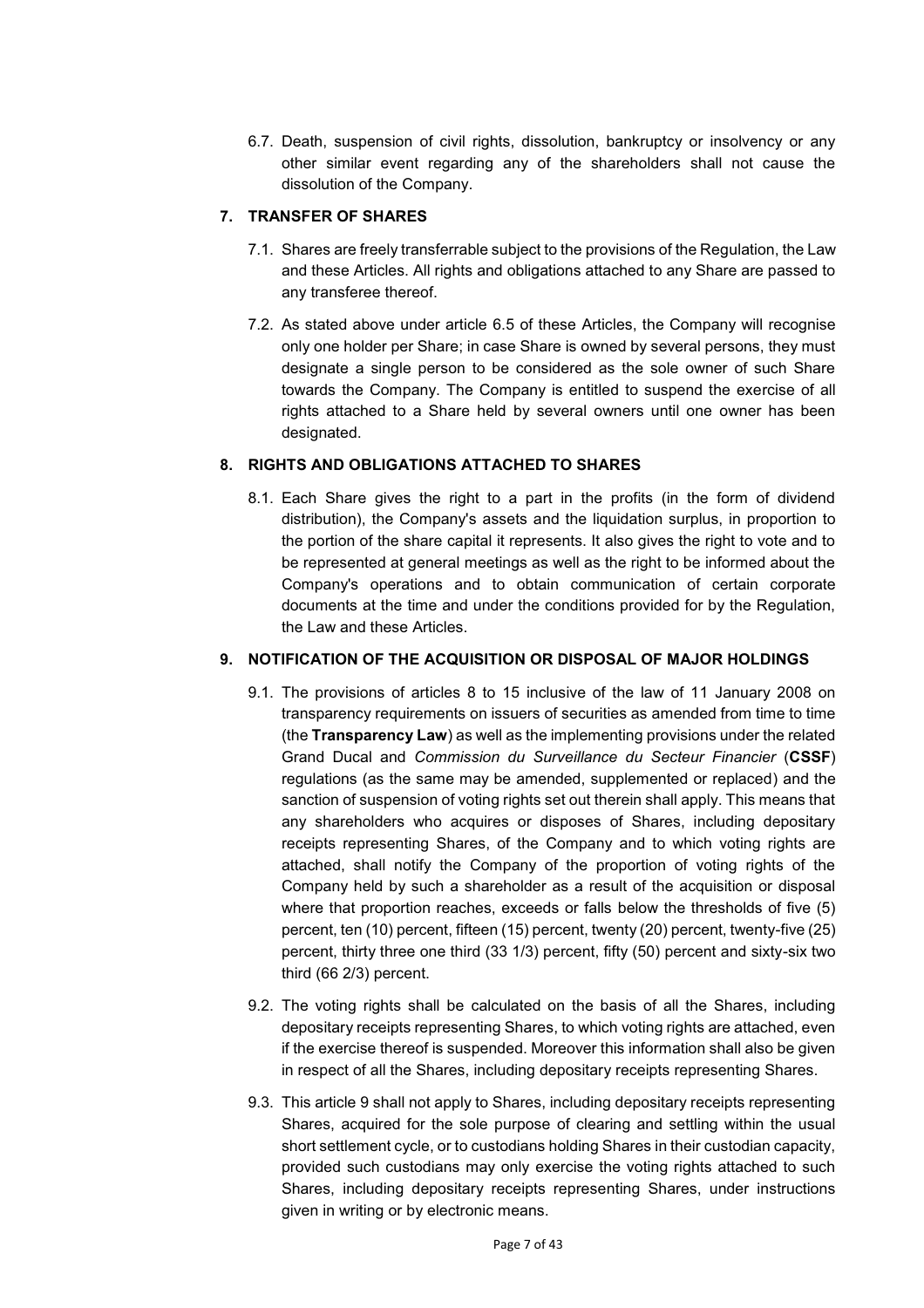6.7. Death, suspension of civil rights, dissolution, bankruptcy or insolvency or any other similar event regarding any of the shareholders shall not cause the dissolution of the Company.

## 7. TRANSFER OF SHARES

7.1. Shares are freely transferrable subject to the provisions of the Regulation, the Law and these Articles. All rights and obligations attached to any Share are passed to any transferee thereof.

7.2. As stated above under article 6.5 of these Articles, the Company will recognise only one holder per Share; in case Share is owned by several persons, they must designate a single person to be considered as the sole owner of such Share towards the Company. The Company is entitled to suspend the exercise of all rights attached to a Share held by several owners until one owner has been designated.

## 8. RIGHTS AND OBLIGATIONS ATTACHED TO SHARES

8.1. Each Share gives the right to a part in the profits (in the form of dividend distribution), the Company's assets and the liquidation surplus, in proportion to the portion of the share capital it represents. It also gives the right to vote and to be represented at general meetings as well as the right to be informed about the Company's operations and to obtain communication of certain corporate documents at the time and under the conditions provided for by the Regulation, the Law and these Articles.

## 9. NOTIFICATION OF THE ACQUISITION OR DISPOSAL OF MAJOR HOLDINGS

9.1. The provisions of articles 8 to 15 inclusive of the law of 11 January 2008 on transparency requirements on issuers of securities as amended from time to time (the **Transparency Law**) as well as the implementing provisions under the related Grand Ducal and *Commission du Surveillance du Secteur Financier* (**CSSF**) regulations (as the same may be amended, supplemented or replaced) and the sanction of suspension of voting rights set out therein shall apply. This means that any shareholders who acquires or disposes of Shares, including depositary receipts representing Shares, of the Company and to which voting rights are attached, shall notify the Company of the proportion of voting rights of the Company held by such a shareholder as a result of the acquisition or disposal where that proportion reaches, exceeds or falls below the thresholds of five (5) percent, ten (10) percent, fifteen (15) percent, twenty (20) percent, twenty-five (25) percent, thirty three one third (33 1/3) percent, fifty (50) percent and sixty-six two third (66 2/3) percent.

9.2. The voting rights shall be calculated on the basis of all the Shares, including depositary receipts representing Shares, to which voting rights are attached, even if the exercise thereof is suspended. Moreover this information shall also be given in respect of all the Shares, including depositary receipts representing Shares.

9.3. This article 9 shall not apply to Shares, including depositary receipts representing Shares, acquired for the sole purpose of clearing and settling within the usual short settlement cycle, or to custodians holding Shares in their custodian capacity, provided such custodians may only exercise the voting rights attached to such Shares, including depositary receipts representing Shares, under instructions given in writing or by electronic means.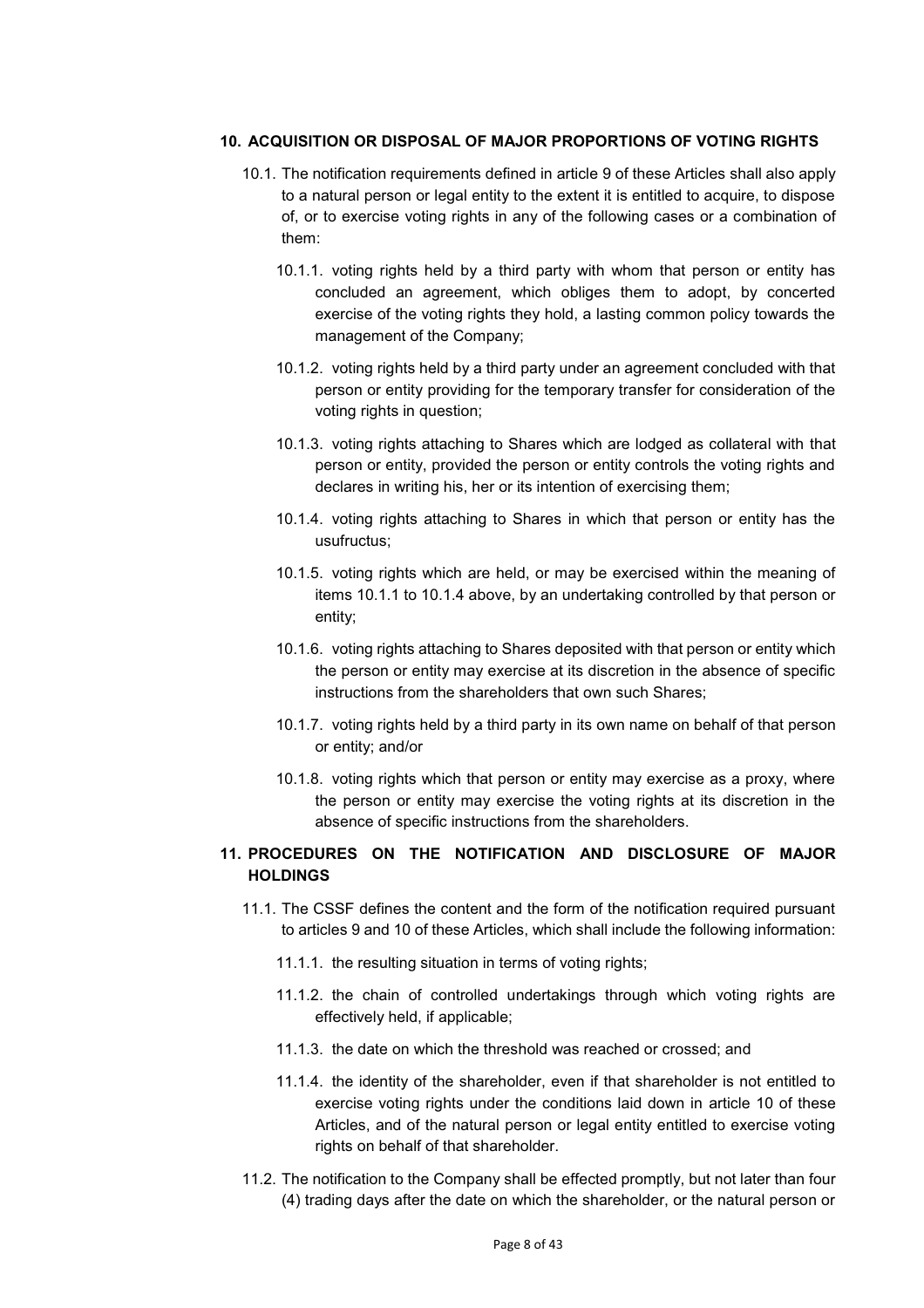## 10. ACQUISITION OR DISPOSAL OF MAJOR PROPORTIONS OF VOTING RIGHTS

10.1. The notification requirements defined in article 9 of these Articles shall also apply to a natural person or legal entity to the extent it is entitled to acquire, to dispose of, or to exercise voting rights in any of the following cases or a combination of them:

10.1.1. voting rights held by a third party with whom that person or entity has concluded an agreement, which obliges them to adopt, by concerted exercise of the voting rights they hold, a lasting common policy towards the management of the Company;

10.1.2. voting rights held by a third party under an agreement concluded with that person or entity providing for the temporary transfer for consideration of the voting rights in question;

10.1.3. voting rights attaching to Shares which are lodged as collateral with that person or entity, provided the person or entity controls the voting rights and declares in writing his, her or its intention of exercising them;

10.1.4. voting rights attaching to Shares in which that person or entity has the usufructus;

10.1.5. voting rights which are held, or may be exercised within the meaning of items 10.1.1 to 10.1.4 above, by an undertaking controlled by that person or entity;

10.1.6. voting rights attaching to Shares deposited with that person or entity which the person or entity may exercise at its discretion in the absence of specific instructions from the shareholders that own such Shares;

10.1.7. voting rights held by a third party in its own name on behalf of that person or entity; and/or

10.1.8. voting rights which that person or entity may exercise as a proxy, where the person or entity may exercise the voting rights at its discretion in the absence of specific instructions from the shareholders.

## 11. PROCEDURES ON THE NOTIFICATION AND DISCLOSURE OF MAJOR HOLDINGS

11.1. The CSSF defines the content and the form of the notification required pursuant to articles 9 and 10 of these Articles, which shall include the following information:

11.1.1. the resulting situation in terms of voting rights;

11.1.2. the chain of controlled undertakings through which voting rights are effectively held, if applicable;

11.1.3. the date on which the threshold was reached or crossed; and

11.1.4. the identity of the shareholder, even if that shareholder is not entitled to exercise voting rights under the conditions laid down in article 10 of these Articles, and of the natural person or legal entity entitled to exercise voting rights on behalf of that shareholder.

11.2. The notification to the Company shall be effected promptly, but not later than four (4) trading days after the date on which the shareholder, or the natural person or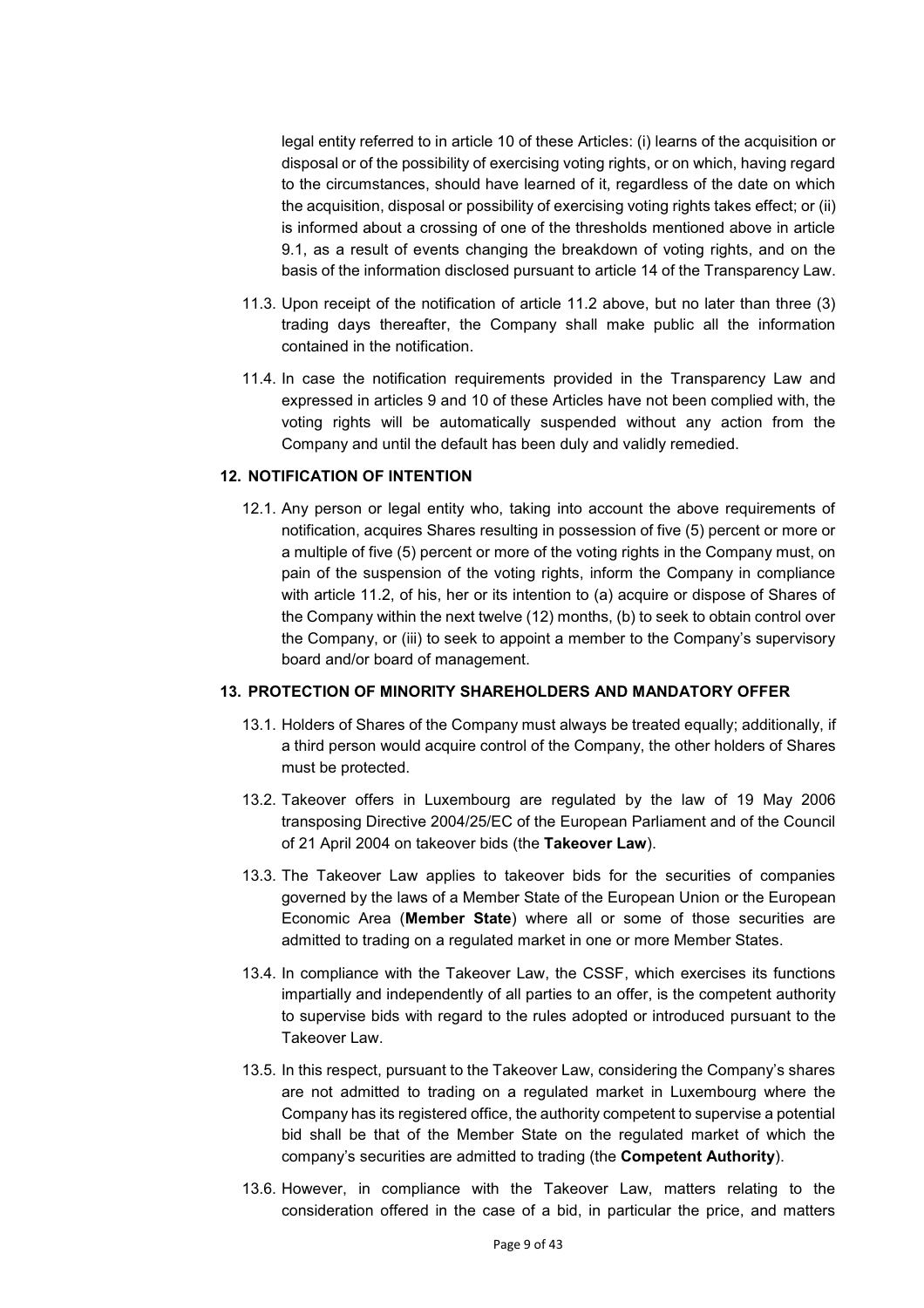legal entity referred to in article 10 of these Articles: (i) learns of the acquisition or disposal or of the possibility of exercising voting rights, or on which, having regard to the circumstances, should have learned of it, regardless of the date on which the acquisition, disposal or possibility of exercising voting rights takes effect; or (ii) is informed about a crossing of one of the thresholds mentioned above in article 9.1, as a result of events changing the breakdown of voting rights, and on the basis of the information disclosed pursuant to article 14 of the Transparency Law.

11.3. Upon receipt of the notification of article 11.2 above, but no later than three (3) trading days thereafter, the Company shall make public all the information contained in the notification.

11.4. In case the notification requirements provided in the Transparency Law and expressed in articles 9 and 10 of these Articles have not been complied with, the voting rights will be automatically suspended without any action from the Company and until the default has been duly and validly remedied.

## 12. NOTIFICATION OF INTENTION

12.1. Any person or legal entity who, taking into account the above requirements of notification, acquires Shares resulting in possession of five (5) percent or more or a multiple of five (5) percent or more of the voting rights in the Company must, on pain of the suspension of the voting rights, inform the Company in compliance with article 11.2, of his, her or its intention to (a) acquire or dispose of Shares of the Company within the next twelve (12) months, (b) to seek to obtain control over the Company, or (iii) to seek to appoint a member to the Company's supervisory board and/or board of management.

## 13. PROTECTION OF MINORITY SHAREHOLDERS AND MANDATORY OFFER

13.1. Holders of Shares of the Company must always be treated equally; additionally, if a third person would acquire control of the Company, the other holders of Shares must be protected.

13.2. Takeover offers in Luxembourg are regulated by the law of 19 May 2006 transposing Directive 2004/25/EC of the European Parliament and of the Council of 21 April 2004 on takeover bids (the **Takeover Law**).

13.3. The Takeover Law applies to takeover bids for the securities of companies governed by the laws of a Member State of the European Union or the European Economic Area (**Member State**) where all or some of those securities are admitted to trading on a regulated market in one or more Member States.

13.4. In compliance with the Takeover Law, the CSSF, which exercises its functions impartially and independently of all parties to an offer, is the competent authority to supervise bids with regard to the rules adopted or introduced pursuant to the Takeover Law.

13.5. In this respect, pursuant to the Takeover Law, considering the Company's shares are not admitted to trading on a regulated market in Luxembourg where the Company has its registered office, the authority competent to supervise a potential bid shall be that of the Member State on the regulated market of which the company's securities are admitted to trading (the **Competent Authority**).

13.6. However, in compliance with the Takeover Law, matters relating to the consideration offered in the case of a bid, in particular the price, and matters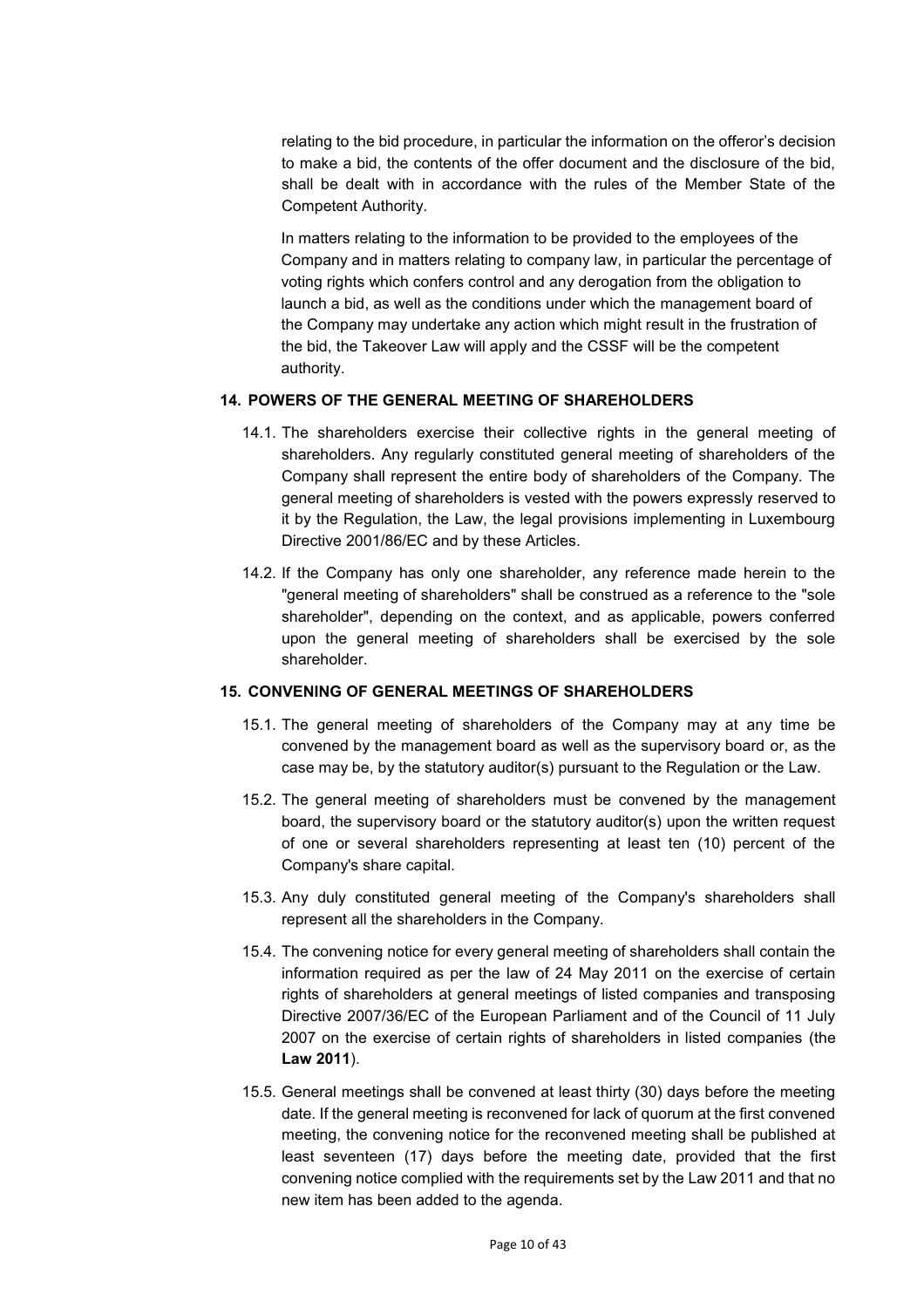relating to the bid procedure, in particular the information on the offeror's decision to make a bid, the contents of the offer document and the disclosure of the bid, shall be dealt with in accordance with the rules of the Member State of the Competent Authority.

In matters relating to the information to be provided to the employees of the Company and in matters relating to company law, in particular the percentage of voting rights which confers control and any derogation from the obligation to launch a bid, as well as the conditions under which the management board of the Company may undertake any action which might result in the frustration of the bid, the Takeover Law will apply and the CSSF will be the competent authority.

## 14. POWERS OF THE GENERAL MEETING OF SHAREHOLDERS

14.1. The shareholders exercise their collective rights in the general meeting of shareholders. Any regularly constituted general meeting of shareholders of the Company shall represent the entire body of shareholders of the Company. The general meeting of shareholders is vested with the powers expressly reserved to it by the Regulation, the Law, the legal provisions implementing in Luxembourg Directive 2001/86/EC and by these Articles.

14.2. If the Company has only one shareholder, any reference made herein to the "general meeting of shareholders" shall be construed as a reference to the "sole shareholder", depending on the context, and as applicable, powers conferred upon the general meeting of shareholders shall be exercised by the sole shareholder.

## 15. CONVENING OF GENERAL MEETINGS OF SHAREHOLDERS

15.1. The general meeting of shareholders of the Company may at any time be convened by the management board as well as the supervisory board or, as the case may be, by the statutory auditor(s) pursuant to the Regulation or the Law.

15.2. The general meeting of shareholders must be convened by the management board, the supervisory board or the statutory auditor(s) upon the written request of one or several shareholders representing at least ten (10) percent of the Company's share capital.

15.3. Any duly constituted general meeting of the Company's shareholders shall represent all the shareholders in the Company.

15.4. The convening notice for every general meeting of shareholders shall contain the information required as per the law of 24 May 2011 on the exercise of certain rights of shareholders at general meetings of listed companies and transposing Directive 2007/36/EC of the European Parliament and of the Council of 11 July 2007 on the exercise of certain rights of shareholders in listed companies (the **Law 2011**).

15.5. General meetings shall be convened at least thirty (30) days before the meeting date. If the general meeting is reconvened for lack of quorum at the first convened meeting, the convening notice for the reconvened meeting shall be published at least seventeen (17) days before the meeting date, provided that the first convening notice complied with the requirements set by the Law 2011 and that no new item has been added to the agenda.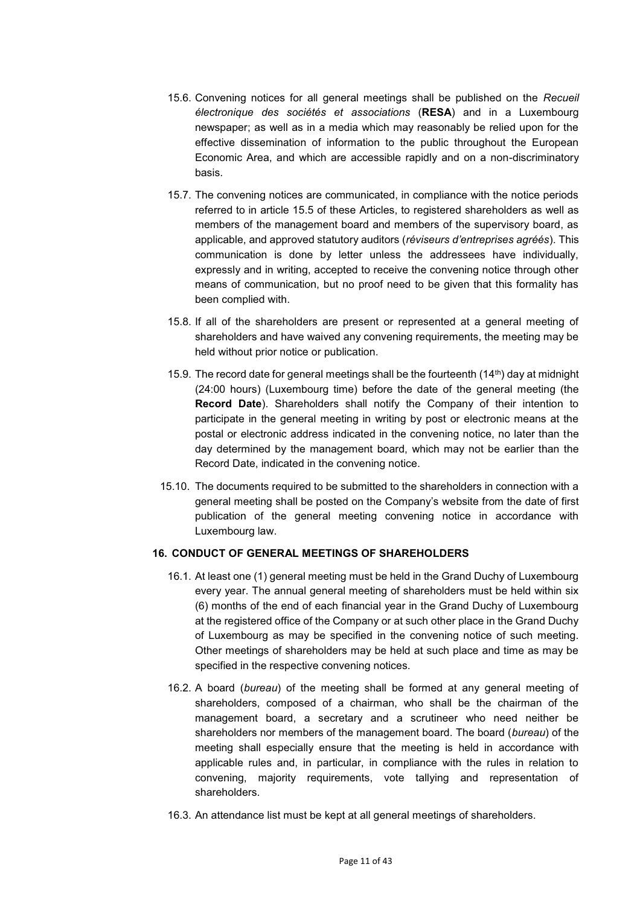15.6. Convening notices for all general meetings shall be published on the *Recueil électronique des sociétés et associations* (**RESA**) and in a Luxembourg newspaper; as well as in a media which may reasonably be relied upon for the effective dissemination of information to the public throughout the European Economic Area, and which are accessible rapidly and on a non-discriminatory basis.

15.7. The convening notices are communicated, in compliance with the notice periods referred to in article 15.5 of these Articles, to registered shareholders as well as members of the management board and members of the supervisory board, as applicable, and approved statutory auditors (*réviseurs d'entreprises agréés*). This communication is done by letter unless the addressees have individually, expressly and in writing, accepted to receive the convening notice through other means of communication, but no proof need to be given that this formality has been complied with.

15.8. If all of the shareholders are present or represented at a general meeting of shareholders and have waived any convening requirements, the meeting may be held without prior notice or publication.

15.9. The record date for general meetings shall be the fourteenth (14th) day at midnight (24:00 hours) (Luxembourg time) before the date of the general meeting (the **Record Date**). Shareholders shall notify the Company of their intention to participate in the general meeting in writing by post or electronic means at the postal or electronic address indicated in the convening notice, no later than the day determined by the management board, which may not be earlier than the Record Date, indicated in the convening notice.

15.10. The documents required to be submitted to the shareholders in connection with a general meeting shall be posted on the Company's website from the date of first publication of the general meeting convening notice in accordance with Luxembourg law.

## 16. CONDUCT OF GENERAL MEETINGS OF SHAREHOLDERS

16.1. At least one (1) general meeting must be held in the Grand Duchy of Luxembourg every year. The annual general meeting of shareholders must be held within six (6) months of the end of each financial year in the Grand Duchy of Luxembourg at the registered office of the Company or at such other place in the Grand Duchy of Luxembourg as may be specified in the convening notice of such meeting. Other meetings of shareholders may be held at such place and time as may be specified in the respective convening notices.

16.2. A board (*bureau*) of the meeting shall be formed at any general meeting of shareholders, composed of a chairman, who shall be the chairman of the management board, a secretary and a scrutineer who need neither be shareholders nor members of the management board. The board (*bureau*) of the meeting shall especially ensure that the meeting is held in accordance with applicable rules and, in particular, in compliance with the rules in relation to convening, majority requirements, vote tallying and representation of shareholders.

16.3. An attendance list must be kept at all general meetings of shareholders.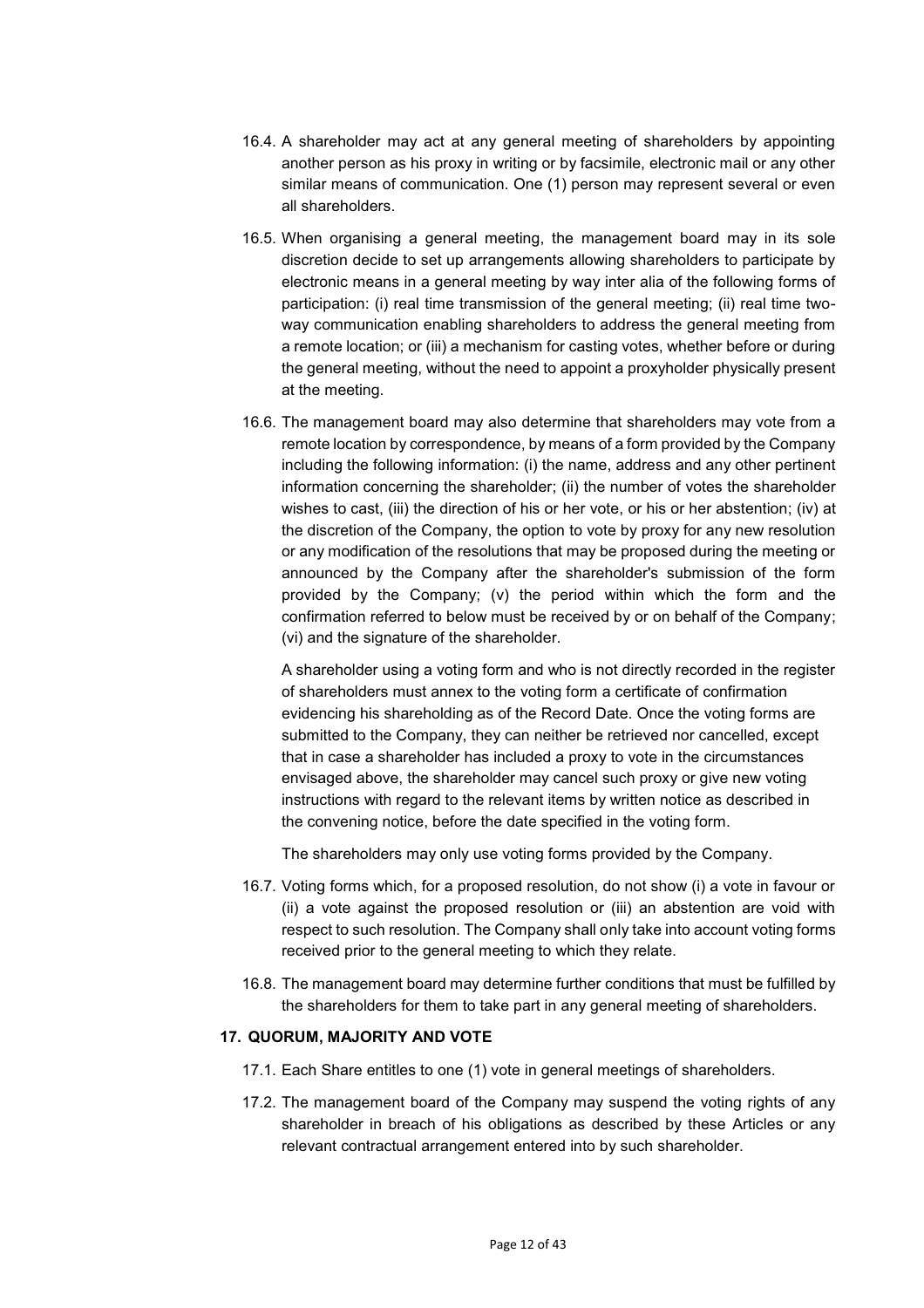16.4. A shareholder may act at any general meeting of shareholders by appointing another person as his proxy in writing or by facsimile, electronic mail or any other similar means of communication. One (1) person may represent several or even all shareholders.

16.5. When organising a general meeting, the management board may in its sole discretion decide to set up arrangements allowing shareholders to participate by electronic means in a general meeting by way inter alia of the following forms of participation: (i) real time transmission of the general meeting; (ii) real time two-way communication enabling shareholders to address the general meeting from a remote location; or (iii) a mechanism for casting votes, whether before or during the general meeting, without the need to appoint a proxyholder physically present at the meeting.

16.6. The management board may also determine that shareholders may vote from a remote location by correspondence, by means of a form provided by the Company including the following information: (i) the name, address and any other pertinent information concerning the shareholder; (ii) the number of votes the shareholder wishes to cast, (iii) the direction of his or her vote, or his or her abstention; (iv) at the discretion of the Company, the option to vote by proxy for any new resolution or any modification of the resolutions that may be proposed during the meeting or announced by the Company after the shareholder's submission of the form provided by the Company; (v) the period within which the form and the confirmation referred to below must be received by or on behalf of the Company; (vi) and the signature of the shareholder.

A shareholder using a voting form and who is not directly recorded in the register of shareholders must annex to the voting form a certificate of confirmation evidencing his shareholding as of the Record Date. Once the voting forms are submitted to the Company, they can neither be retrieved nor cancelled, except that in case a shareholder has included a proxy to vote in the circumstances envisaged above, the shareholder may cancel such proxy or give new voting instructions with regard to the relevant items by written notice as described in the convening notice, before the date specified in the voting form.

The shareholders may only use voting forms provided by the Company.

16.7. Voting forms which, for a proposed resolution, do not show (i) a vote in favour or (ii) a vote against the proposed resolution or (iii) an abstention are void with respect to such resolution. The Company shall only take into account voting forms received prior to the general meeting to which they relate.

16.8. The management board may determine further conditions that must be fulfilled by the shareholders for them to take part in any general meeting of shareholders.

## 17. QUORUM, MAJORITY AND VOTE

17.1. Each Share entitles to one (1) vote in general meetings of shareholders.

17.2. The management board of the Company may suspend the voting rights of any shareholder in breach of his obligations as described by these Articles or any relevant contractual arrangement entered into by such shareholder.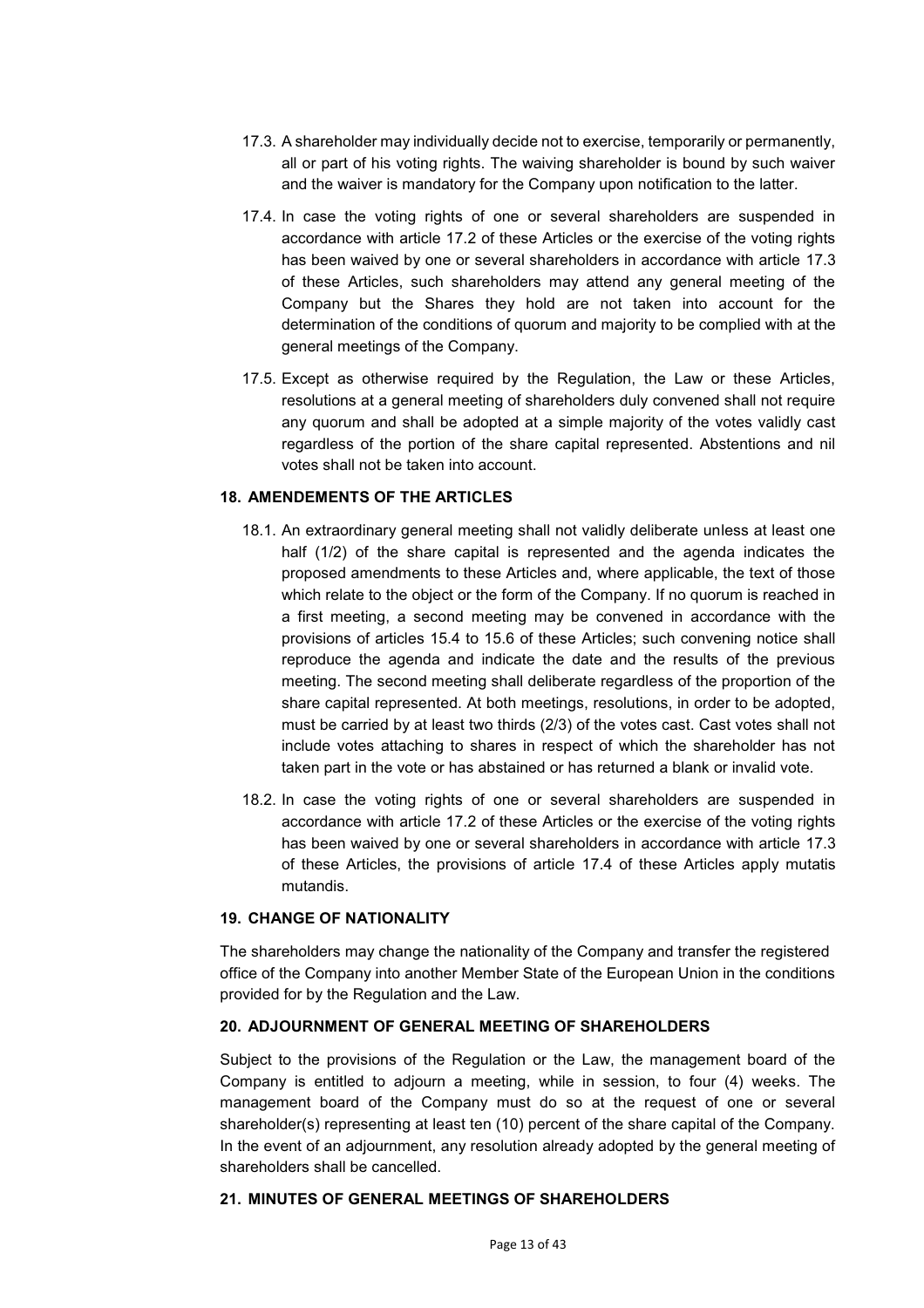17.3. A shareholder may individually decide not to exercise, temporarily or permanently, all or part of his voting rights. The waiving shareholder is bound by such waiver and the waiver is mandatory for the Company upon notification to the latter.

17.4. In case the voting rights of one or several shareholders are suspended in accordance with article 17.2 of these Articles or the exercise of the voting rights has been waived by one or several shareholders in accordance with article 17.3 of these Articles, such shareholders may attend any general meeting of the Company but the Shares they hold are not taken into account for the determination of the conditions of quorum and majority to be complied with at the general meetings of the Company.

17.5. Except as otherwise required by the Regulation, the Law or these Articles, resolutions at a general meeting of shareholders duly convened shall not require any quorum and shall be adopted at a simple majority of the votes validly cast regardless of the portion of the share capital represented. Abstentions and nil votes shall not be taken into account.

**18. AMENDEMENTS OF THE ARTICLES**

18.1. An extraordinary general meeting shall not validly deliberate unless at least one half (1/2) of the share capital is represented and the agenda indicates the proposed amendments to these Articles and, where applicable, the text of those which relate to the object or the form of the Company. If no quorum is reached in a first meeting, a second meeting may be convened in accordance with the provisions of articles 15.4 to 15.6 of these Articles; such convening notice shall reproduce the agenda and indicate the date and the results of the previous meeting. The second meeting shall deliberate regardless of the proportion of the share capital represented. At both meetings, resolutions, in order to be adopted, must be carried by at least two thirds (2/3) of the votes cast. Cast votes shall not include votes attaching to shares in respect of which the shareholder has not taken part in the vote or has abstained or has returned a blank or invalid vote.

18.2. In case the voting rights of one or several shareholders are suspended in accordance with article 17.2 of these Articles or the exercise of the voting rights has been waived by one or several shareholders in accordance with article 17.3 of these Articles, the provisions of article 17.4 of these Articles apply mutatis mutandis.

**19. CHANGE OF NATIONALITY**

The shareholders may change the nationality of the Company and transfer the registered office of the Company into another Member State of the European Union in the conditions provided for by the Regulation and the Law.

**20. ADJOURNMENT OF GENERAL MEETING OF SHAREHOLDERS**

Subject to the provisions of the Regulation or the Law, the management board of the Company is entitled to adjourn a meeting, while in session, to four (4) weeks. The management board of the Company must do so at the request of one or several shareholder(s) representing at least ten (10) percent of the share capital of the Company. In the event of an adjournment, any resolution already adopted by the general meeting of shareholders shall be cancelled.

**21. MINUTES OF GENERAL MEETINGS OF SHAREHOLDERS**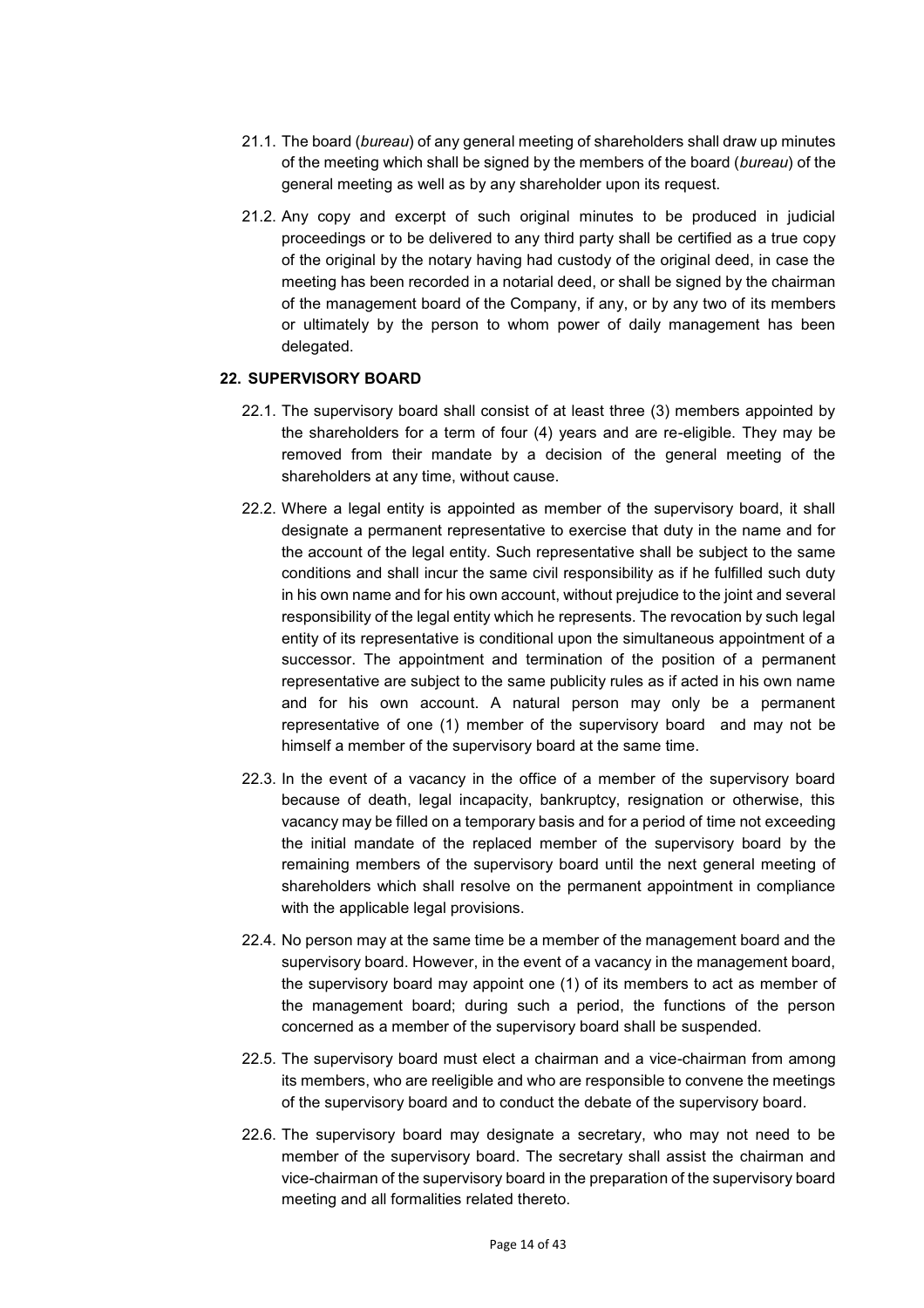21.1. The board (*bureau*) of any general meeting of shareholders shall draw up minutes of the meeting which shall be signed by the members of the board (*bureau*) of the general meeting as well as by any shareholder upon its request.

21.2. Any copy and excerpt of such original minutes to be produced in judicial proceedings or to be delivered to any third party shall be certified as a true copy of the original by the notary having had custody of the original deed, in case the meeting has been recorded in a notarial deed, or shall be signed by the chairman of the management board of the Company, if any, or by any two of its members or ultimately by the person to whom power of daily management has been delegated.

## 22. SUPERVISORY BOARD

22.1. The supervisory board shall consist of at least three (3) members appointed by the shareholders for a term of four (4) years and are re-eligible. They may be removed from their mandate by a decision of the general meeting of the shareholders at any time, without cause.

22.2. Where a legal entity is appointed as member of the supervisory board, it shall designate a permanent representative to exercise that duty in the name and for the account of the legal entity. Such representative shall be subject to the same conditions and shall incur the same civil responsibility as if he fulfilled such duty in his own name and for his own account, without prejudice to the joint and several responsibility of the legal entity which he represents. The revocation by such legal entity of its representative is conditional upon the simultaneous appointment of a successor. The appointment and termination of the position of a permanent representative are subject to the same publicity rules as if acted in his own name and for his own account. A natural person may only be a permanent representative of one (1) member of the supervisory board and may not be himself a member of the supervisory board at the same time.

22.3. In the event of a vacancy in the office of a member of the supervisory board because of death, legal incapacity, bankruptcy, resignation or otherwise, this vacancy may be filled on a temporary basis and for a period of time not exceeding the initial mandate of the replaced member of the supervisory board by the remaining members of the supervisory board until the next general meeting of shareholders which shall resolve on the permanent appointment in compliance with the applicable legal provisions.

22.4. No person may at the same time be a member of the management board and the supervisory board. However, in the event of a vacancy in the management board, the supervisory board may appoint one (1) of its members to act as member of the management board; during such a period, the functions of the person concerned as a member of the supervisory board shall be suspended.

22.5. The supervisory board must elect a chairman and a vice-chairman from among its members, who are reeligible and who are responsible to convene the meetings of the supervisory board and to conduct the debate of the supervisory board.

22.6. The supervisory board may designate a secretary, who may not need to be member of the supervisory board. The secretary shall assist the chairman and vice-chairman of the supervisory board in the preparation of the supervisory board meeting and all formalities related thereto.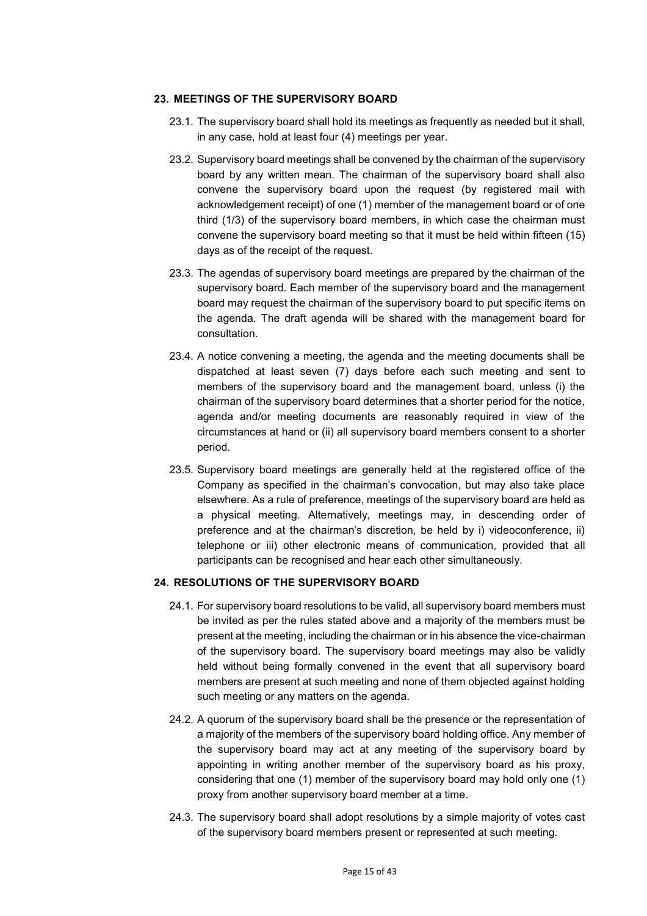## 23. MEETINGS OF THE SUPERVISORY BOARD

23.1. The supervisory board shall hold its meetings as frequently as needed but it shall, in any case, hold at least four (4) meetings per year.

23.2. Supervisory board meetings shall be convened by the chairman of the supervisory board by any written mean. The chairman of the supervisory board shall also convene the supervisory board upon the request (by registered mail with acknowledgement receipt) of one (1) member of the management board or of one third (1/3) of the supervisory board members, in which case the chairman must convene the supervisory board meeting so that it must be held within fifteen (15) days as of the receipt of the request.

23.3. The agendas of supervisory board meetings are prepared by the chairman of the supervisory board. Each member of the supervisory board and the management board may request the chairman of the supervisory board to put specific items on the agenda. The draft agenda will be shared with the management board for consultation.

23.4. A notice convening a meeting, the agenda and the meeting documents shall be dispatched at least seven (7) days before each such meeting and sent to members of the supervisory board and the management board, unless (i) the chairman of the supervisory board determines that a shorter period for the notice, agenda and/or meeting documents are reasonably required in view of the circumstances at hand or (ii) all supervisory board members consent to a shorter period.

23.5. Supervisory board meetings are generally held at the registered office of the Company as specified in the chairman's convocation, but may also take place elsewhere. As a rule of preference, meetings of the supervisory board are held as a physical meeting. Alternatively, meetings may, in descending order of preference and at the chairman's discretion, be held by i) videoconference, ii) telephone or iii) other electronic means of communication, provided that all participants can be recognised and hear each other simultaneously.

## 24. RESOLUTIONS OF THE SUPERVISORY BOARD

24.1. For supervisory board resolutions to be valid, all supervisory board members must be invited as per the rules stated above and a majority of the members must be present at the meeting, including the chairman or in his absence the vice-chairman of the supervisory board. The supervisory board meetings may also be validly held without being formally convened in the event that all supervisory board members are present at such meeting and none of them objected against holding such meeting or any matters on the agenda.

24.2. A quorum of the supervisory board shall be the presence or the representation of a majority of the members of the supervisory board holding office. Any member of the supervisory board may act at any meeting of the supervisory board by appointing in writing another member of the supervisory board as his proxy, considering that one (1) member of the supervisory board may hold only one (1) proxy from another supervisory board member at a time.

24.3. The supervisory board shall adopt resolutions by a simple majority of votes cast of the supervisory board members present or represented at such meeting.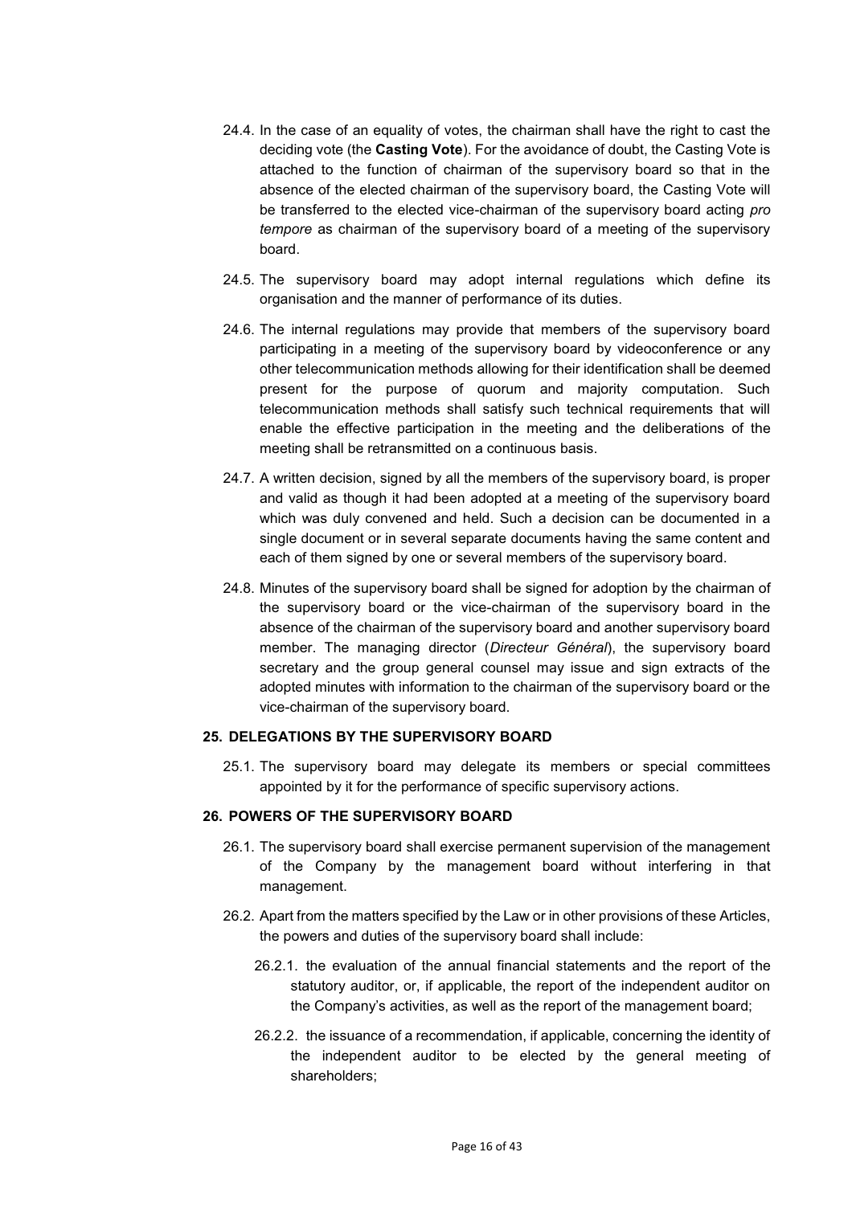24.4. In the case of an equality of votes, the chairman shall have the right to cast the deciding vote (the **Casting Vote**). For the avoidance of doubt, the Casting Vote is attached to the function of chairman of the supervisory board so that in the absence of the elected chairman of the supervisory board, the Casting Vote will be transferred to the elected vice-chairman of the supervisory board acting *pro tempore* as chairman of the supervisory board of a meeting of the supervisory board.

24.5. The supervisory board may adopt internal regulations which define its organisation and the manner of performance of its duties.

24.6. The internal regulations may provide that members of the supervisory board participating in a meeting of the supervisory board by videoconference or any other telecommunication methods allowing for their identification shall be deemed present for the purpose of quorum and majority computation. Such telecommunication methods shall satisfy such technical requirements that will enable the effective participation in the meeting and the deliberations of the meeting shall be retransmitted on a continuous basis.

24.7. A written decision, signed by all the members of the supervisory board, is proper and valid as though it had been adopted at a meeting of the supervisory board which was duly convened and held. Such a decision can be documented in a single document or in several separate documents having the same content and each of them signed by one or several members of the supervisory board.

24.8. Minutes of the supervisory board shall be signed for adoption by the chairman of the supervisory board or the vice-chairman of the supervisory board in the absence of the chairman of the supervisory board and another supervisory board member. The managing director (*Directeur Général*), the supervisory board secretary and the group general counsel may issue and sign extracts of the adopted minutes with information to the chairman of the supervisory board or the vice-chairman of the supervisory board.

## 25. DELEGATIONS BY THE SUPERVISORY BOARD

25.1. The supervisory board may delegate its members or special committees appointed by it for the performance of specific supervisory actions.

## 26. POWERS OF THE SUPERVISORY BOARD

26.1. The supervisory board shall exercise permanent supervision of the management of the Company by the management board without interfering in that management.

26.2. Apart from the matters specified by the Law or in other provisions of these Articles, the powers and duties of the supervisory board shall include:

26.2.1. the evaluation of the annual financial statements and the report of the statutory auditor, or, if applicable, the report of the independent auditor on the Company's activities, as well as the report of the management board;

26.2.2. the issuance of a recommendation, if applicable, concerning the identity of the independent auditor to be elected by the general meeting of shareholders;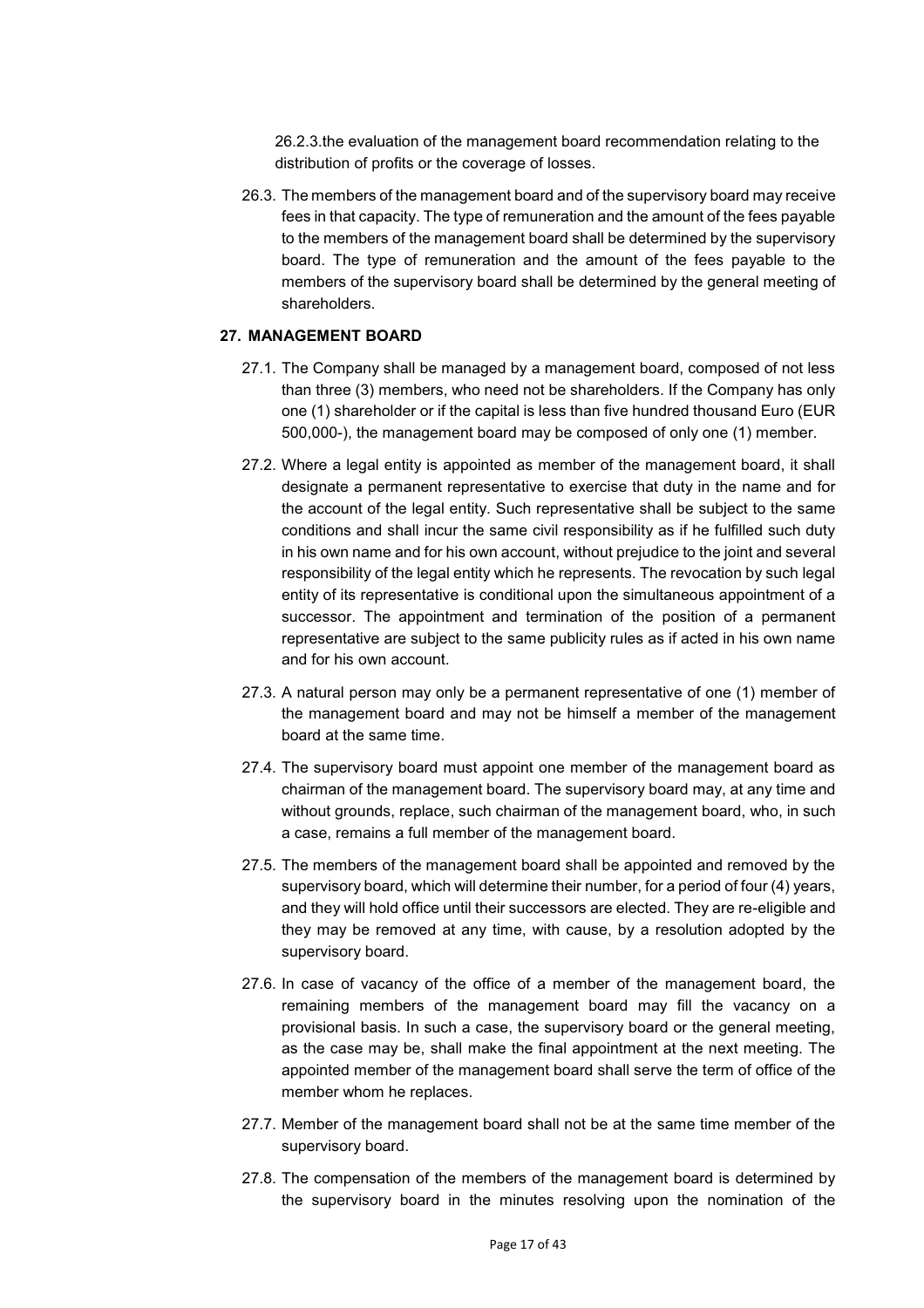26.2.3.the evaluation of the management board recommendation relating to the distribution of profits or the coverage of losses.

26.3. The members of the management board and of the supervisory board may receive fees in that capacity. The type of remuneration and the amount of the fees payable to the members of the management board shall be determined by the supervisory board. The type of remuneration and the amount of the fees payable to the members of the supervisory board shall be determined by the general meeting of shareholders.

## 27. MANAGEMENT BOARD

27.1. The Company shall be managed by a management board, composed of not less than three (3) members, who need not be shareholders. If the Company has only one (1) shareholder or if the capital is less than five hundred thousand Euro (EUR 500,000-), the management board may be composed of only one (1) member.

27.2. Where a legal entity is appointed as member of the management board, it shall designate a permanent representative to exercise that duty in the name and for the account of the legal entity. Such representative shall be subject to the same conditions and shall incur the same civil responsibility as if he fulfilled such duty in his own name and for his own account, without prejudice to the joint and several responsibility of the legal entity which he represents. The revocation by such legal entity of its representative is conditional upon the simultaneous appointment of a successor. The appointment and termination of the position of a permanent representative are subject to the same publicity rules as if acted in his own name and for his own account.

27.3. A natural person may only be a permanent representative of one (1) member of the management board and may not be himself a member of the management board at the same time.

27.4. The supervisory board must appoint one member of the management board as chairman of the management board. The supervisory board may, at any time and without grounds, replace, such chairman of the management board, who, in such a case, remains a full member of the management board.

27.5. The members of the management board shall be appointed and removed by the supervisory board, which will determine their number, for a period of four (4) years, and they will hold office until their successors are elected. They are re-eligible and they may be removed at any time, with cause, by a resolution adopted by the supervisory board.

27.6. In case of vacancy of the office of a member of the management board, the remaining members of the management board may fill the vacancy on a provisional basis. In such a case, the supervisory board or the general meeting, as the case may be, shall make the final appointment at the next meeting. The appointed member of the management board shall serve the term of office of the member whom he replaces.

27.7. Member of the management board shall not be at the same time member of the supervisory board.

27.8. The compensation of the members of the management board is determined by the supervisory board in the minutes resolving upon the nomination of the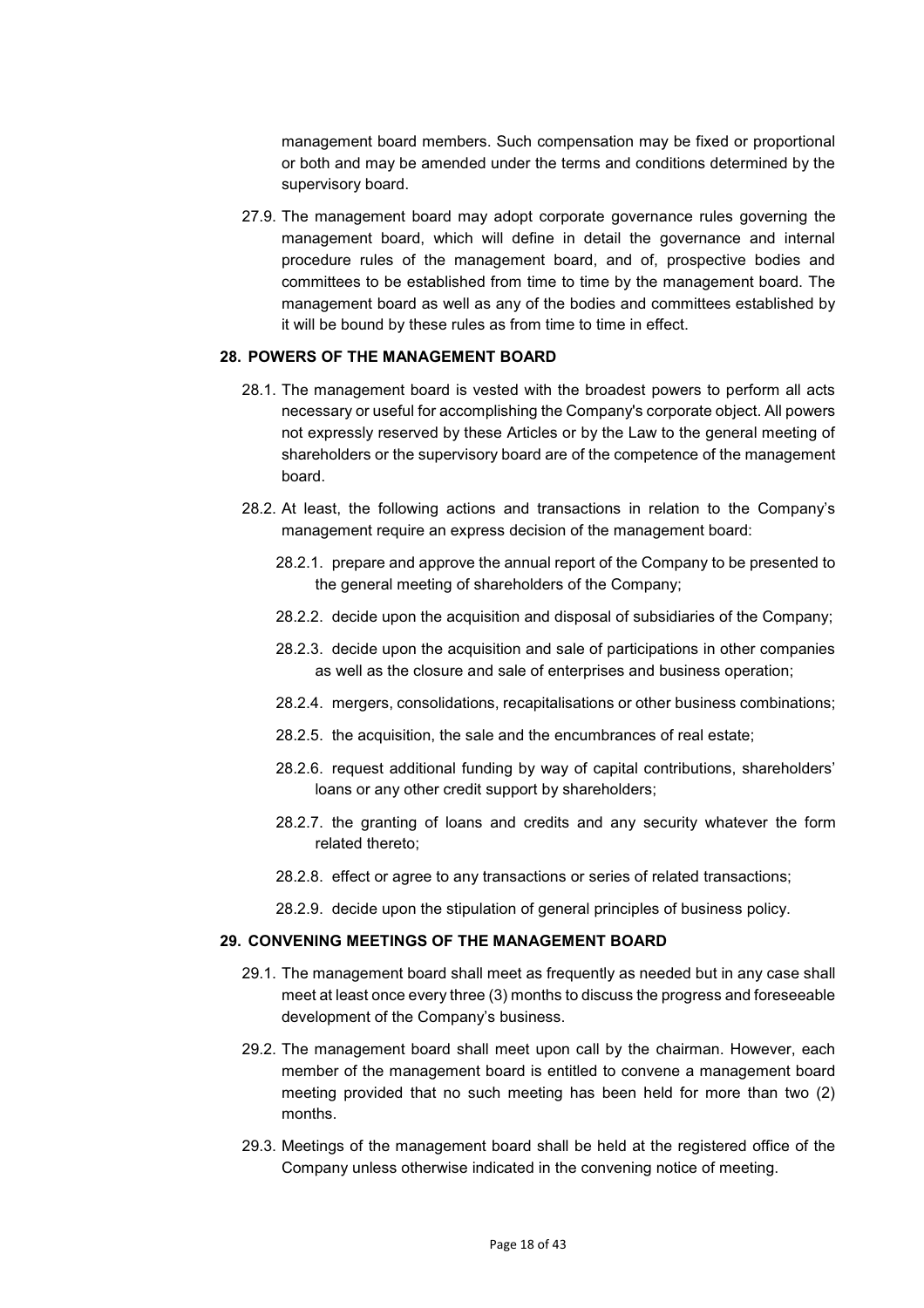management board members. Such compensation may be fixed or proportional or both and may be amended under the terms and conditions determined by the supervisory board.

27.9. The management board may adopt corporate governance rules governing the management board, which will define in detail the governance and internal procedure rules of the management board, and of, prospective bodies and committees to be established from time to time by the management board. The management board as well as any of the bodies and committees established by it will be bound by these rules as from time to time in effect.

## 28. POWERS OF THE MANAGEMENT BOARD

28.1. The management board is vested with the broadest powers to perform all acts necessary or useful for accomplishing the Company's corporate object. All powers not expressly reserved by these Articles or by the Law to the general meeting of shareholders or the supervisory board are of the competence of the management board.

28.2. At least, the following actions and transactions in relation to the Company's management require an express decision of the management board:

28.2.1. prepare and approve the annual report of the Company to be presented to the general meeting of shareholders of the Company;

28.2.2. decide upon the acquisition and disposal of subsidiaries of the Company;

28.2.3. decide upon the acquisition and sale of participations in other companies as well as the closure and sale of enterprises and business operation;

28.2.4. mergers, consolidations, recapitalisations or other business combinations;

28.2.5. the acquisition, the sale and the encumbrances of real estate;

28.2.6. request additional funding by way of capital contributions, shareholders' loans or any other credit support by shareholders;

28.2.7. the granting of loans and credits and any security whatever the form related thereto;

28.2.8. effect or agree to any transactions or series of related transactions;

28.2.9. decide upon the stipulation of general principles of business policy.

## 29. CONVENING MEETINGS OF THE MANAGEMENT BOARD

29.1. The management board shall meet as frequently as needed but in any case shall meet at least once every three (3) months to discuss the progress and foreseeable development of the Company's business.

29.2. The management board shall meet upon call by the chairman. However, each member of the management board is entitled to convene a management board meeting provided that no such meeting has been held for more than two (2) months.

29.3. Meetings of the management board shall be held at the registered office of the Company unless otherwise indicated in the convening notice of meeting.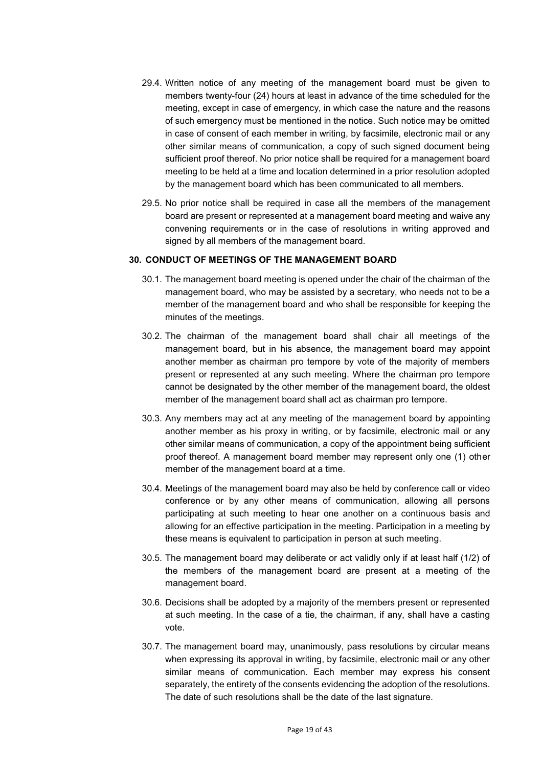29.4. Written notice of any meeting of the management board must be given to members twenty-four (24) hours at least in advance of the time scheduled for the meeting, except in case of emergency, in which case the nature and the reasons of such emergency must be mentioned in the notice. Such notice may be omitted in case of consent of each member in writing, by facsimile, electronic mail or any other similar means of communication, a copy of such signed document being sufficient proof thereof. No prior notice shall be required for a management board meeting to be held at a time and location determined in a prior resolution adopted by the management board which has been communicated to all members.

29.5. No prior notice shall be required in case all the members of the management board are present or represented at a management board meeting and waive any convening requirements or in the case of resolutions in writing approved and signed by all members of the management board.

## 30. CONDUCT OF MEETINGS OF THE MANAGEMENT BOARD

30.1. The management board meeting is opened under the chair of the chairman of the management board, who may be assisted by a secretary, who needs not to be a member of the management board and who shall be responsible for keeping the minutes of the meetings.

30.2. The chairman of the management board shall chair all meetings of the management board, but in his absence, the management board may appoint another member as chairman pro tempore by vote of the majority of members present or represented at any such meeting. Where the chairman pro tempore cannot be designated by the other member of the management board, the oldest member of the management board shall act as chairman pro tempore.

30.3. Any members may act at any meeting of the management board by appointing another member as his proxy in writing, or by facsimile, electronic mail or any other similar means of communication, a copy of the appointment being sufficient proof thereof. A management board member may represent only one (1) other member of the management board at a time.

30.4. Meetings of the management board may also be held by conference call or video conference or by any other means of communication, allowing all persons participating at such meeting to hear one another on a continuous basis and allowing for an effective participation in the meeting. Participation in a meeting by these means is equivalent to participation in person at such meeting.

30.5. The management board may deliberate or act validly only if at least half (1/2) of the members of the management board are present at a meeting of the management board.

30.6. Decisions shall be adopted by a majority of the members present or represented at such meeting. In the case of a tie, the chairman, if any, shall have a casting vote.

30.7. The management board may, unanimously, pass resolutions by circular means when expressing its approval in writing, by facsimile, electronic mail or any other similar means of communication. Each member may express his consent separately, the entirety of the consents evidencing the adoption of the resolutions. The date of such resolutions shall be the date of the last signature.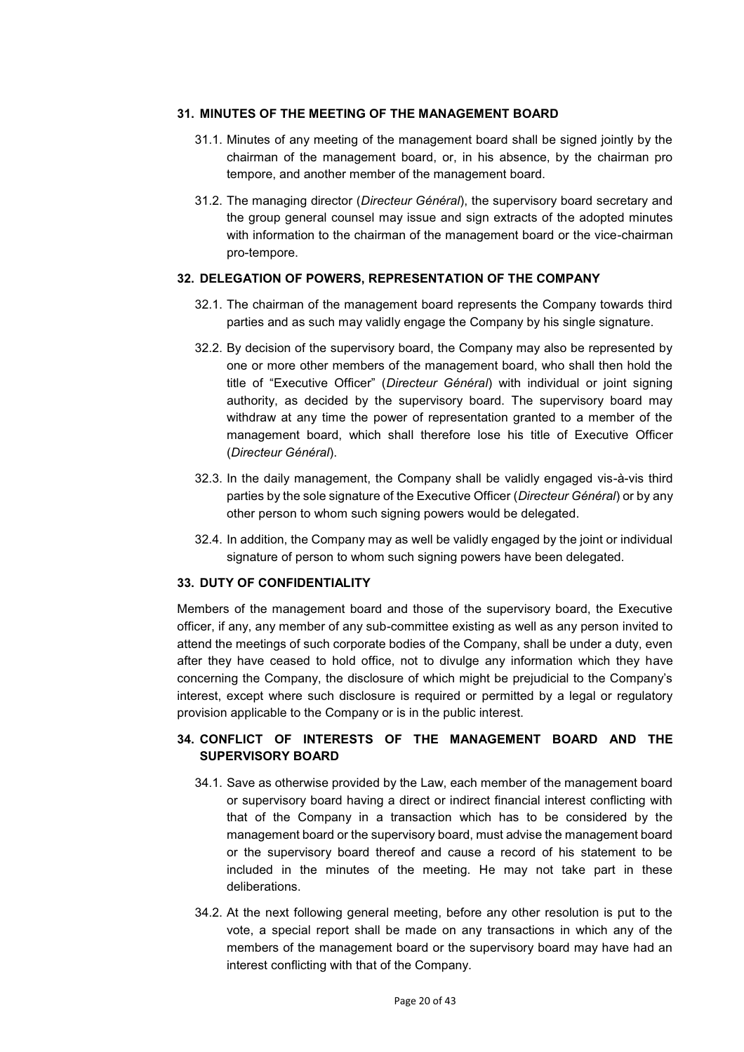## 31. MINUTES OF THE MEETING OF THE MANAGEMENT BOARD

31.1. Minutes of any meeting of the management board shall be signed jointly by the chairman of the management board, or, in his absence, by the chairman pro tempore, and another member of the management board.

31.2. The managing director (*Directeur Général*), the supervisory board secretary and the group general counsel may issue and sign extracts of the adopted minutes with information to the chairman of the management board or the vice-chairman pro-tempore.

## 32. DELEGATION OF POWERS, REPRESENTATION OF THE COMPANY

32.1. The chairman of the management board represents the Company towards third parties and as such may validly engage the Company by his single signature.

32.2. By decision of the supervisory board, the Company may also be represented by one or more other members of the management board, who shall then hold the title of "Executive Officer" (*Directeur Général*) with individual or joint signing authority, as decided by the supervisory board. The supervisory board may withdraw at any time the power of representation granted to a member of the management board, which shall therefore lose his title of Executive Officer (*Directeur Général*).

32.3. In the daily management, the Company shall be validly engaged vis-à-vis third parties by the sole signature of the Executive Officer (*Directeur Général*) or by any other person to whom such signing powers would be delegated.

32.4. In addition, the Company may as well be validly engaged by the joint or individual signature of person to whom such signing powers have been delegated.

## 33. DUTY OF CONFIDENTIALITY

Members of the management board and those of the supervisory board, the Executive officer, if any, any member of any sub-committee existing as well as any person invited to attend the meetings of such corporate bodies of the Company, shall be under a duty, even after they have ceased to hold office, not to divulge any information which they have concerning the Company, the disclosure of which might be prejudicial to the Company's interest, except where such disclosure is required or permitted by a legal or regulatory provision applicable to the Company or is in the public interest.

## 34. CONFLICT OF INTERESTS OF THE MANAGEMENT BOARD AND THE SUPERVISORY BOARD

34.1. Save as otherwise provided by the Law, each member of the management board or supervisory board having a direct or indirect financial interest conflicting with that of the Company in a transaction which has to be considered by the management board or the supervisory board, must advise the management board or the supervisory board thereof and cause a record of his statement to be included in the minutes of the meeting. He may not take part in these deliberations.

34.2. At the next following general meeting, before any other resolution is put to the vote, a special report shall be made on any transactions in which any of the members of the management board or the supervisory board may have had an interest conflicting with that of the Company.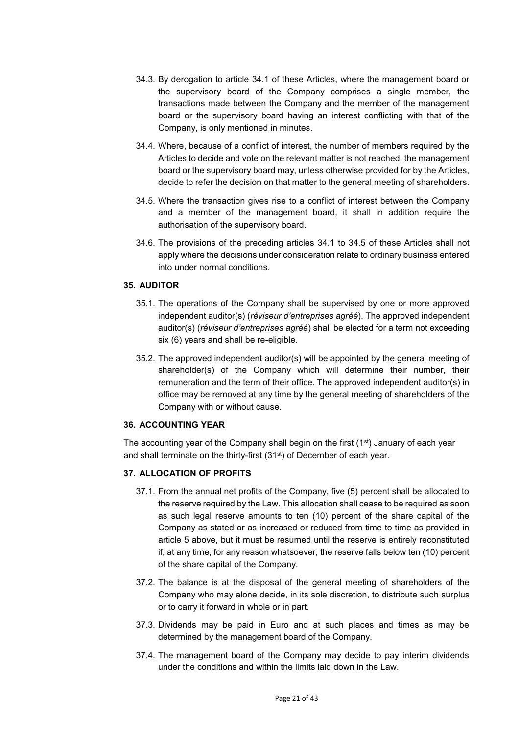34.3. By derogation to article 34.1 of these Articles, where the management board or the supervisory board of the Company comprises a single member, the transactions made between the Company and the member of the management board or the supervisory board having an interest conflicting with that of the Company, is only mentioned in minutes.

34.4. Where, because of a conflict of interest, the number of members required by the Articles to decide and vote on the relevant matter is not reached, the management board or the supervisory board may, unless otherwise provided for by the Articles, decide to refer the decision on that matter to the general meeting of shareholders.

34.5. Where the transaction gives rise to a conflict of interest between the Company and a member of the management board, it shall in addition require the authorisation of the supervisory board.

34.6. The provisions of the preceding articles 34.1 to 34.5 of these Articles shall not apply where the decisions under consideration relate to ordinary business entered into under normal conditions.

## 35. AUDITOR

35.1. The operations of the Company shall be supervised by one or more approved independent auditor(s) (*réviseur d'entreprises agréé*). The approved independent auditor(s) (*réviseur d'entreprises agréé*) shall be elected for a term not exceeding six (6) years and shall be re-eligible.

35.2. The approved independent auditor(s) will be appointed by the general meeting of shareholder(s) of the Company which will determine their number, their remuneration and the term of their office. The approved independent auditor(s) in office may be removed at any time by the general meeting of shareholders of the Company with or without cause.

## 36. ACCOUNTING YEAR

The accounting year of the Company shall begin on the first (1st) January of each year and shall terminate on the thirty-first (31st) of December of each year.

## 37. ALLOCATION OF PROFITS

37.1. From the annual net profits of the Company, five (5) percent shall be allocated to the reserve required by the Law. This allocation shall cease to be required as soon as such legal reserve amounts to ten (10) percent of the share capital of the Company as stated or as increased or reduced from time to time as provided in article 5 above, but it must be resumed until the reserve is entirely reconstituted if, at any time, for any reason whatsoever, the reserve falls below ten (10) percent of the share capital of the Company.

37.2. The balance is at the disposal of the general meeting of shareholders of the Company who may alone decide, in its sole discretion, to distribute such surplus or to carry it forward in whole or in part.

37.3. Dividends may be paid in Euro and at such places and times as may be determined by the management board of the Company.

37.4. The management board of the Company may decide to pay interim dividends under the conditions and within the limits laid down in the Law.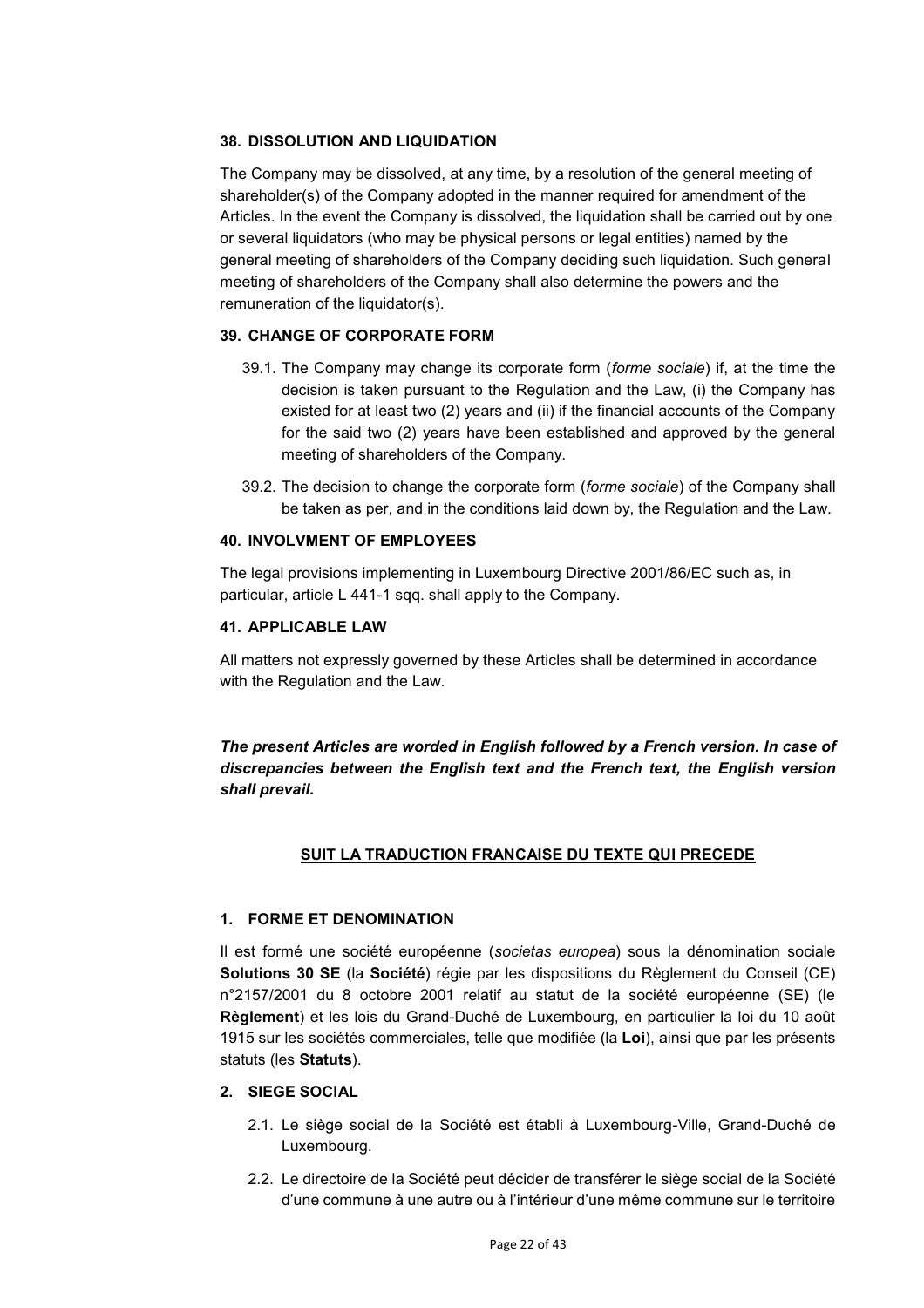### 38. DISSOLUTION AND LIQUIDATION

The Company may be dissolved, at any time, by a resolution of the general meeting of shareholder(s) of the Company adopted in the manner required for amendment of the Articles. In the event the Company is dissolved, the liquidation shall be carried out by one or several liquidators (who may be physical persons or legal entities) named by the general meeting of shareholders of the Company deciding such liquidation. Such general meeting of shareholders of the Company shall also determine the powers and the remuneration of the liquidator(s).

### 39. CHANGE OF CORPORATE FORM

39.1. The Company may change its corporate form (*forme sociale*) if, at the time the decision is taken pursuant to the Regulation and the Law, (i) the Company has existed for at least two (2) years and (ii) if the financial accounts of the Company for the said two (2) years have been established and approved by the general meeting of shareholders of the Company.

39.2. The decision to change the corporate form (*forme sociale*) of the Company shall be taken as per, and in the conditions laid down by, the Regulation and the Law.

### 40. INVOLVMENT OF EMPLOYEES

The legal provisions implementing in Luxembourg Directive 2001/86/EC such as, in particular, article L 441-1 sqq. shall apply to the Company.

### 41. APPLICABLE LAW

All matters not expressly governed by these Articles shall be determined in accordance with the Regulation and the Law.

***The present Articles are worded in English followed by a French version. In case of discrepancies between the English text and the French text, the English version shall prevail.***

**SUIT LA TRADUCTION FRANCAISE DU TEXTE QUI PRECEDE**

### 1. FORME ET DENOMINATION

Il est formé une société européenne (*societas europea*) sous la dénomination sociale **Solutions 30 SE** (la **Société**) régie par les dispositions du Règlement du Conseil (CE) n°2157/2001 du 8 octobre 2001 relatif au statut de la société européenne (SE) (le **Règlement**) et les lois du Grand-Duché de Luxembourg, en particulier la loi du 10 août 1915 sur les sociétés commerciales, telle que modifiée (la **Loi**), ainsi que par les présents statuts (les **Statuts**).

### 2. SIEGE SOCIAL

2.1. Le siège social de la Société est établi à Luxembourg-Ville, Grand-Duché de Luxembourg.

2.2. Le directoire de la Société peut décider de transférer le siège social de la Société d'une commune à une autre ou à l'intérieur d'une même commune sur le territoire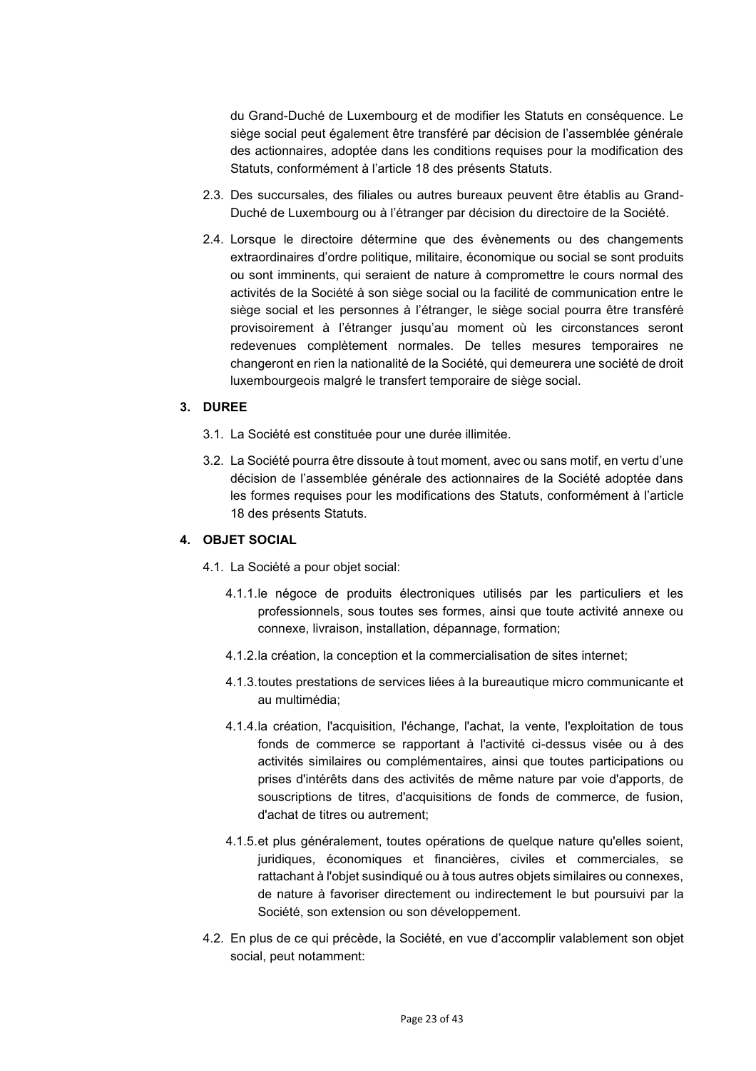du Grand-Duché de Luxembourg et de modifier les Statuts en conséquence. Le siège social peut également être transféré par décision de l'assemblée générale des actionnaires, adoptée dans les conditions requises pour la modification des Statuts, conformément à l'article 18 des présents Statuts.

2.3. Des succursales, des filiales ou autres bureaux peuvent être établis au Grand-Duché de Luxembourg ou à l'étranger par décision du directoire de la Société.

2.4. Lorsque le directoire détermine que des évènements ou des changements extraordinaires d'ordre politique, militaire, économique ou social se sont produits ou sont imminents, qui seraient de nature à compromettre le cours normal des activités de la Société à son siège social ou la facilité de communication entre le siège social et les personnes à l'étranger, le siège social pourra être transféré provisoirement à l'étranger jusqu'au moment où les circonstances seront redevenues complètement normales. De telles mesures temporaires ne changeront en rien la nationalité de la Société, qui demeurera une société de droit luxembourgeois malgré le transfert temporaire de siège social.

## 3. DUREE

3.1. La Société est constituée pour une durée illimitée.

3.2. La Société pourra être dissoute à tout moment, avec ou sans motif, en vertu d'une décision de l'assemblée générale des actionnaires de la Société adoptée dans les formes requises pour les modifications des Statuts, conformément à l'article 18 des présents Statuts.

## 4. OBJET SOCIAL

4.1. La Société a pour objet social:

4.1.1. le négoce de produits électroniques utilisés par les particuliers et les professionnels, sous toutes ses formes, ainsi que toute activité annexe ou connexe, livraison, installation, dépannage, formation;

4.1.2. la création, la conception et la commercialisation de sites internet;

4.1.3. toutes prestations de services liées à la bureautique micro communicante et au multimédia;

4.1.4. la création, l'acquisition, l'échange, l'achat, la vente, l'exploitation de tous fonds de commerce se rapportant à l'activité ci-dessus visée ou à des activités similaires ou complémentaires, ainsi que toutes participations ou prises d'intérêts dans des activités de même nature par voie d'apports, de souscriptions de titres, d'acquisitions de fonds de commerce, de fusion, d'achat de titres ou autrement;

4.1.5. et plus généralement, toutes opérations de quelque nature qu'elles soient, juridiques, économiques et financières, civiles et commerciales, se rattachant à l'objet susindiqué ou à tous autres objets similaires ou connexes, de nature à favoriser directement ou indirectement le but poursuivi par la Société, son extension ou son développement.

4.2. En plus de ce qui précède, la Société, en vue d'accomplir valablement son objet social, peut notamment: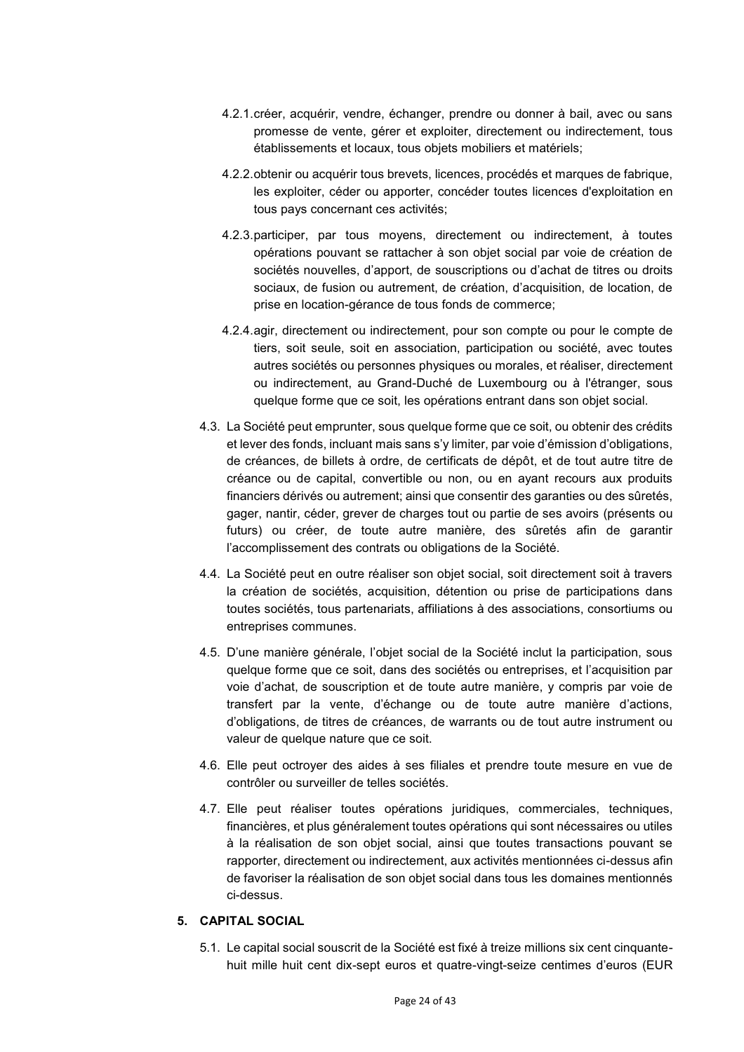4.2.1. créer, acquérir, vendre, échanger, prendre ou donner à bail, avec ou sans promesse de vente, gérer et exploiter, directement ou indirectement, tous établissements et locaux, tous objets mobiliers et matériels;

4.2.2. obtenir ou acquérir tous brevets, licences, procédés et marques de fabrique, les exploiter, céder ou apporter, concéder toutes licences d'exploitation en tous pays concernant ces activités;

4.2.3. participer, par tous moyens, directement ou indirectement, à toutes opérations pouvant se rattacher à son objet social par voie de création de sociétés nouvelles, d'apport, de souscriptions ou d'achat de titres ou droits sociaux, de fusion ou autrement, de création, d'acquisition, de location, de prise en location-gérance de tous fonds de commerce;

4.2.4. agir, directement ou indirectement, pour son compte ou pour le compte de tiers, soit seule, soit en association, participation ou société, avec toutes autres sociétés ou personnes physiques ou morales, et réaliser, directement ou indirectement, au Grand-Duché de Luxembourg ou à l'étranger, sous quelque forme que ce soit, les opérations entrant dans son objet social.

4.3. La Société peut emprunter, sous quelque forme que ce soit, ou obtenir des crédits et lever des fonds, incluant mais sans s'y limiter, par voie d'émission d'obligations, de créances, de billets à ordre, de certificats de dépôt, et de tout autre titre de créance ou de capital, convertible ou non, ou en ayant recours aux produits financiers dérivés ou autrement; ainsi que consentir des garanties ou des sûretés, gager, nantir, céder, grever de charges tout ou partie de ses avoirs (présents ou futurs) ou créer, de toute autre manière, des sûretés afin de garantir l'accomplissement des contrats ou obligations de la Société.

4.4. La Société peut en outre réaliser son objet social, soit directement soit à travers la création de sociétés, acquisition, détention ou prise de participations dans toutes sociétés, tous partenariats, affiliations à des associations, consortiums ou entreprises communes.

4.5. D'une manière générale, l'objet social de la Société inclut la participation, sous quelque forme que ce soit, dans des sociétés ou entreprises, et l'acquisition par voie d'achat, de souscription et de toute autre manière, y compris par voie de transfert par la vente, d'échange ou de toute autre manière d'actions, d'obligations, de titres de créances, de warrants ou de tout autre instrument ou valeur de quelque nature que ce soit.

4.6. Elle peut octroyer des aides à ses filiales et prendre toute mesure en vue de contrôler ou surveiller de telles sociétés.

4.7. Elle peut réaliser toutes opérations juridiques, commerciales, techniques, financières, et plus généralement toutes opérations qui sont nécessaires ou utiles à la réalisation de son objet social, ainsi que toutes transactions pouvant se rapporter, directement ou indirectement, aux activités mentionnées ci-dessus afin de favoriser la réalisation de son objet social dans tous les domaines mentionnés ci-dessus.

## 5. CAPITAL SOCIAL

5.1. Le capital social souscrit de la Société est fixé à treize millions six cent cinquante-huit mille huit cent dix-sept euros et quatre-vingt-seize centimes d'euros (EUR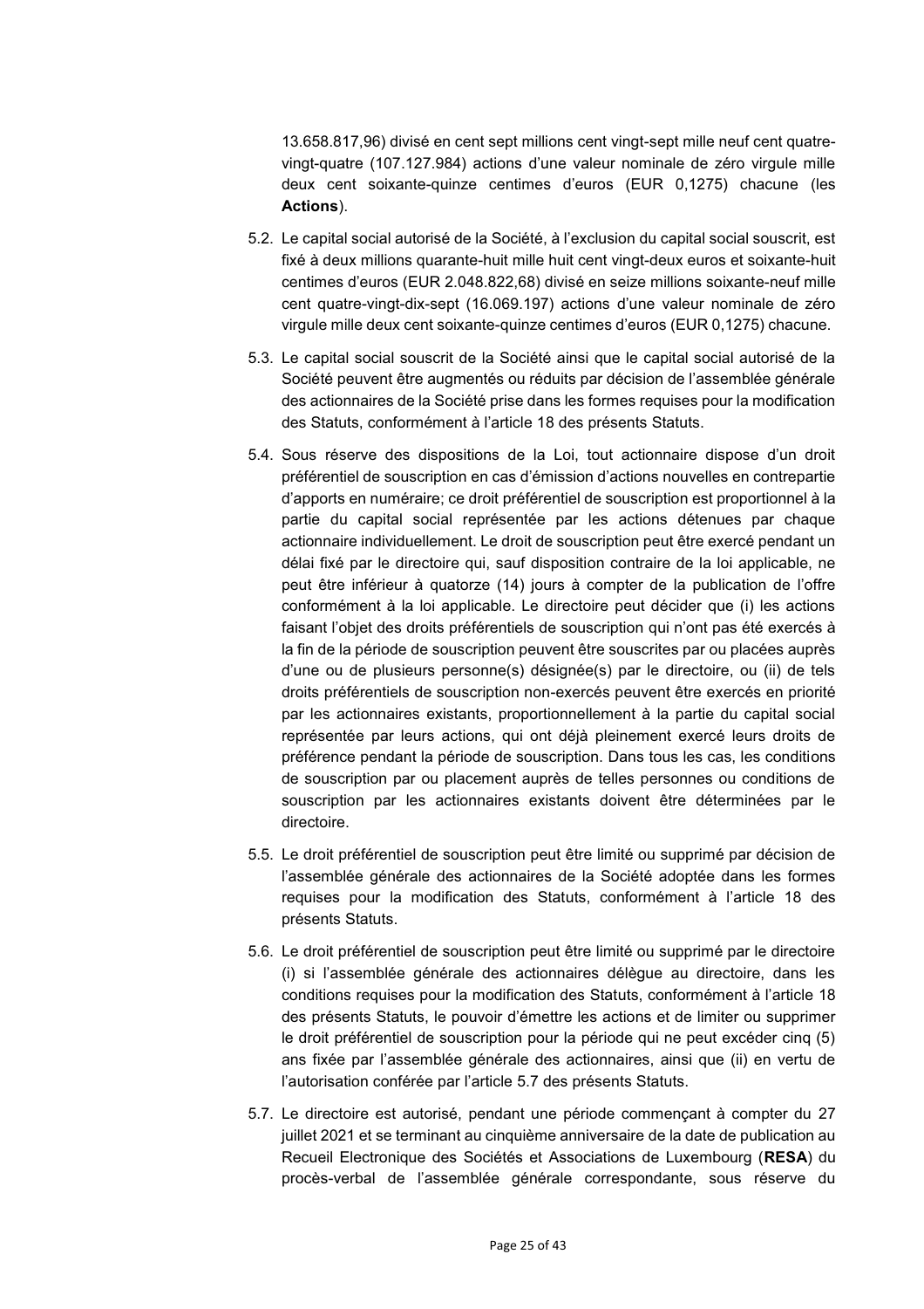13.658.817,96) divisé en cent sept millions cent vingt-sept mille neuf cent quatre-vingt-quatre (107.127.984) actions d'une valeur nominale de zéro virgule mille deux cent soixante-quinze centimes d'euros (EUR 0,1275) chacune (les **Actions**).

5.2. Le capital social autorisé de la Société, à l'exclusion du capital social souscrit, est fixé à deux millions quarante-huit mille huit cent vingt-deux euros et soixante-huit centimes d'euros (EUR 2.048.822,68) divisé en seize millions soixante-neuf mille cent quatre-vingt-dix-sept (16.069.197) actions d'une valeur nominale de zéro virgule mille deux cent soixante-quinze centimes d'euros (EUR 0,1275) chacune.

5.3. Le capital social souscrit de la Société ainsi que le capital social autorisé de la Société peuvent être augmentés ou réduits par décision de l'assemblée générale des actionnaires de la Société prise dans les formes requises pour la modification des Statuts, conformément à l'article 18 des présents Statuts.

5.4. Sous réserve des dispositions de la Loi, tout actionnaire dispose d'un droit préférentiel de souscription en cas d'émission d'actions nouvelles en contrepartie d'apports en numéraire; ce droit préférentiel de souscription est proportionnel à la partie du capital social représentée par les actions détenues par chaque actionnaire individuellement. Le droit de souscription peut être exercé pendant un délai fixé par le directoire qui, sauf disposition contraire de la loi applicable, ne peut être inférieur à quatorze (14) jours à compter de la publication de l'offre conformément à la loi applicable. Le directoire peut décider que (i) les actions faisant l'objet des droits préférentiels de souscription qui n'ont pas été exercés à la fin de la période de souscription peuvent être souscrites par ou placées auprès d'une ou de plusieurs personne(s) désignée(s) par le directoire, ou (ii) de tels droits préférentiels de souscription non-exercés peuvent être exercés en priorité par les actionnaires existants, proportionnellement à la partie du capital social représentée par leurs actions, qui ont déjà pleinement exercé leurs droits de préférence pendant la période de souscription. Dans tous les cas, les conditions de souscription par ou placement auprès de telles personnes ou conditions de souscription par les actionnaires existants doivent être déterminées par le directoire.

5.5. Le droit préférentiel de souscription peut être limité ou supprimé par décision de l'assemblée générale des actionnaires de la Société adoptée dans les formes requises pour la modification des Statuts, conformément à l'article 18 des présents Statuts.

5.6. Le droit préférentiel de souscription peut être limité ou supprimé par le directoire (i) si l'assemblée générale des actionnaires délègue au directoire, dans les conditions requises pour la modification des Statuts, conformément à l'article 18 des présents Statuts, le pouvoir d'émettre les actions et de limiter ou supprimer le droit préférentiel de souscription pour la période qui ne peut excéder cinq (5) ans fixée par l'assemblée générale des actionnaires, ainsi que (ii) en vertu de l'autorisation conférée par l'article 5.7 des présents Statuts.

5.7. Le directoire est autorisé, pendant une période commençant à compter du 27 juillet 2021 et se terminant au cinquième anniversaire de la date de publication au Recueil Electronique des Sociétés et Associations de Luxembourg (**RESA**) du procès-verbal de l'assemblée générale correspondante, sous réserve du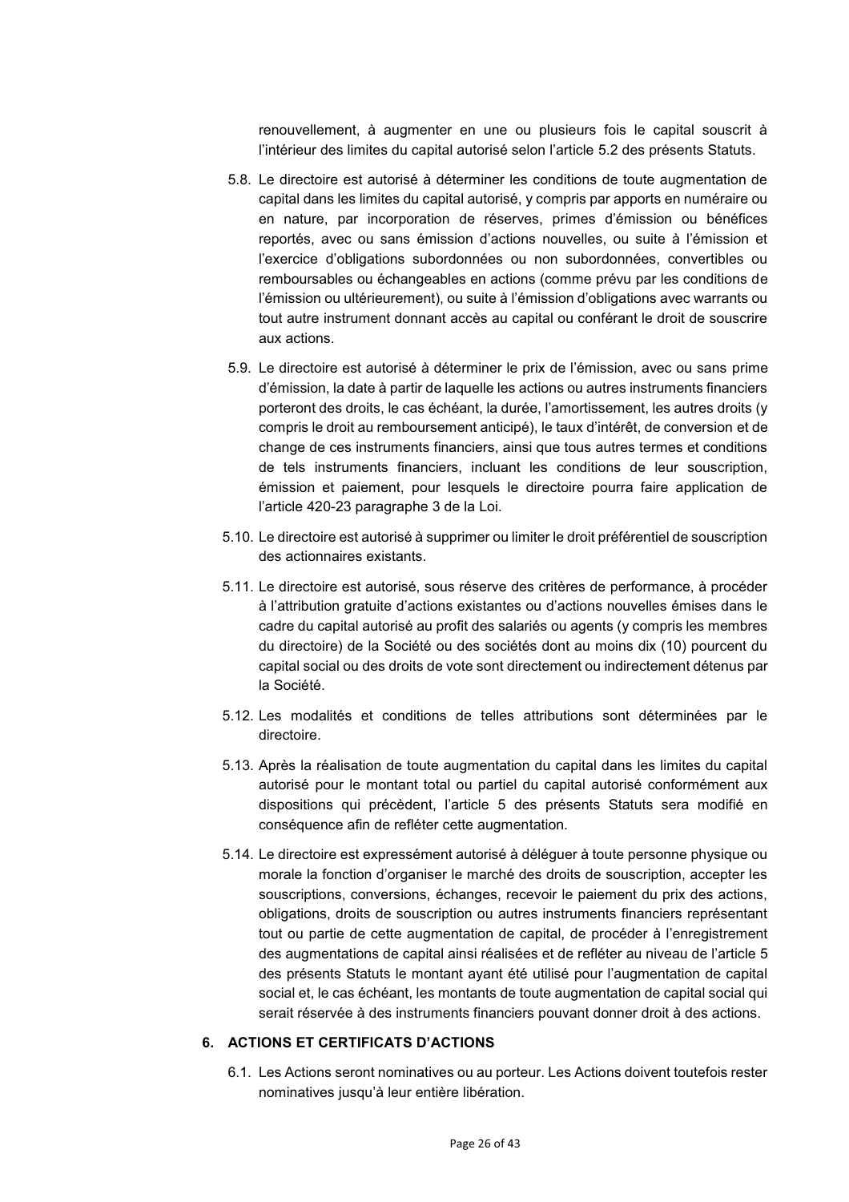renouvellement, à augmenter en une ou plusieurs fois le capital souscrit à l'intérieur des limites du capital autorisé selon l'article 5.2 des présents Statuts.

5.8. Le directoire est autorisé à déterminer les conditions de toute augmentation de capital dans les limites du capital autorisé, y compris par apports en numéraire ou en nature, par incorporation de réserves, primes d'émission ou bénéfices reportés, avec ou sans émission d'actions nouvelles, ou suite à l'émission et l'exercice d'obligations subordonnées ou non subordonnées, convertibles ou remboursables ou échangeables en actions (comme prévu par les conditions de l'émission ou ultérieurement), ou suite à l'émission d'obligations avec warrants ou tout autre instrument donnant accès au capital ou conférant le droit de souscrire aux actions.

5.9. Le directoire est autorisé à déterminer le prix de l'émission, avec ou sans prime d'émission, la date à partir de laquelle les actions ou autres instruments financiers porteront des droits, le cas échéant, la durée, l'amortissement, les autres droits (y compris le droit au remboursement anticipé), le taux d'intérêt, de conversion et de change de ces instruments financiers, ainsi que tous autres termes et conditions de tels instruments financiers, incluant les conditions de leur souscription, émission et paiement, pour lesquels le directoire pourra faire application de l'article 420-23 paragraphe 3 de la Loi.

5.10. Le directoire est autorisé à supprimer ou limiter le droit préférentiel de souscription des actionnaires existants.

5.11. Le directoire est autorisé, sous réserve des critères de performance, à procéder à l'attribution gratuite d'actions existantes ou d'actions nouvelles émises dans le cadre du capital autorisé au profit des salariés ou agents (y compris les membres du directoire) de la Société ou des sociétés dont au moins dix (10) pourcent du capital social ou des droits de vote sont directement ou indirectement détenus par la Société.

5.12. Les modalités et conditions de telles attributions sont déterminées par le directoire.

5.13. Après la réalisation de toute augmentation du capital dans les limites du capital autorisé pour le montant total ou partiel du capital autorisé conformément aux dispositions qui précèdent, l'article 5 des présents Statuts sera modifié en conséquence afin de refléter cette augmentation.

5.14. Le directoire est expressément autorisé à déléguer à toute personne physique ou morale la fonction d'organiser le marché des droits de souscription, accepter les souscriptions, conversions, échanges, recevoir le paiement du prix des actions, obligations, droits de souscription ou autres instruments financiers représentant tout ou partie de cette augmentation de capital, de procéder à l'enregistrement des augmentations de capital ainsi réalisées et de refléter au niveau de l'article 5 des présents Statuts le montant ayant été utilisé pour l'augmentation de capital social et, le cas échéant, les montants de toute augmentation de capital social qui serait réservée à des instruments financiers pouvant donner droit à des actions.

## 6. ACTIONS ET CERTIFICATS D'ACTIONS

6.1. Les Actions seront nominatives ou au porteur. Les Actions doivent toutefois rester nominatives jusqu'à leur entière libération.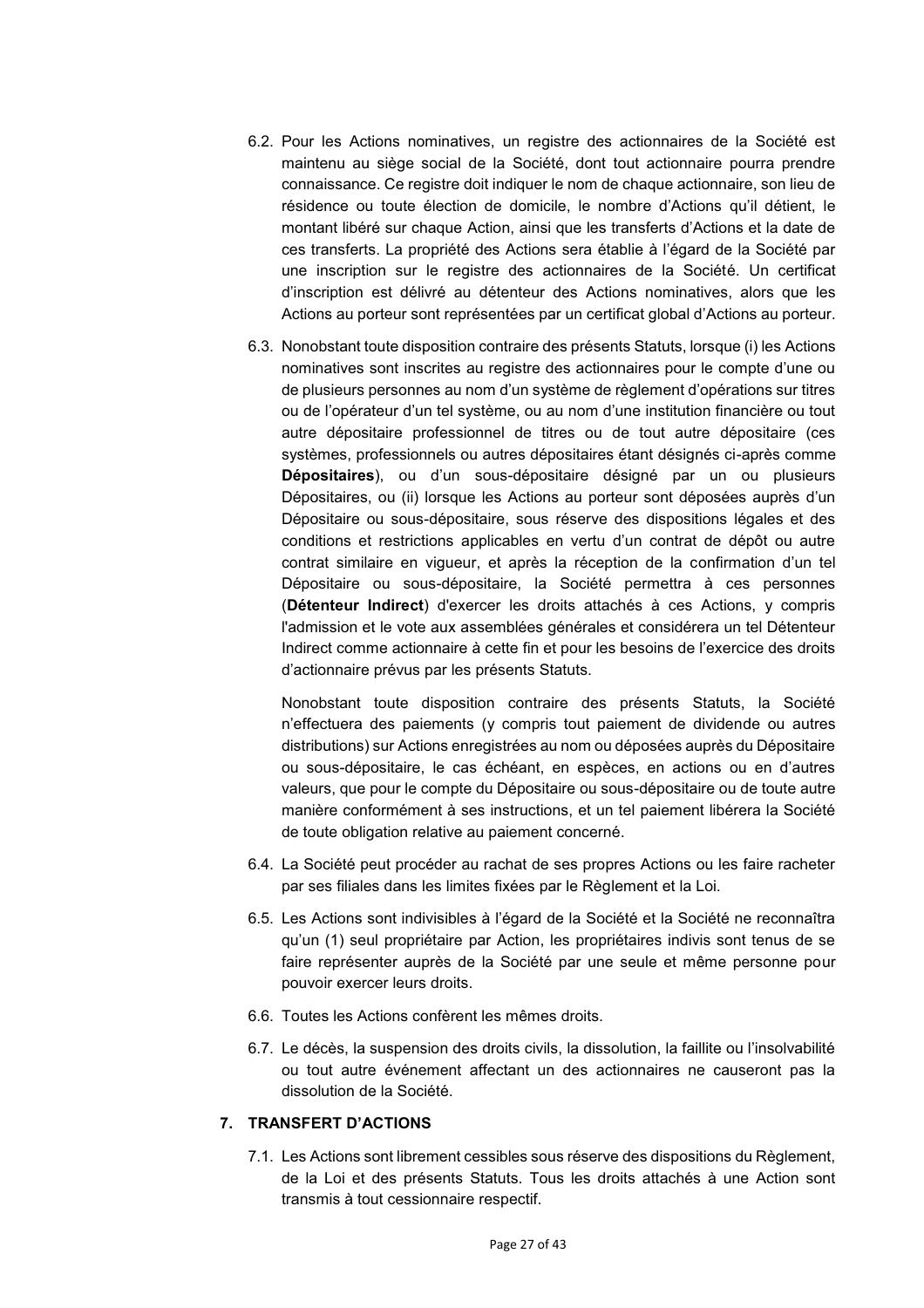6.2. Pour les Actions nominatives, un registre des actionnaires de la Société est maintenu au siège social de la Société, dont tout actionnaire pourra prendre connaissance. Ce registre doit indiquer le nom de chaque actionnaire, son lieu de résidence ou toute élection de domicile, le nombre d'Actions qu'il détient, le montant libéré sur chaque Action, ainsi que les transferts d'Actions et la date de ces transferts. La propriété des Actions sera établie à l'égard de la Société par une inscription sur le registre des actionnaires de la Société. Un certificat d'inscription est délivré au détenteur des Actions nominatives, alors que les Actions au porteur sont représentées par un certificat global d'Actions au porteur.

6.3. Nonobstant toute disposition contraire des présents Statuts, lorsque (i) les Actions nominatives sont inscrites au registre des actionnaires pour le compte d'une ou de plusieurs personnes au nom d'un système de règlement d'opérations sur titres ou de l'opérateur d'un tel système, ou au nom d'une institution financière ou tout autre dépositaire professionnel de titres ou de tout autre dépositaire (ces systèmes, professionnels ou autres dépositaires étant désignés ci-après comme **Dépositaires**), ou d'un sous-dépositaire désigné par un ou plusieurs Dépositaires, ou (ii) lorsque les Actions au porteur sont déposées auprès d'un Dépositaire ou sous-dépositaire, sous réserve des dispositions légales et des conditions et restrictions applicables en vertu d'un contrat de dépôt ou autre contrat similaire en vigueur, et après la réception de la confirmation d'un tel Dépositaire ou sous-dépositaire, la Société permettra à ces personnes (**Détenteur Indirect**) d'exercer les droits attachés à ces Actions, y compris l'admission et le vote aux assemblées générales et considérera un tel Détenteur Indirect comme actionnaire à cette fin et pour les besoins de l'exercice des droits d'actionnaire prévus par les présents Statuts.

Nonobstant toute disposition contraire des présents Statuts, la Société n'effectuera des paiements (y compris tout paiement de dividende ou autres distributions) sur Actions enregistrées au nom ou déposées auprès du Dépositaire ou sous-dépositaire, le cas échéant, en espèces, en actions ou en d'autres valeurs, que pour le compte du Dépositaire ou sous-dépositaire ou de toute autre manière conformément à ses instructions, et un tel paiement libérera la Société de toute obligation relative au paiement concerné.

6.4. La Société peut procéder au rachat de ses propres Actions ou les faire racheter par ses filiales dans les limites fixées par le Règlement et la Loi.

6.5. Les Actions sont indivisibles à l'égard de la Société et la Société ne reconnaîtra qu'un (1) seul propriétaire par Action, les propriétaires indivis sont tenus de se faire représenter auprès de la Société par une seule et même personne pour pouvoir exercer leurs droits.

6.6. Toutes les Actions confèrent les mêmes droits.

6.7. Le décès, la suspension des droits civils, la dissolution, la faillite ou l'insolvabilité ou tout autre événement affectant un des actionnaires ne causeront pas la dissolution de la Société.

## 7. TRANSFERT D'ACTIONS

7.1. Les Actions sont librement cessibles sous réserve des dispositions du Règlement, de la Loi et des présents Statuts. Tous les droits attachés à une Action sont transmis à tout cessionnaire respectif.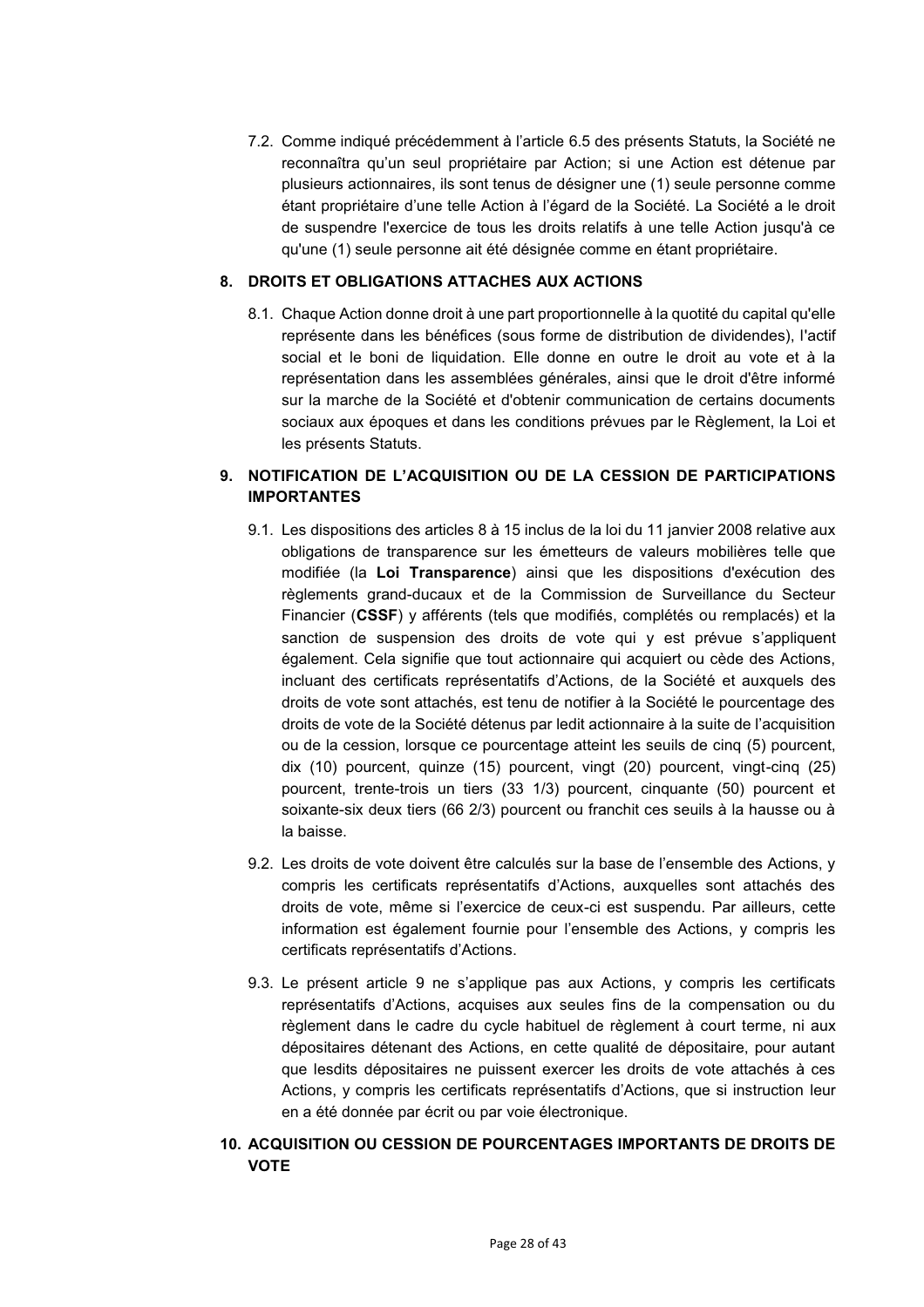7.2. Comme indiqué précédemment à l'article 6.5 des présents Statuts, la Société ne reconnaîtra qu'un seul propriétaire par Action; si une Action est détenue par plusieurs actionnaires, ils sont tenus de désigner une (1) seule personne comme étant propriétaire d'une telle Action à l'égard de la Société. La Société a le droit de suspendre l'exercice de tous les droits relatifs à une telle Action jusqu'à ce qu'une (1) seule personne ait été désignée comme en étant propriétaire.

## 8. DROITS ET OBLIGATIONS ATTACHES AUX ACTIONS

8.1. Chaque Action donne droit à une part proportionnelle à la quotité du capital qu'elle représente dans les bénéfices (sous forme de distribution de dividendes), l'actif social et le boni de liquidation. Elle donne en outre le droit au vote et à la représentation dans les assemblées générales, ainsi que le droit d'être informé sur la marche de la Société et d'obtenir communication de certains documents sociaux aux époques et dans les conditions prévues par le Règlement, la Loi et les présents Statuts.

## 9. NOTIFICATION DE L'ACQUISITION OU DE LA CESSION DE PARTICIPATIONS IMPORTANTES

9.1. Les dispositions des articles 8 à 15 inclus de la loi du 11 janvier 2008 relative aux obligations de transparence sur les émetteurs de valeurs mobilières telle que modifiée (la **Loi Transparence**) ainsi que les dispositions d'exécution des règlements grand-ducaux et de la Commission de Surveillance du Secteur Financier (**CSSF**) y afférents (tels que modifiés, complétés ou remplacés) et la sanction de suspension des droits de vote qui y est prévue s'appliquent également. Cela signifie que tout actionnaire qui acquiert ou cède des Actions, incluant des certificats représentatifs d'Actions, de la Société et auxquels des droits de vote sont attachés, est tenu de notifier à la Société le pourcentage des droits de vote de la Société détenus par ledit actionnaire à la suite de l'acquisition ou de la cession, lorsque ce pourcentage atteint les seuils de cinq (5) pourcent, dix (10) pourcent, quinze (15) pourcent, vingt (20) pourcent, vingt-cinq (25) pourcent, trente-trois un tiers (33 1/3) pourcent, cinquante (50) pourcent et soixante-six deux tiers (66 2/3) pourcent ou franchit ces seuils à la hausse ou à la baisse.

9.2. Les droits de vote doivent être calculés sur la base de l'ensemble des Actions, y compris les certificats représentatifs d'Actions, auxquelles sont attachés des droits de vote, même si l'exercice de ceux-ci est suspendu. Par ailleurs, cette information est également fournie pour l'ensemble des Actions, y compris les certificats représentatifs d'Actions.

9.3. Le présent article 9 ne s'applique pas aux Actions, y compris les certificats représentatifs d'Actions, acquises aux seules fins de la compensation ou du règlement dans le cadre du cycle habituel de règlement à court terme, ni aux dépositaires détenant des Actions, en cette qualité de dépositaire, pour autant que lesdits dépositaires ne puissent exercer les droits de vote attachés à ces Actions, y compris les certificats représentatifs d'Actions, que si instruction leur en a été donnée par écrit ou par voie électronique.

## 10. ACQUISITION OU CESSION DE POURCENTAGES IMPORTANTS DE DROITS DE VOTE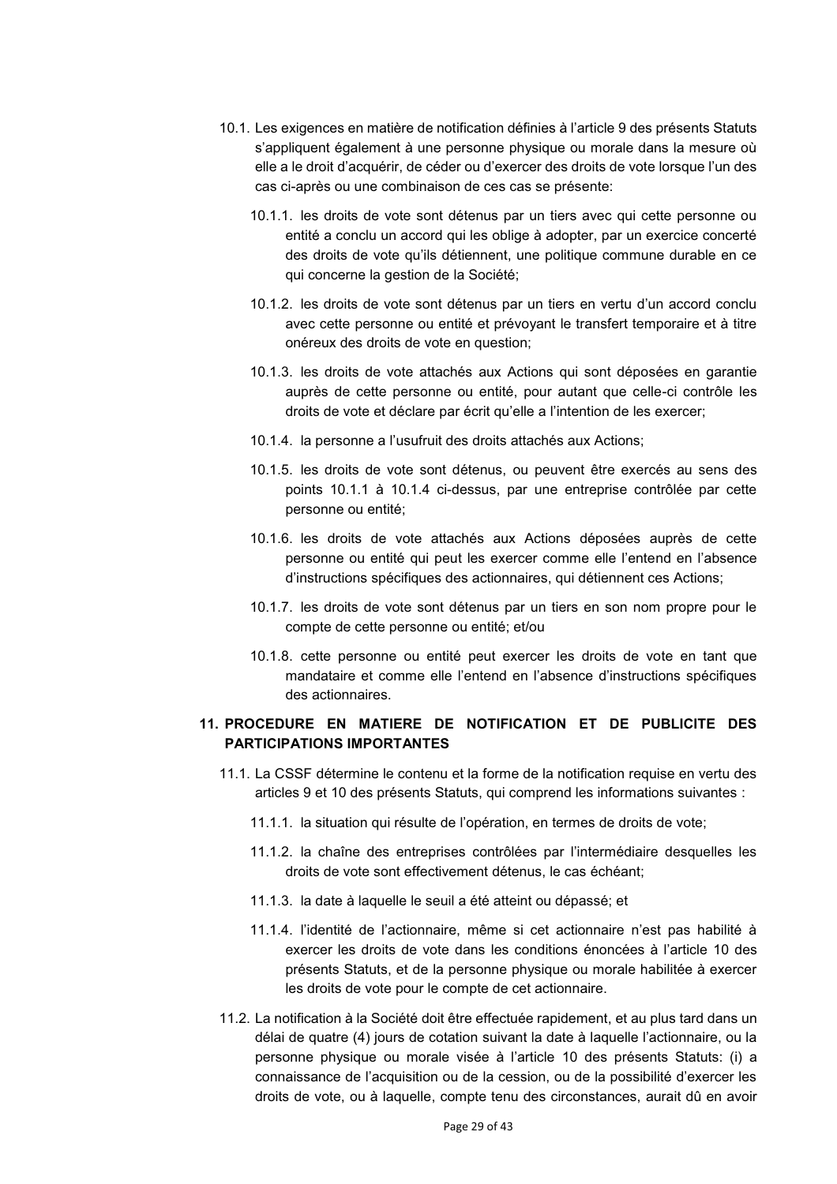10.1. Les exigences en matière de notification définies à l'article 9 des présents Statuts s'appliquent également à une personne physique ou morale dans la mesure où elle a le droit d'acquérir, de céder ou d'exercer des droits de vote lorsque l'un des cas ci-après ou une combinaison de ces cas se présente:

10.1.1. les droits de vote sont détenus par un tiers avec qui cette personne ou entité a conclu un accord qui les oblige à adopter, par un exercice concerté des droits de vote qu'ils détiennent, une politique commune durable en ce qui concerne la gestion de la Société;

10.1.2. les droits de vote sont détenus par un tiers en vertu d'un accord conclu avec cette personne ou entité et prévoyant le transfert temporaire et à titre onéreux des droits de vote en question;

10.1.3. les droits de vote attachés aux Actions qui sont déposées en garantie auprès de cette personne ou entité, pour autant que celle-ci contrôle les droits de vote et déclare par écrit qu'elle a l'intention de les exercer;

10.1.4. la personne a l'usufruit des droits attachés aux Actions;

10.1.5. les droits de vote sont détenus, ou peuvent être exercés au sens des points 10.1.1 à 10.1.4 ci-dessus, par une entreprise contrôlée par cette personne ou entité;

10.1.6. les droits de vote attachés aux Actions déposées auprès de cette personne ou entité qui peut les exercer comme elle l'entend en l'absence d'instructions spécifiques des actionnaires, qui détiennent ces Actions;

10.1.7. les droits de vote sont détenus par un tiers en son nom propre pour le compte de cette personne ou entité; et/ou

10.1.8. cette personne ou entité peut exercer les droits de vote en tant que mandataire et comme elle l'entend en l'absence d'instructions spécifiques des actionnaires.

## 11. PROCEDURE EN MATIERE DE NOTIFICATION ET DE PUBLICITE DES PARTICIPATIONS IMPORTANTES

11.1. La CSSF détermine le contenu et la forme de la notification requise en vertu des articles 9 et 10 des présents Statuts, qui comprend les informations suivantes :

11.1.1. la situation qui résulte de l'opération, en termes de droits de vote;

11.1.2. la chaîne des entreprises contrôlées par l'intermédiaire desquelles les droits de vote sont effectivement détenus, le cas échéant;

11.1.3. la date à laquelle le seuil a été atteint ou dépassé; et

11.1.4. l'identité de l'actionnaire, même si cet actionnaire n'est pas habilité à exercer les droits de vote dans les conditions énoncées à l'article 10 des présents Statuts, et de la personne physique ou morale habilitée à exercer les droits de vote pour le compte de cet actionnaire.

11.2. La notification à la Société doit être effectuée rapidement, et au plus tard dans un délai de quatre (4) jours de cotation suivant la date à laquelle l'actionnaire, ou la personne physique ou morale visée à l'article 10 des présents Statuts: (i) a connaissance de l'acquisition ou de la cession, ou de la possibilité d'exercer les droits de vote, ou à laquelle, compte tenu des circonstances, aurait dû en avoir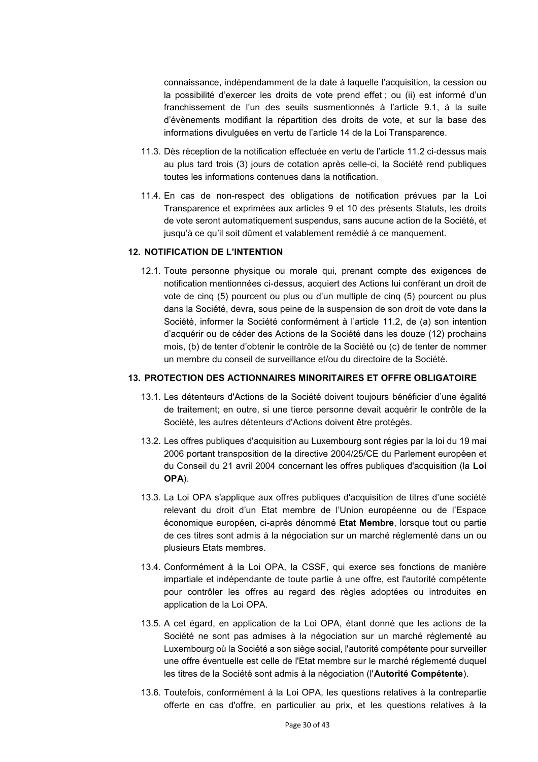connaissance, indépendamment de la date à laquelle l'acquisition, la cession ou la possibilité d'exercer les droits de vote prend effet ; ou (ii) est informé d'un franchissement de l'un des seuils susmentionnés à l'article 9.1, à la suite d'évènements modifiant la répartition des droits de vote, et sur la base des informations divulguées en vertu de l'article 14 de la Loi Transparence.

11.3. Dès réception de la notification effectuée en vertu de l'article 11.2 ci-dessus mais au plus tard trois (3) jours de cotation après celle-ci, la Société rend publiques toutes les informations contenues dans la notification.

11.4. En cas de non-respect des obligations de notification prévues par la Loi Transparence et exprimées aux articles 9 et 10 des présents Statuts, les droits de vote seront automatiquement suspendus, sans aucune action de la Société, et jusqu'à ce qu'il soit dûment et valablement remédié à ce manquement.

## 12. NOTIFICATION DE L'INTENTION

12.1. Toute personne physique ou morale qui, prenant compte des exigences de notification mentionnées ci-dessus, acquiert des Actions lui conférant un droit de vote de cinq (5) pourcent ou plus ou d'un multiple de cinq (5) pourcent ou plus dans la Société, devra, sous peine de la suspension de son droit de vote dans la Société, informer la Société conformément à l'article 11.2, de (a) son intention d'acquérir ou de céder des Actions de la Société dans les douze (12) prochains mois, (b) de tenter d'obtenir le contrôle de la Société ou (c) de tenter de nommer un membre du conseil de surveillance et/ou du directoire de la Société.

## 13. PROTECTION DES ACTIONNAIRES MINORITAIRES ET OFFRE OBLIGATOIRE

13.1. Les détenteurs d'Actions de la Société doivent toujours bénéficier d'une égalité de traitement; en outre, si une tierce personne devait acquérir le contrôle de la Société, les autres détenteurs d'Actions doivent être protégés.

13.2. Les offres publiques d'acquisition au Luxembourg sont régies par la loi du 19 mai 2006 portant transposition de la directive 2004/25/CE du Parlement européen et du Conseil du 21 avril 2004 concernant les offres publiques d'acquisition (la **Loi OPA**).

13.3. La Loi OPA s'applique aux offres publiques d'acquisition de titres d'une société relevant du droit d'un Etat membre de l'Union européenne ou de l'Espace économique européen, ci-après dénommé **Etat Membre**, lorsque tout ou partie de ces titres sont admis à la négociation sur un marché réglementé dans un ou plusieurs Etats membres.

13.4. Conformément à la Loi OPA, la CSSF, qui exerce ses fonctions de manière impartiale et indépendante de toute partie à une offre, est l'autorité compétente pour contrôler les offres au regard des règles adoptées ou introduites en application de la Loi OPA.

13.5. A cet égard, en application de la Loi OPA, étant donné que les actions de la Société ne sont pas admises à la négociation sur un marché réglementé au Luxembourg où la Société a son siège social, l'autorité compétente pour surveiller une offre éventuelle est celle de l'Etat membre sur le marché réglementé duquel les titres de la Société sont admis à la négociation (l'**Autorité Compétente**).

13.6. Toutefois, conformément à la Loi OPA, les questions relatives à la contrepartie offerte en cas d'offre, en particulier au prix, et les questions relatives à la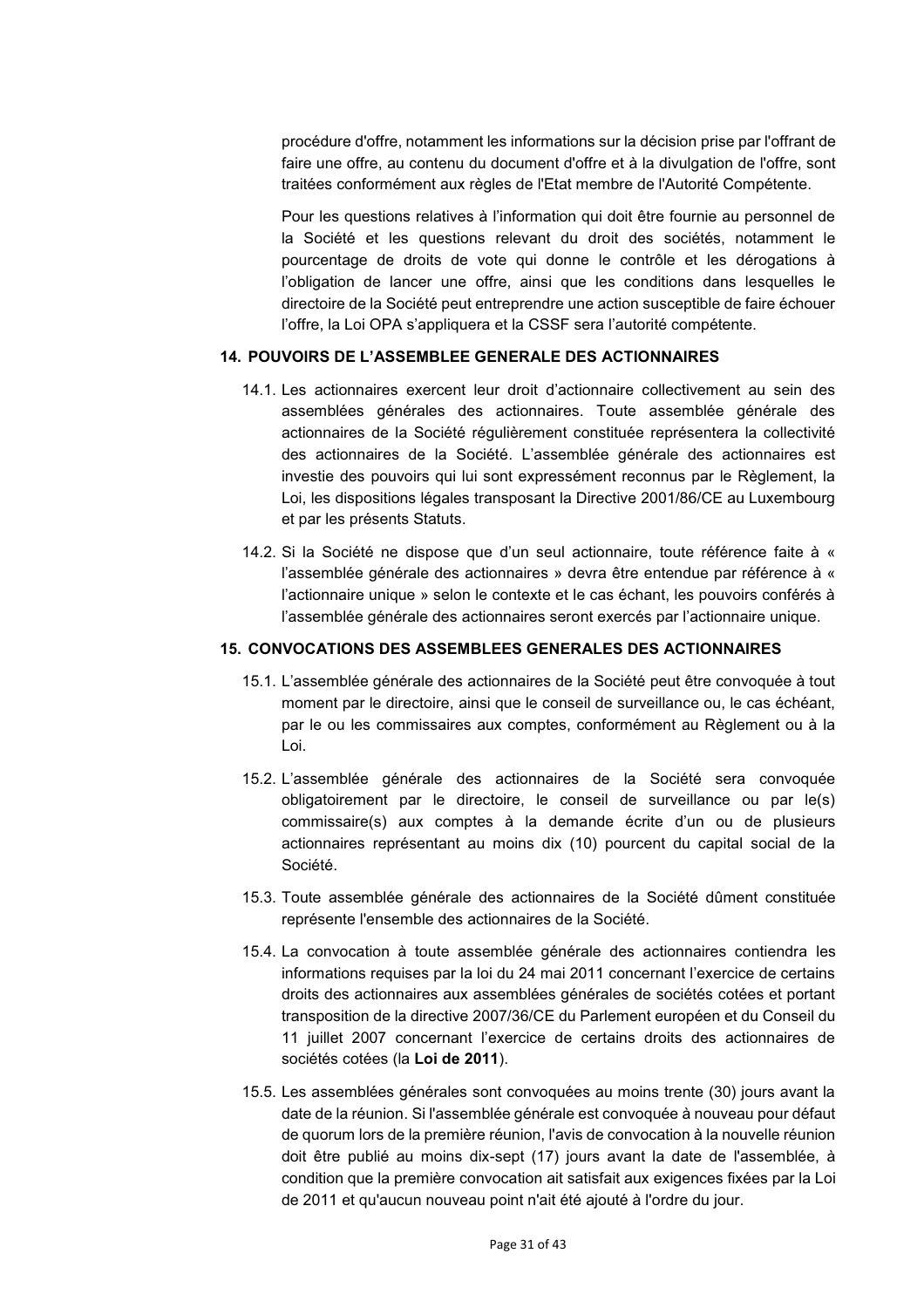procédure d'offre, notamment les informations sur la décision prise par l'offrant de faire une offre, au contenu du document d'offre et à la divulgation de l'offre, sont traitées conformément aux règles de l'Etat membre de l'Autorité Compétente.

Pour les questions relatives à l'information qui doit être fournie au personnel de la Société et les questions relevant du droit des sociétés, notamment le pourcentage de droits de vote qui donne le contrôle et les dérogations à l'obligation de lancer une offre, ainsi que les conditions dans lesquelles le directoire de la Société peut entreprendre une action susceptible de faire échouer l'offre, la Loi OPA s'appliquera et la CSSF sera l'autorité compétente.

## 14. POUVOIRS DE L'ASSEMBLEE GENERALE DES ACTIONNAIRES

14.1. Les actionnaires exercent leur droit d'actionnaire collectivement au sein des assemblées générales des actionnaires. Toute assemblée générale des actionnaires de la Société régulièrement constituée représentera la collectivité des actionnaires de la Société. L'assemblée générale des actionnaires est investie des pouvoirs qui lui sont expressément reconnus par le Règlement, la Loi, les dispositions légales transposant la Directive 2001/86/CE au Luxembourg et par les présents Statuts.

14.2. Si la Société ne dispose que d'un seul actionnaire, toute référence faite à « l'assemblée générale des actionnaires » devra être entendue par référence à « l'actionnaire unique » selon le contexte et le cas échant, les pouvoirs conférés à l'assemblée générale des actionnaires seront exercés par l'actionnaire unique.

## 15. CONVOCATIONS DES ASSEMBLEES GENERALES DES ACTIONNAIRES

15.1. L'assemblée générale des actionnaires de la Société peut être convoquée à tout moment par le directoire, ainsi que le conseil de surveillance ou, le cas échéant, par le ou les commissaires aux comptes, conformément au Règlement ou à la Loi.

15.2. L'assemblée générale des actionnaires de la Société sera convoquée obligatoirement par le directoire, le conseil de surveillance ou par le(s) commissaire(s) aux comptes à la demande écrite d'un ou de plusieurs actionnaires représentant au moins dix (10) pourcent du capital social de la Société.

15.3. Toute assemblée générale des actionnaires de la Société dûment constituée représente l'ensemble des actionnaires de la Société.

15.4. La convocation à toute assemblée générale des actionnaires contiendra les informations requises par la loi du 24 mai 2011 concernant l'exercice de certains droits des actionnaires aux assemblées générales de sociétés cotées et portant transposition de la directive 2007/36/CE du Parlement européen et du Conseil du 11 juillet 2007 concernant l'exercice de certains droits des actionnaires de sociétés cotées (la **Loi de 2011**).

15.5. Les assemblées générales sont convoquées au moins trente (30) jours avant la date de la réunion. Si l'assemblée générale est convoquée à nouveau pour défaut de quorum lors de la première réunion, l'avis de convocation à la nouvelle réunion doit être publié au moins dix-sept (17) jours avant la date de l'assemblée, à condition que la première convocation ait satisfait aux exigences fixées par la Loi de 2011 et qu'aucun nouveau point n'ait été ajouté à l'ordre du jour.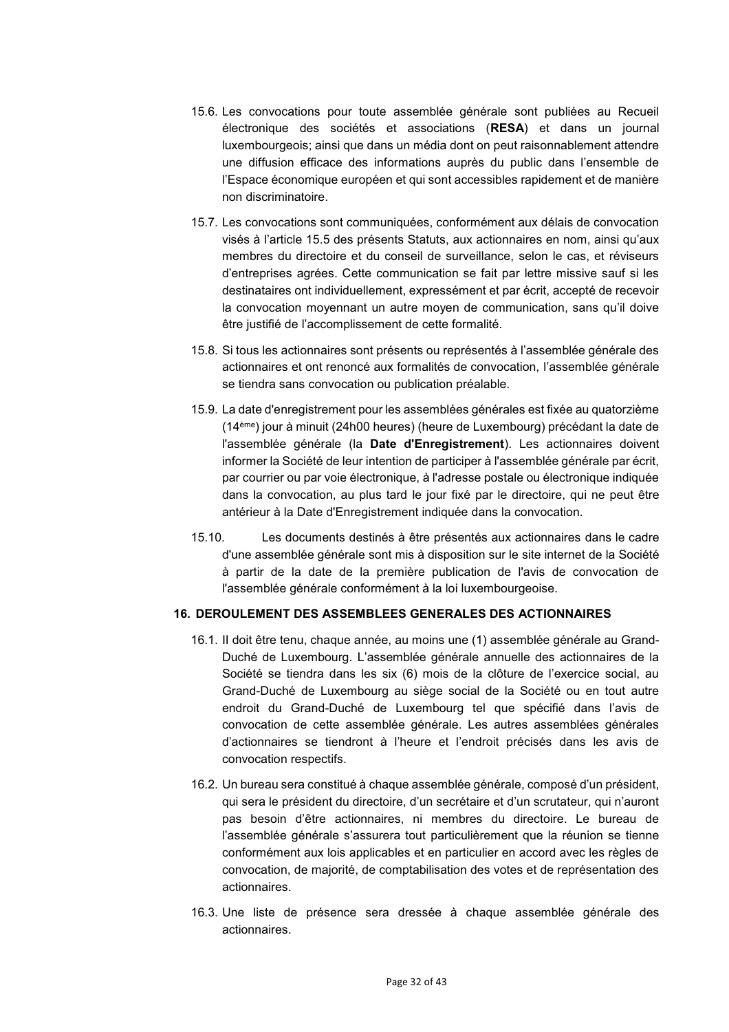15.6. Les convocations pour toute assemblée générale sont publiées au Recueil électronique des sociétés et associations (**RESA**) et dans un journal luxembourgeois; ainsi que dans un média dont on peut raisonnablement attendre une diffusion efficace des informations auprès du public dans l'ensemble de l'Espace économique européen et qui sont accessibles rapidement et de manière non discriminatoire.

15.7. Les convocations sont communiquées, conformément aux délais de convocation visés à l'article 15.5 des présents Statuts, aux actionnaires en nom, ainsi qu'aux membres du directoire et du conseil de surveillance, selon le cas, et réviseurs d'entreprises agréés. Cette communication se fait par lettre missive sauf si les destinataires ont individuellement, expressément et par écrit, accepté de recevoir la convocation moyennant un autre moyen de communication, sans qu'il doive être justifié de l'accomplissement de cette formalité.

15.8. Si tous les actionnaires sont présents ou représentés à l'assemblée générale des actionnaires et ont renoncé aux formalités de convocation, l'assemblée générale se tiendra sans convocation ou publication préalable.

15.9. La date d'enregistrement pour les assemblées générales est fixée au quatorzième (14ème) jour à minuit (24h00 heures) (heure de Luxembourg) précédant la date de l'assemblée générale (la **Date d'Enregistrement**). Les actionnaires doivent informer la Société de leur intention de participer à l'assemblée générale par écrit, par courrier ou par voie électronique, à l'adresse postale ou électronique indiquée dans la convocation, au plus tard le jour fixé par le directoire, qui ne peut être antérieur à la Date d'Enregistrement indiquée dans la convocation.

15.10. Les documents destinés à être présentés aux actionnaires dans le cadre d'une assemblée générale sont mis à disposition sur le site internet de la Société à partir de la date de la première publication de l'avis de convocation de l'assemblée générale conformément à la loi luxembourgeoise.

## 16. DEROULEMENT DES ASSEMBLEES GENERALES DES ACTIONNAIRES

16.1. Il doit être tenu, chaque année, au moins une (1) assemblée générale au Grand-Duché de Luxembourg. L'assemblée générale annuelle des actionnaires de la Société se tiendra dans les six (6) mois de la clôture de l'exercice social, au Grand-Duché de Luxembourg au siège social de la Société ou en tout autre endroit du Grand-Duché de Luxembourg tel que spécifié dans l'avis de convocation de cette assemblée générale. Les autres assemblées générales d'actionnaires se tiendront à l'heure et l'endroit précisés dans les avis de convocation respectifs.

16.2. Un bureau sera constitué à chaque assemblée générale, composé d'un président, qui sera le président du directoire, d'un secrétaire et d'un scrutateur, qui n'auront pas besoin d'être actionnaires, ni membres du directoire. Le bureau de l'assemblée générale s'assurera tout particulièrement que la réunion se tienne conformément aux lois applicables et en particulier en accord avec les règles de convocation, de majorité, de comptabilisation des votes et de représentation des actionnaires.

16.3. Une liste de présence sera dressée à chaque assemblée générale des actionnaires.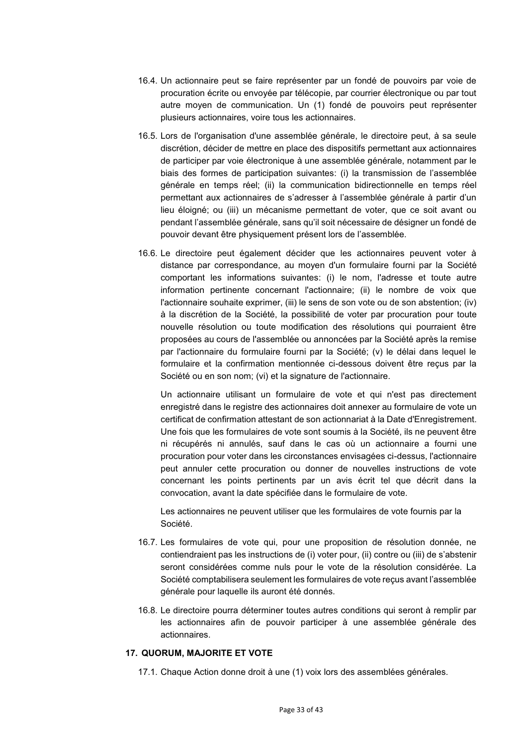16.4. Un actionnaire peut se faire représenter par un fondé de pouvoirs par voie de procuration écrite ou envoyée par télécopie, par courrier électronique ou par tout autre moyen de communication. Un (1) fondé de pouvoirs peut représenter plusieurs actionnaires, voire tous les actionnaires.

16.5. Lors de l'organisation d'une assemblée générale, le directoire peut, à sa seule discrétion, décider de mettre en place des dispositifs permettant aux actionnaires de participer par voie électronique à une assemblée générale, notamment par le biais des formes de participation suivantes: (i) la transmission de l'assemblée générale en temps réel; (ii) la communication bidirectionnelle en temps réel permettant aux actionnaires de s'adresser à l'assemblée générale à partir d'un lieu éloigné; ou (iii) un mécanisme permettant de voter, que ce soit avant ou pendant l'assemblée générale, sans qu'il soit nécessaire de désigner un fondé de pouvoir devant être physiquement présent lors de l'assemblée.

16.6. Le directoire peut également décider que les actionnaires peuvent voter à distance par correspondance, au moyen d'un formulaire fourni par la Société comportant les informations suivantes: (i) le nom, l'adresse et toute autre information pertinente concernant l'actionnaire; (ii) le nombre de voix que l'actionnaire souhaite exprimer, (iii) le sens de son vote ou de son abstention; (iv) à la discrétion de la Société, la possibilité de voter par procuration pour toute nouvelle résolution ou toute modification des résolutions qui pourraient être proposées au cours de l'assemblée ou annoncées par la Société après la remise par l'actionnaire du formulaire fourni par la Société; (v) le délai dans lequel le formulaire et la confirmation mentionnée ci-dessous doivent être reçus par la Société ou en son nom; (vi) et la signature de l'actionnaire.

Un actionnaire utilisant un formulaire de vote et qui n'est pas directement enregistré dans le registre des actionnaires doit annexer au formulaire de vote un certificat de confirmation attestant de son actionnariat à la Date d'Enregistrement. Une fois que les formulaires de vote sont soumis à la Société, ils ne peuvent être ni récupérés ni annulés, sauf dans le cas où un actionnaire a fourni une procuration pour voter dans les circonstances envisagées ci-dessus, l'actionnaire peut annuler cette procuration ou donner de nouvelles instructions de vote concernant les points pertinents par un avis écrit tel que décrit dans la convocation, avant la date spécifiée dans le formulaire de vote.

Les actionnaires ne peuvent utiliser que les formulaires de vote fournis par la Société.

16.7. Les formulaires de vote qui, pour une proposition de résolution donnée, ne contiendraient pas les instructions de (i) voter pour, (ii) contre ou (iii) de s'abstenir seront considérées comme nuls pour le vote de la résolution considérée. La Société comptabilisera seulement les formulaires de vote reçus avant l'assemblée générale pour laquelle ils auront été donnés.

16.8. Le directoire pourra déterminer toutes autres conditions qui seront à remplir par les actionnaires afin de pouvoir participer à une assemblée générale des actionnaires.

## 17. QUORUM, MAJORITE ET VOTE

17.1. Chaque Action donne droit à une (1) voix lors des assemblées générales.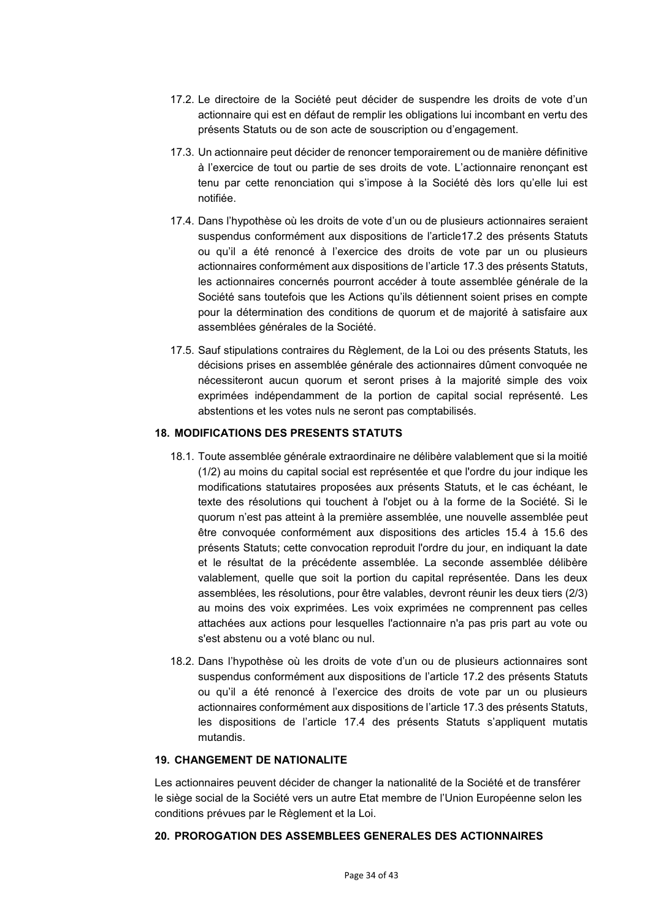17.2. Le directoire de la Société peut décider de suspendre les droits de vote d'un actionnaire qui est en défaut de remplir les obligations lui incombant en vertu des présents Statuts ou de son acte de souscription ou d'engagement.

17.3. Un actionnaire peut décider de renoncer temporairement ou de manière définitive à l'exercice de tout ou partie de ses droits de vote. L'actionnaire renonçant est tenu par cette renonciation qui s'impose à la Société dès lors qu'elle lui est notifiée.

17.4. Dans l'hypothèse où les droits de vote d'un ou de plusieurs actionnaires seraient suspendus conformément aux dispositions de l'article17.2 des présents Statuts ou qu'il a été renoncé à l'exercice des droits de vote par un ou plusieurs actionnaires conformément aux dispositions de l'article 17.3 des présents Statuts, les actionnaires concernés pourront accéder à toute assemblée générale de la Société sans toutefois que les Actions qu'ils détiennent soient prises en compte pour la détermination des conditions de quorum et de majorité à satisfaire aux assemblées générales de la Société.

17.5. Sauf stipulations contraires du Règlement, de la Loi ou des présents Statuts, les décisions prises en assemblée générale des actionnaires dûment convoquée ne nécessiteront aucun quorum et seront prises à la majorité simple des voix exprimées indépendamment de la portion de capital social représenté. Les abstentions et les votes nuls ne seront pas comptabilisés.

## 18. MODIFICATIONS DES PRESENTS STATUTS

18.1. Toute assemblée générale extraordinaire ne délibère valablement que si la moitié (1/2) au moins du capital social est représentée et que l'ordre du jour indique les modifications statutaires proposées aux présents Statuts, et le cas échéant, le texte des résolutions qui touchent à l'objet ou à la forme de la Société. Si le quorum n'est pas atteint à la première assemblée, une nouvelle assemblée peut être convoquée conformément aux dispositions des articles 15.4 à 15.6 des présents Statuts; cette convocation reproduit l'ordre du jour, en indiquant la date et le résultat de la précédente assemblée. La seconde assemblée délibère valablement, quelle que soit la portion du capital représentée. Dans les deux assemblées, les résolutions, pour être valables, devront réunir les deux tiers (2/3) au moins des voix exprimées. Les voix exprimées ne comprennent pas celles attachées aux actions pour lesquelles l'actionnaire n'a pas pris part au vote ou s'est abstenu ou a voté blanc ou nul.

18.2. Dans l'hypothèse où les droits de vote d'un ou de plusieurs actionnaires sont suspendus conformément aux dispositions de l'article 17.2 des présents Statuts ou qu'il a été renoncé à l'exercice des droits de vote par un ou plusieurs actionnaires conformément aux dispositions de l'article 17.3 des présents Statuts, les dispositions de l'article 17.4 des présents Statuts s'appliquent mutatis mutandis.

## 19. CHANGEMENT DE NATIONALITE

Les actionnaires peuvent décider de changer la nationalité de la Société et de transférer le siège social de la Société vers un autre Etat membre de l'Union Européenne selon les conditions prévues par le Règlement et la Loi.

## 20. PROROGATION DES ASSEMBLEES GENERALES DES ACTIONNAIRES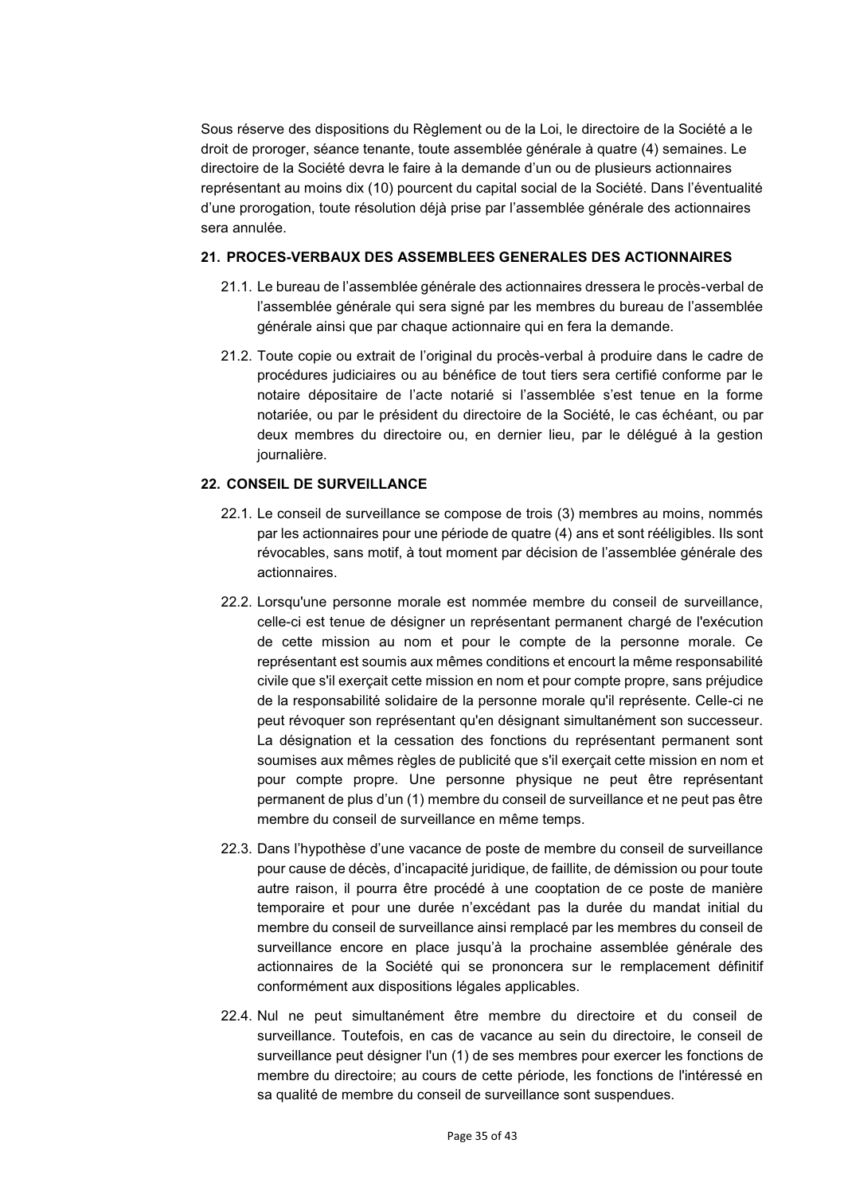Sous réserve des dispositions du Règlement ou de la Loi, le directoire de la Société a le droit de proroger, séance tenante, toute assemblée générale à quatre (4) semaines. Le directoire de la Société devra le faire à la demande d'un ou de plusieurs actionnaires représentant au moins dix (10) pourcent du capital social de la Société. Dans l'éventualité d'une prorogation, toute résolution déjà prise par l'assemblée générale des actionnaires sera annulée.

## 21. PROCES-VERBAUX DES ASSEMBLEES GENERALES DES ACTIONNAIRES

21.1. Le bureau de l'assemblée générale des actionnaires dressera le procès-verbal de l'assemblée générale qui sera signé par les membres du bureau de l'assemblée générale ainsi que par chaque actionnaire qui en fera la demande.

21.2. Toute copie ou extrait de l'original du procès-verbal à produire dans le cadre de procédures judiciaires ou au bénéfice de tout tiers sera certifié conforme par le notaire dépositaire de l'acte notarié si l'assemblée s'est tenue en la forme notariée, ou par le président du directoire de la Société, le cas échéant, ou par deux membres du directoire ou, en dernier lieu, par le délégué à la gestion journalière.

## 22. CONSEIL DE SURVEILLANCE

22.1. Le conseil de surveillance se compose de trois (3) membres au moins, nommés par les actionnaires pour une période de quatre (4) ans et sont rééligibles. Ils sont révocables, sans motif, à tout moment par décision de l'assemblée générale des actionnaires.

22.2. Lorsqu'une personne morale est nommée membre du conseil de surveillance, celle-ci est tenue de désigner un représentant permanent chargé de l'exécution de cette mission au nom et pour le compte de la personne morale. Ce représentant est soumis aux mêmes conditions et encourt la même responsabilité civile que s'il exerçait cette mission en nom et pour compte propre, sans préjudice de la responsabilité solidaire de la personne morale qu'il représente. Celle-ci ne peut révoquer son représentant qu'en désignant simultanément son successeur. La désignation et la cessation des fonctions du représentant permanent sont soumises aux mêmes règles de publicité que s'il exerçait cette mission en nom et pour compte propre. Une personne physique ne peut être représentant permanent de plus d'un (1) membre du conseil de surveillance et ne peut pas être membre du conseil de surveillance en même temps.

22.3. Dans l'hypothèse d'une vacance de poste de membre du conseil de surveillance pour cause de décès, d'incapacité juridique, de faillite, de démission ou pour toute autre raison, il pourra être procédé à une cooptation de ce poste de manière temporaire et pour une durée n'excédant pas la durée du mandat initial du membre du conseil de surveillance ainsi remplacé par les membres du conseil de surveillance encore en place jusqu'à la prochaine assemblée générale des actionnaires de la Société qui se prononcera sur le remplacement définitif conformément aux dispositions légales applicables.

22.4. Nul ne peut simultanément être membre du directoire et du conseil de surveillance. Toutefois, en cas de vacance au sein du directoire, le conseil de surveillance peut désigner l'un (1) de ses membres pour exercer les fonctions de membre du directoire; au cours de cette période, les fonctions de l'intéressé en sa qualité de membre du conseil de surveillance sont suspendues.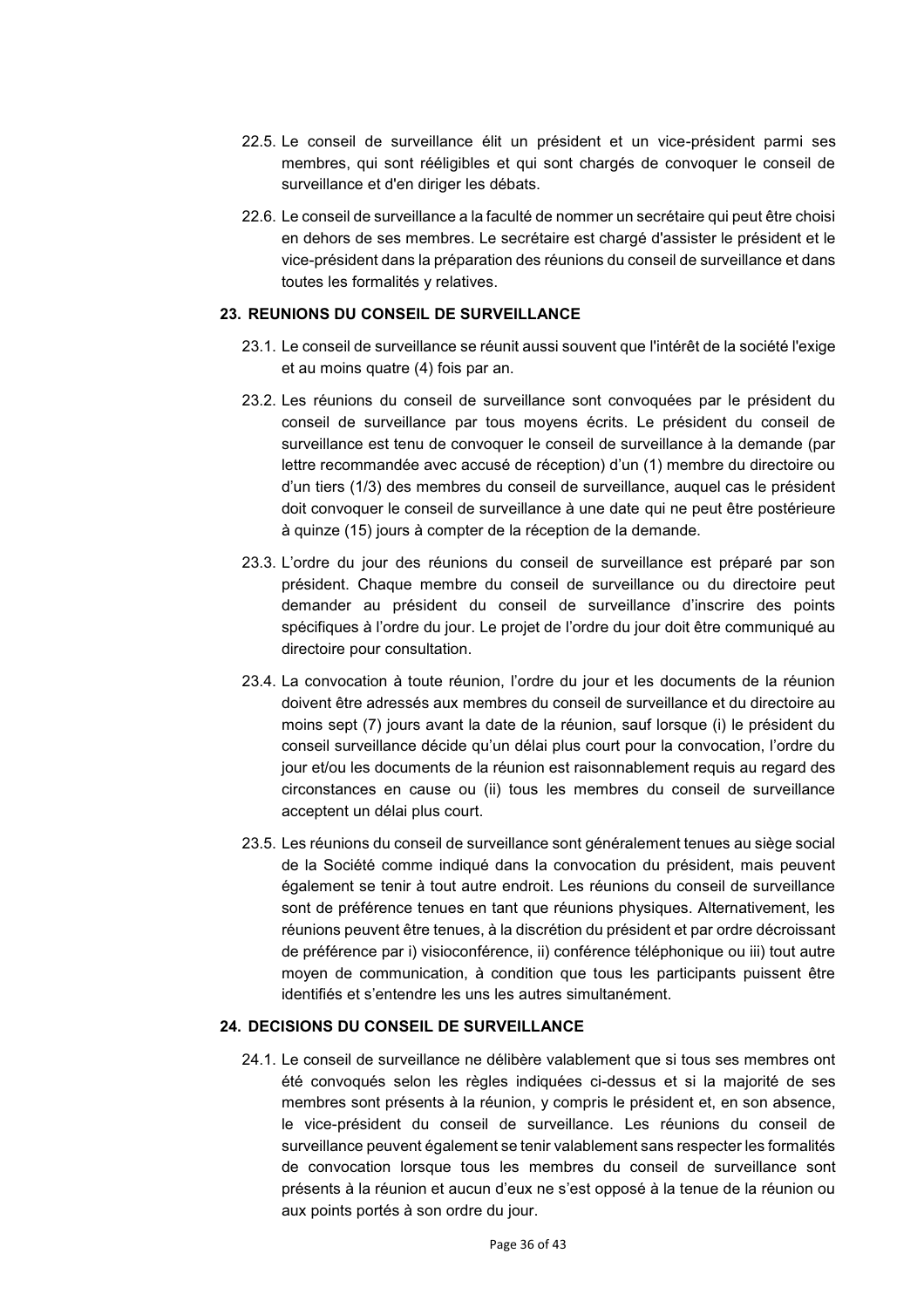22.5. Le conseil de surveillance élit un président et un vice-président parmi ses membres, qui sont rééligibles et qui sont chargés de convoquer le conseil de surveillance et d'en diriger les débats.

22.6. Le conseil de surveillance a la faculté de nommer un secrétaire qui peut être choisi en dehors de ses membres. Le secrétaire est chargé d'assister le président et le vice-président dans la préparation des réunions du conseil de surveillance et dans toutes les formalités y relatives.

## 23. REUNIONS DU CONSEIL DE SURVEILLANCE

23.1. Le conseil de surveillance se réunit aussi souvent que l'intérêt de la société l'exige et au moins quatre (4) fois par an.

23.2. Les réunions du conseil de surveillance sont convoquées par le président du conseil de surveillance par tous moyens écrits. Le président du conseil de surveillance est tenu de convoquer le conseil de surveillance à la demande (par lettre recommandée avec accusé de réception) d'un (1) membre du directoire ou d'un tiers (1/3) des membres du conseil de surveillance, auquel cas le président doit convoquer le conseil de surveillance à une date qui ne peut être postérieure à quinze (15) jours à compter de la réception de la demande.

23.3. L'ordre du jour des réunions du conseil de surveillance est préparé par son président. Chaque membre du conseil de surveillance ou du directoire peut demander au président du conseil de surveillance d'inscrire des points spécifiques à l'ordre du jour. Le projet de l'ordre du jour doit être communiqué au directoire pour consultation.

23.4. La convocation à toute réunion, l'ordre du jour et les documents de la réunion doivent être adressés aux membres du conseil de surveillance et du directoire au moins sept (7) jours avant la date de la réunion, sauf lorsque (i) le président du conseil surveillance décide qu'un délai plus court pour la convocation, l'ordre du jour et/ou les documents de la réunion est raisonnablement requis au regard des circonstances en cause ou (ii) tous les membres du conseil de surveillance acceptent un délai plus court.

23.5. Les réunions du conseil de surveillance sont généralement tenues au siège social de la Société comme indiqué dans la convocation du président, mais peuvent également se tenir à tout autre endroit. Les réunions du conseil de surveillance sont de préférence tenues en tant que réunions physiques. Alternativement, les réunions peuvent être tenues, à la discrétion du président et par ordre décroissant de préférence par i) visioconférence, ii) conférence téléphonique ou iii) tout autre moyen de communication, à condition que tous les participants puissent être identifiés et s'entendre les uns les autres simultanément.

## 24. DECISIONS DU CONSEIL DE SURVEILLANCE

24.1. Le conseil de surveillance ne délibère valablement que si tous ses membres ont été convoqués selon les règles indiquées ci-dessus et si la majorité de ses membres sont présents à la réunion, y compris le président et, en son absence, le vice-président du conseil de surveillance. Les réunions du conseil de surveillance peuvent également se tenir valablement sans respecter les formalités de convocation lorsque tous les membres du conseil de surveillance sont présents à la réunion et aucun d'eux ne s'est opposé à la tenue de la réunion ou aux points portés à son ordre du jour.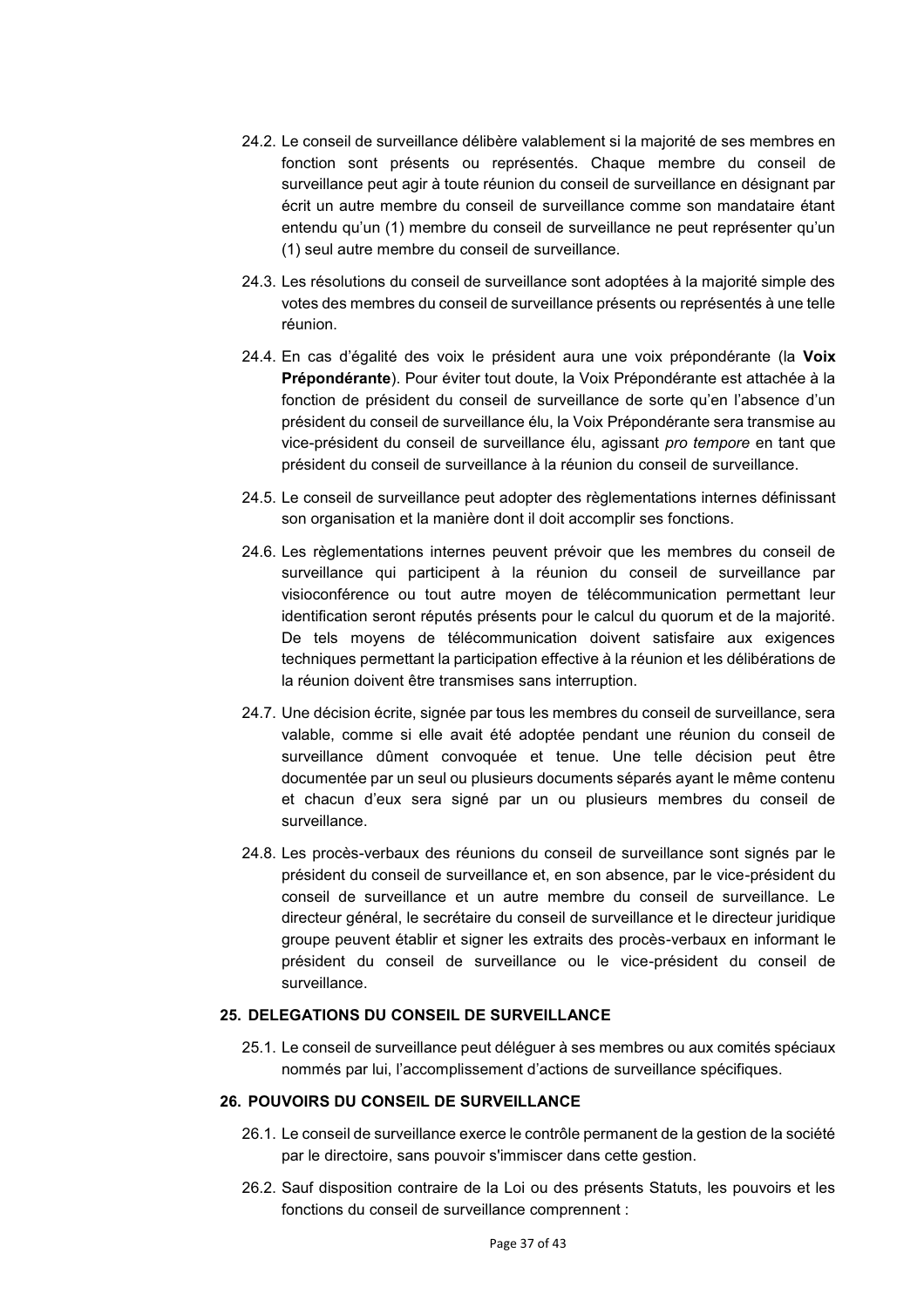24.2. Le conseil de surveillance délibère valablement si la majorité de ses membres en fonction sont présents ou représentés. Chaque membre du conseil de surveillance peut agir à toute réunion du conseil de surveillance en désignant par écrit un autre membre du conseil de surveillance comme son mandataire étant entendu qu'un (1) membre du conseil de surveillance ne peut représenter qu'un (1) seul autre membre du conseil de surveillance.

24.3. Les résolutions du conseil de surveillance sont adoptées à la majorité simple des votes des membres du conseil de surveillance présents ou représentés à une telle réunion.

24.4. En cas d'égalité des voix le président aura une voix prépondérante (la **Voix Prépondérante**). Pour éviter tout doute, la Voix Prépondérante est attachée à la fonction de président du conseil de surveillance de sorte qu'en l'absence d'un président du conseil de surveillance élu, la Voix Prépondérante sera transmise au vice-président du conseil de surveillance élu, agissant *pro tempore* en tant que président du conseil de surveillance à la réunion du conseil de surveillance.

24.5. Le conseil de surveillance peut adopter des règlementations internes définissant son organisation et la manière dont il doit accomplir ses fonctions.

24.6. Les règlementations internes peuvent prévoir que les membres du conseil de surveillance qui participent à la réunion du conseil de surveillance par visioconférence ou tout autre moyen de télécommunication permettant leur identification seront réputés présents pour le calcul du quorum et de la majorité. De tels moyens de télécommunication doivent satisfaire aux exigences techniques permettant la participation effective à la réunion et les délibérations de la réunion doivent être transmises sans interruption.

24.7. Une décision écrite, signée par tous les membres du conseil de surveillance, sera valable, comme si elle avait été adoptée pendant une réunion du conseil de surveillance dûment convoquée et tenue. Une telle décision peut être documentée par un seul ou plusieurs documents séparés ayant le même contenu et chacun d'eux sera signé par un ou plusieurs membres du conseil de surveillance.

24.8. Les procès-verbaux des réunions du conseil de surveillance sont signés par le président du conseil de surveillance et, en son absence, par le vice-président du conseil de surveillance et un autre membre du conseil de surveillance. Le directeur général, le secrétaire du conseil de surveillance et le directeur juridique groupe peuvent établir et signer les extraits des procès-verbaux en informant le président du conseil de surveillance ou le vice-président du conseil de surveillance.

## 25. DELEGATIONS DU CONSEIL DE SURVEILLANCE

25.1. Le conseil de surveillance peut déléguer à ses membres ou aux comités spéciaux nommés par lui, l'accomplissement d'actions de surveillance spécifiques.

## 26. POUVOIRS DU CONSEIL DE SURVEILLANCE

26.1. Le conseil de surveillance exerce le contrôle permanent de la gestion de la société par le directoire, sans pouvoir s'immiscer dans cette gestion.

26.2. Sauf disposition contraire de la Loi ou des présents Statuts, les pouvoirs et les fonctions du conseil de surveillance comprennent :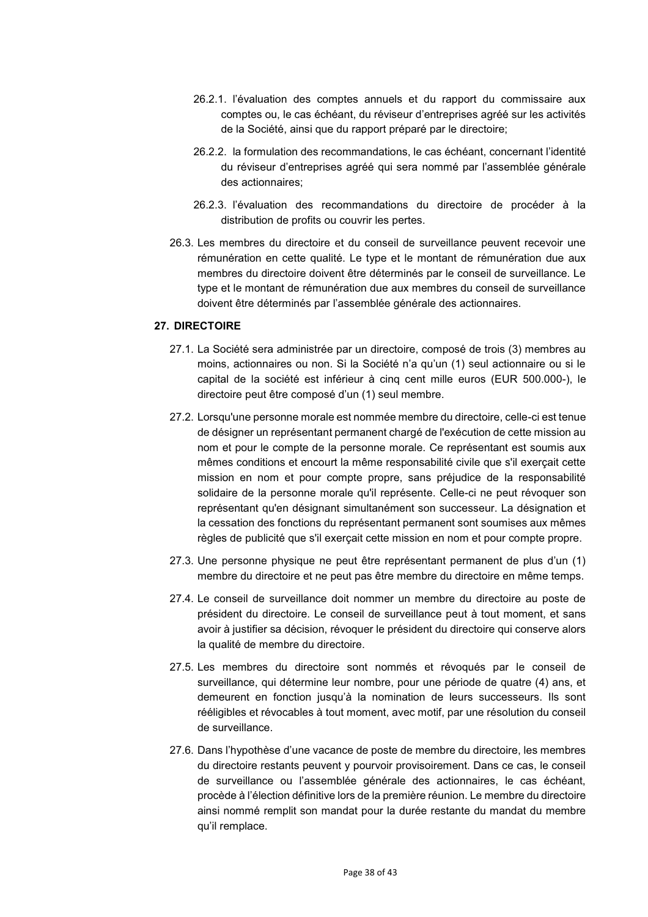26.2.1. l'évaluation des comptes annuels et du rapport du commissaire aux comptes ou, le cas échéant, du réviseur d'entreprises agréé sur les activités de la Société, ainsi que du rapport préparé par le directoire;

26.2.2. la formulation des recommandations, le cas échéant, concernant l'identité du réviseur d'entreprises agréé qui sera nommé par l'assemblée générale des actionnaires;

26.2.3. l'évaluation des recommandations du directoire de procéder à la distribution de profits ou couvrir les pertes.

26.3. Les membres du directoire et du conseil de surveillance peuvent recevoir une rémunération en cette qualité. Le type et le montant de rémunération due aux membres du directoire doivent être déterminés par le conseil de surveillance. Le type et le montant de rémunération due aux membres du conseil de surveillance doivent être déterminés par l'assemblée générale des actionnaires.

## 27. DIRECTOIRE

27.1. La Société sera administrée par un directoire, composé de trois (3) membres au moins, actionnaires ou non. Si la Société n'a qu'un (1) seul actionnaire ou si le capital de la société est inférieur à cinq cent mille euros (EUR 500.000-), le directoire peut être composé d'un (1) seul membre.

27.2. Lorsqu'une personne morale est nommée membre du directoire, celle-ci est tenue de désigner un représentant permanent chargé de l'exécution de cette mission au nom et pour le compte de la personne morale. Ce représentant est soumis aux mêmes conditions et encourt la même responsabilité civile que s'il exerçait cette mission en nom et pour compte propre, sans préjudice de la responsabilité solidaire de la personne morale qu'il représente. Celle-ci ne peut révoquer son représentant qu'en désignant simultanément son successeur. La désignation et la cessation des fonctions du représentant permanent sont soumises aux mêmes règles de publicité que s'il exerçait cette mission en nom et pour compte propre.

27.3. Une personne physique ne peut être représentant permanent de plus d'un (1) membre du directoire et ne peut pas être membre du directoire en même temps.

27.4. Le conseil de surveillance doit nommer un membre du directoire au poste de président du directoire. Le conseil de surveillance peut à tout moment, et sans avoir à justifier sa décision, révoquer le président du directoire qui conserve alors la qualité de membre du directoire.

27.5. Les membres du directoire sont nommés et révoqués par le conseil de surveillance, qui détermine leur nombre, pour une période de quatre (4) ans, et demeurent en fonction jusqu'à la nomination de leurs successeurs. Ils sont rééligibles et révocables à tout moment, avec motif, par une résolution du conseil de surveillance.

27.6. Dans l'hypothèse d'une vacance de poste de membre du directoire, les membres du directoire restants peuvent y pourvoir provisoirement. Dans ce cas, le conseil de surveillance ou l'assemblée générale des actionnaires, le cas échéant, procède à l'élection définitive lors de la première réunion. Le membre du directoire ainsi nommé remplit son mandat pour la durée restante du mandat du membre qu'il remplace.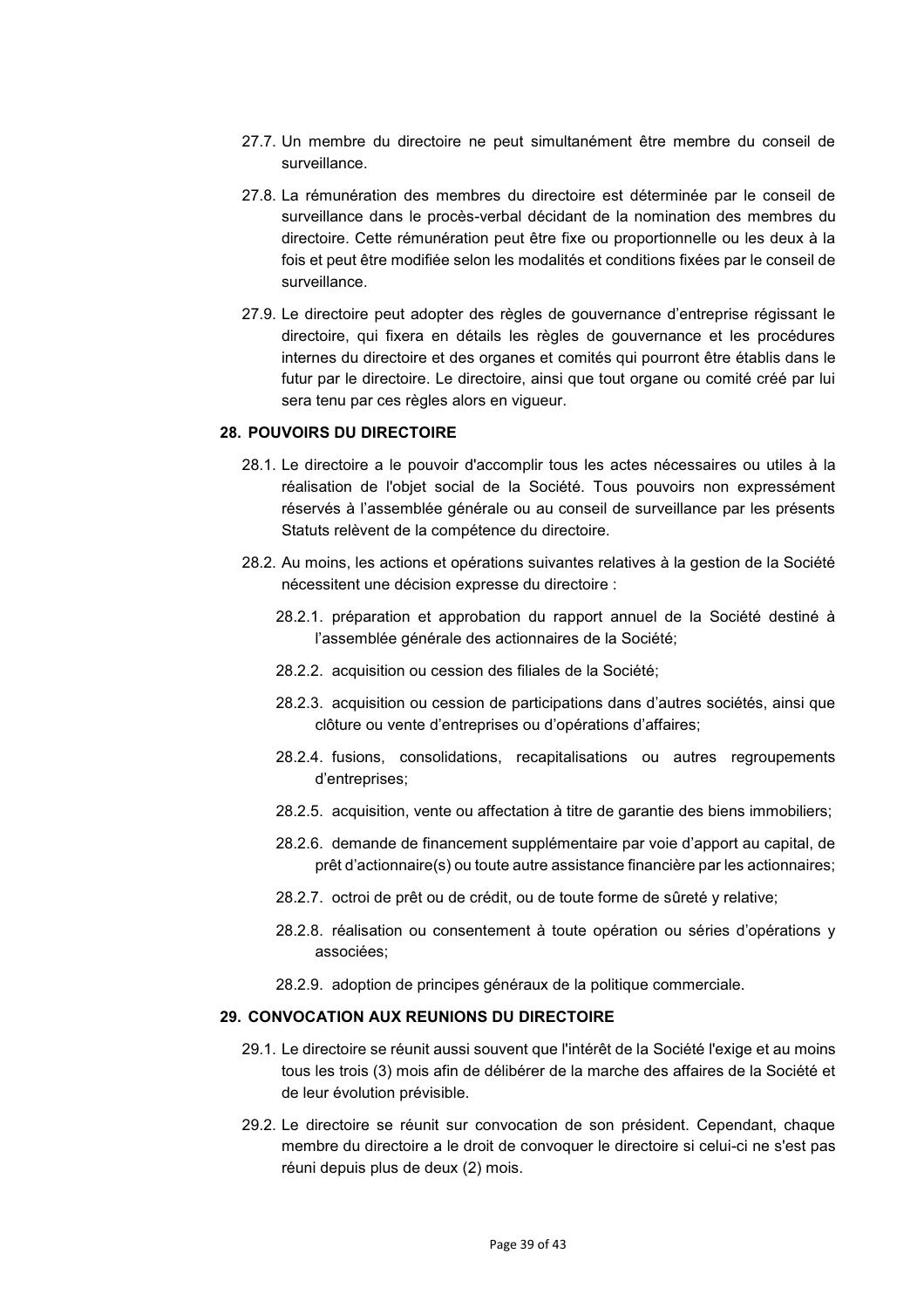27.7. Un membre du directoire ne peut simultanément être membre du conseil de surveillance.

27.8. La rémunération des membres du directoire est déterminée par le conseil de surveillance dans le procès-verbal décidant de la nomination des membres du directoire. Cette rémunération peut être fixe ou proportionnelle ou les deux à la fois et peut être modifiée selon les modalités et conditions fixées par le conseil de surveillance.

27.9. Le directoire peut adopter des règles de gouvernance d'entreprise régissant le directoire, qui fixera en détails les règles de gouvernance et les procédures internes du directoire et des organes et comités qui pourront être établis dans le futur par le directoire. Le directoire, ainsi que tout organe ou comité créé par lui sera tenu par ces règles alors en vigueur.

## 28. POUVOIRS DU DIRECTOIRE

28.1. Le directoire a le pouvoir d'accomplir tous les actes nécessaires ou utiles à la réalisation de l'objet social de la Société. Tous pouvoirs non expressément réservés à l'assemblée générale ou au conseil de surveillance par les présents Statuts relèvent de la compétence du directoire.

28.2. Au moins, les actions et opérations suivantes relatives à la gestion de la Société nécessitent une décision expresse du directoire :

- 28.2.1. préparation et approbation du rapport annuel de la Société destiné à l'assemblée générale des actionnaires de la Société;
- 28.2.2. acquisition ou cession des filiales de la Société;
- 28.2.3. acquisition ou cession de participations dans d'autres sociétés, ainsi que clôture ou vente d'entreprises ou d'opérations d'affaires;
- 28.2.4. fusions, consolidations, recapitalisations ou autres regroupements d'entreprises;
- 28.2.5. acquisition, vente ou affectation à titre de garantie des biens immobiliers;
- 28.2.6. demande de financement supplémentaire par voie d'apport au capital, de prêt d'actionnaire(s) ou toute autre assistance financière par les actionnaires;
- 28.2.7. octroi de prêt ou de crédit, ou de toute forme de sûreté y relative;
- 28.2.8. réalisation ou consentement à toute opération ou séries d'opérations y associées;
- 28.2.9. adoption de principes généraux de la politique commerciale.

## 29. CONVOCATION AUX REUNIONS DU DIRECTOIRE

29.1. Le directoire se réunit aussi souvent que l'intérêt de la Société l'exige et au moins tous les trois (3) mois afin de délibérer de la marche des affaires de la Société et de leur évolution prévisible.

29.2. Le directoire se réunit sur convocation de son président. Cependant, chaque membre du directoire a le droit de convoquer le directoire si celui-ci ne s'est pas réuni depuis plus de deux (2) mois.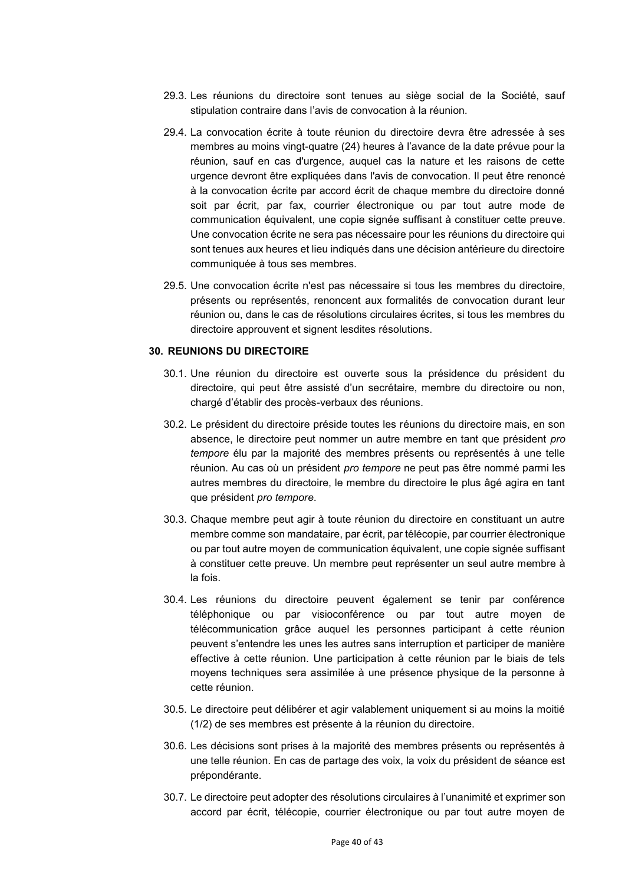29.3. Les réunions du directoire sont tenues au siège social de la Société, sauf stipulation contraire dans l'avis de convocation à la réunion.

29.4. La convocation écrite à toute réunion du directoire devra être adressée à ses membres au moins vingt-quatre (24) heures à l'avance de la date prévue pour la réunion, sauf en cas d'urgence, auquel cas la nature et les raisons de cette urgence devront être expliquées dans l'avis de convocation. Il peut être renoncé à la convocation écrite par accord écrit de chaque membre du directoire donné soit par écrit, par fax, courrier électronique ou par tout autre mode de communication équivalent, une copie signée suffisant à constituer cette preuve. Une convocation écrite ne sera pas nécessaire pour les réunions du directoire qui sont tenues aux heures et lieu indiqués dans une décision antérieure du directoire communiquée à tous ses membres.

29.5. Une convocation écrite n'est pas nécessaire si tous les membres du directoire, présents ou représentés, renoncent aux formalités de convocation durant leur réunion ou, dans le cas de résolutions circulaires écrites, si tous les membres du directoire approuvent et signent lesdites résolutions.

## 30. REUNIONS DU DIRECTOIRE

30.1. Une réunion du directoire est ouverte sous la présidence du président du directoire, qui peut être assisté d'un secrétaire, membre du directoire ou non, chargé d'établir des procès-verbaux des réunions.

30.2. Le président du directoire préside toutes les réunions du directoire mais, en son absence, le directoire peut nommer un autre membre en tant que président *pro tempore* élu par la majorité des membres présents ou représentés à une telle réunion. Au cas où un président *pro tempore* ne peut pas être nommé parmi les autres membres du directoire, le membre du directoire le plus âgé agira en tant que président *pro tempore*.

30.3. Chaque membre peut agir à toute réunion du directoire en constituant un autre membre comme son mandataire, par écrit, par télécopie, par courrier électronique ou par tout autre moyen de communication équivalent, une copie signée suffisant à constituer cette preuve. Un membre peut représenter un seul autre membre à la fois.

30.4. Les réunions du directoire peuvent également se tenir par conférence téléphonique ou par visioconférence ou par tout autre moyen de télécommunication grâce auquel les personnes participant à cette réunion peuvent s'entendre les unes les autres sans interruption et participer de manière effective à cette réunion. Une participation à cette réunion par le biais de tels moyens techniques sera assimilée à une présence physique de la personne à cette réunion.

30.5. Le directoire peut délibérer et agir valablement uniquement si au moins la moitié (1/2) de ses membres est présente à la réunion du directoire.

30.6. Les décisions sont prises à la majorité des membres présents ou représentés à une telle réunion. En cas de partage des voix, la voix du président de séance est prépondérante.

30.7. Le directoire peut adopter des résolutions circulaires à l'unanimité et exprimer son accord par écrit, télécopie, courrier électronique ou par tout autre moyen de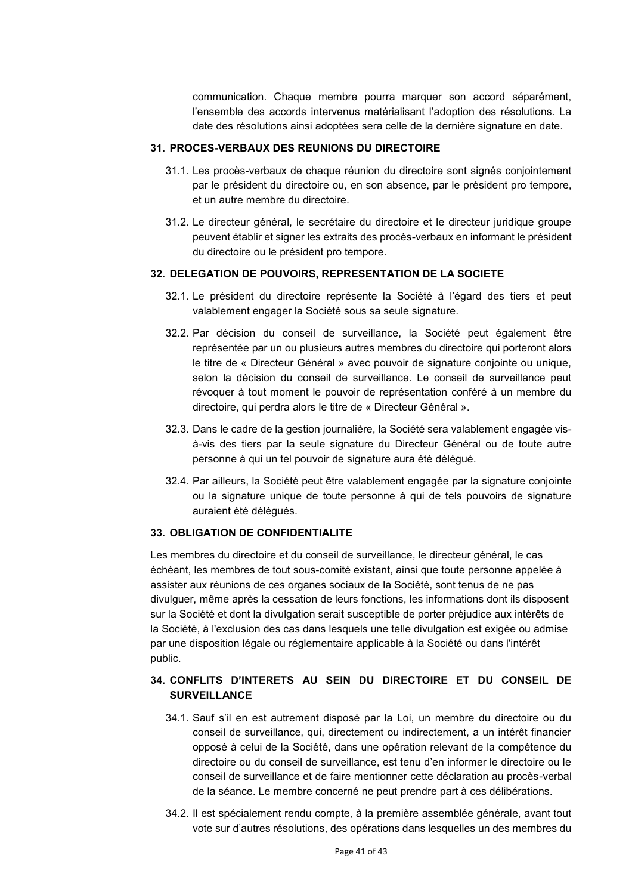communication. Chaque membre pourra marquer son accord séparément, l'ensemble des accords intervenus matérialisant l'adoption des résolutions. La date des résolutions ainsi adoptées sera celle de la dernière signature en date.

## 31. PROCES-VERBAUX DES REUNIONS DU DIRECTOIRE

31.1. Les procès-verbaux de chaque réunion du directoire sont signés conjointement par le président du directoire ou, en son absence, par le président pro tempore, et un autre membre du directoire.

31.2. Le directeur général, le secrétaire du directoire et le directeur juridique groupe peuvent établir et signer les extraits des procès-verbaux en informant le président du directoire ou le président pro tempore.

## 32. DELEGATION DE POUVOIRS, REPRESENTATION DE LA SOCIETE

32.1. Le président du directoire représente la Société à l'égard des tiers et peut valablement engager la Société sous sa seule signature.

32.2. Par décision du conseil de surveillance, la Société peut également être représentée par un ou plusieurs autres membres du directoire qui porteront alors le titre de « Directeur Général » avec pouvoir de signature conjointe ou unique, selon la décision du conseil de surveillance. Le conseil de surveillance peut révoquer à tout moment le pouvoir de représentation conféré à un membre du directoire, qui perdra alors le titre de « Directeur Général ».

32.3. Dans le cadre de la gestion journalière, la Société sera valablement engagée vis-à-vis des tiers par la seule signature du Directeur Général ou de toute autre personne à qui un tel pouvoir de signature aura été délégué.

32.4. Par ailleurs, la Société peut être valablement engagée par la signature conjointe ou la signature unique de toute personne à qui de tels pouvoirs de signature auraient été délégués.

## 33. OBLIGATION DE CONFIDENTIALITE

Les membres du directoire et du conseil de surveillance, le directeur général, le cas échéant, les membres de tout sous-comité existant, ainsi que toute personne appelée à assister aux réunions de ces organes sociaux de la Société, sont tenus de ne pas divulguer, même après la cessation de leurs fonctions, les informations dont ils disposent sur la Société et dont la divulgation serait susceptible de porter préjudice aux intérêts de la Société, à l'exclusion des cas dans lesquels une telle divulgation est exigée ou admise par une disposition légale ou réglementaire applicable à la Société ou dans l'intérêt public.

## 34. CONFLITS D'INTERETS AU SEIN DU DIRECTOIRE ET DU CONSEIL DE SURVEILLANCE

34.1. Sauf s'il en est autrement disposé par la Loi, un membre du directoire ou du conseil de surveillance, qui, directement ou indirectement, a un intérêt financier opposé à celui de la Société, dans une opération relevant de la compétence du directoire ou du conseil de surveillance, est tenu d'en informer le directoire ou le conseil de surveillance et de faire mentionner cette déclaration au procès-verbal de la séance. Le membre concerné ne peut prendre part à ces délibérations.

34.2. Il est spécialement rendu compte, à la première assemblée générale, avant tout vote sur d'autres résolutions, des opérations dans lesquelles un des membres du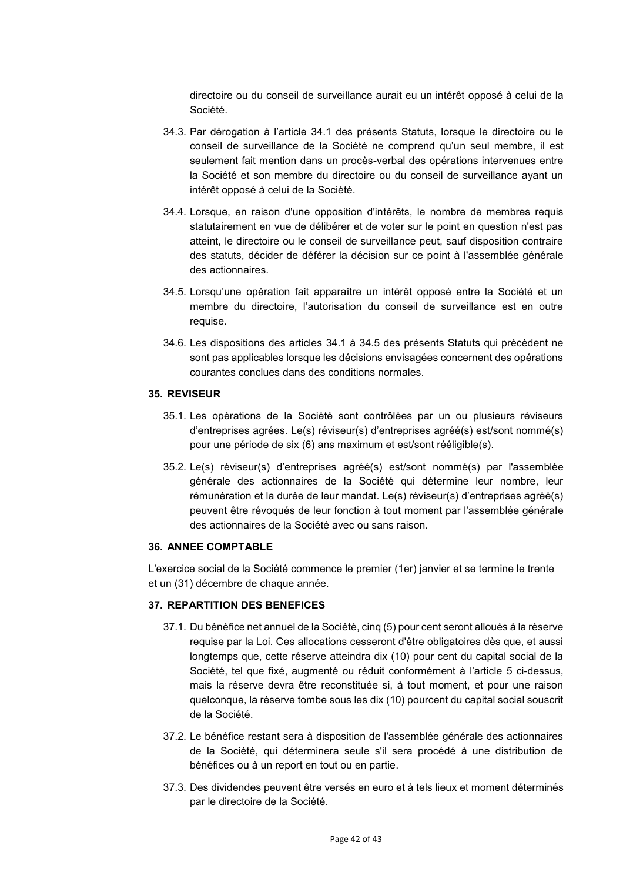directoire ou du conseil de surveillance aurait eu un intérêt opposé à celui de la Société.

34.3. Par dérogation à l'article 34.1 des présents Statuts, lorsque le directoire ou le conseil de surveillance de la Société ne comprend qu'un seul membre, il est seulement fait mention dans un procès-verbal des opérations intervenues entre la Société et son membre du directoire ou du conseil de surveillance ayant un intérêt opposé à celui de la Société.

34.4. Lorsque, en raison d'une opposition d'intérêts, le nombre de membres requis statutairement en vue de délibérer et de voter sur le point en question n'est pas atteint, le directoire ou le conseil de surveillance peut, sauf disposition contraire des statuts, décider de déférer la décision sur ce point à l'assemblée générale des actionnaires.

34.5. Lorsqu'une opération fait apparaître un intérêt opposé entre la Société et un membre du directoire, l'autorisation du conseil de surveillance est en outre requise.

34.6. Les dispositions des articles 34.1 à 34.5 des présents Statuts qui précèdent ne sont pas applicables lorsque les décisions envisagées concernent des opérations courantes conclues dans des conditions normales.

### 35. REVISEUR

35.1. Les opérations de la Société sont contrôlées par un ou plusieurs réviseurs d'entreprises agrées. Le(s) réviseur(s) d'entreprises agréé(s) est/sont nommé(s) pour une période de six (6) ans maximum et est/sont rééligible(s).

35.2. Le(s) réviseur(s) d'entreprises agréé(s) est/sont nommé(s) par l'assemblée générale des actionnaires de la Société qui détermine leur nombre, leur rémunération et la durée de leur mandat. Le(s) réviseur(s) d'entreprises agréé(s) peuvent être révoqués de leur fonction à tout moment par l'assemblée générale des actionnaires de la Société avec ou sans raison.

### 36. ANNEE COMPTABLE

L'exercice social de la Société commence le premier (1er) janvier et se termine le trente et un (31) décembre de chaque année.

### 37. REPARTITION DES BENEFICES

37.1. Du bénéfice net annuel de la Société, cinq (5) pour cent seront alloués à la réserve requise par la Loi. Ces allocations cesseront d'être obligatoires dès que, et aussi longtemps que, cette réserve atteindra dix (10) pour cent du capital social de la Société, tel que fixé, augmenté ou réduit conformément à l'article 5 ci-dessus, mais la réserve devra être reconstituée si, à tout moment, et pour une raison quelconque, la réserve tombe sous les dix (10) pourcent du capital social souscrit de la Société.

37.2. Le bénéfice restant sera à disposition de l'assemblée générale des actionnaires de la Société, qui déterminera seule s'il sera procédé à une distribution de bénéfices ou à un report en tout ou en partie.

37.3. Des dividendes peuvent être versés en euro et à tels lieux et moment déterminés par le directoire de la Société.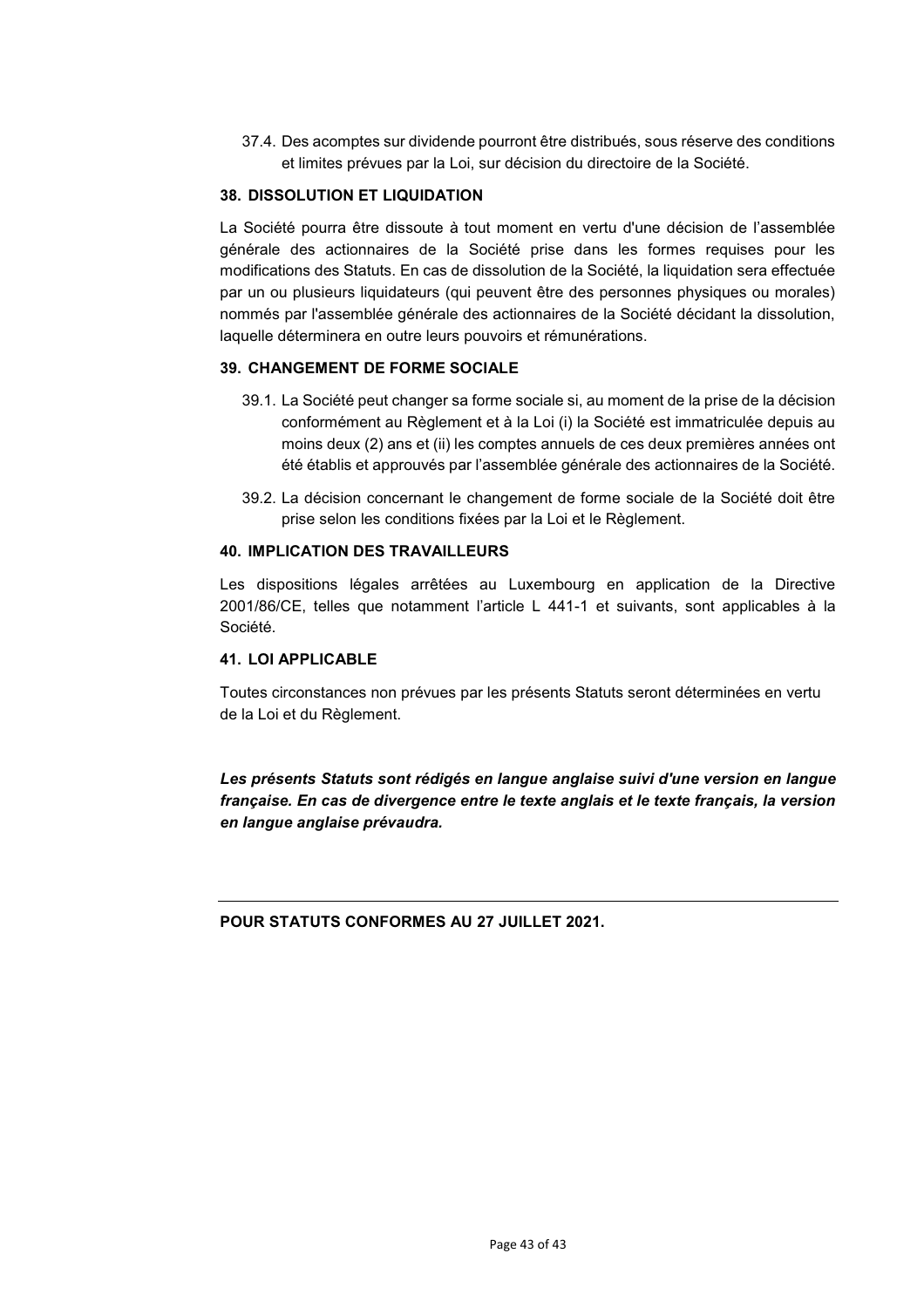37.4. Des acomptes sur dividende pourront être distribués, sous réserve des conditions et limites prévues par la Loi, sur décision du directoire de la Société.

### 38. DISSOLUTION ET LIQUIDATION

La Société pourra être dissoute à tout moment en vertu d'une décision de l'assemblée générale des actionnaires de la Société prise dans les formes requises pour les modifications des Statuts. En cas de dissolution de la Société, la liquidation sera effectuée par un ou plusieurs liquidateurs (qui peuvent être des personnes physiques ou morales) nommés par l'assemblée générale des actionnaires de la Société décidant la dissolution, laquelle déterminera en outre leurs pouvoirs et rémunérations.

### 39. CHANGEMENT DE FORME SOCIALE

39.1. La Société peut changer sa forme sociale si, au moment de la prise de la décision conformément au Règlement et à la Loi (i) la Société est immatriculée depuis au moins deux (2) ans et (ii) les comptes annuels de ces deux premières années ont été établis et approuvés par l'assemblée générale des actionnaires de la Société.

39.2. La décision concernant le changement de forme sociale de la Société doit être prise selon les conditions fixées par la Loi et le Règlement.

### 40. IMPLICATION DES TRAVAILLEURS

Les dispositions légales arrêtées au Luxembourg en application de la Directive 2001/86/CE, telles que notamment l'article L 441-1 et suivants, sont applicables à la Société.

### 41. LOI APPLICABLE

Toutes circonstances non prévues par les présents Statuts seront déterminées en vertu de la Loi et du Règlement.

***Les présents Statuts sont rédigés en langue anglaise suivi d'une version en langue française. En cas de divergence entre le texte anglais et le texte français, la version en langue anglaise prévaudra.***

---

**POUR STATUTS CONFORMES AU 27 JUILLET 2021.**